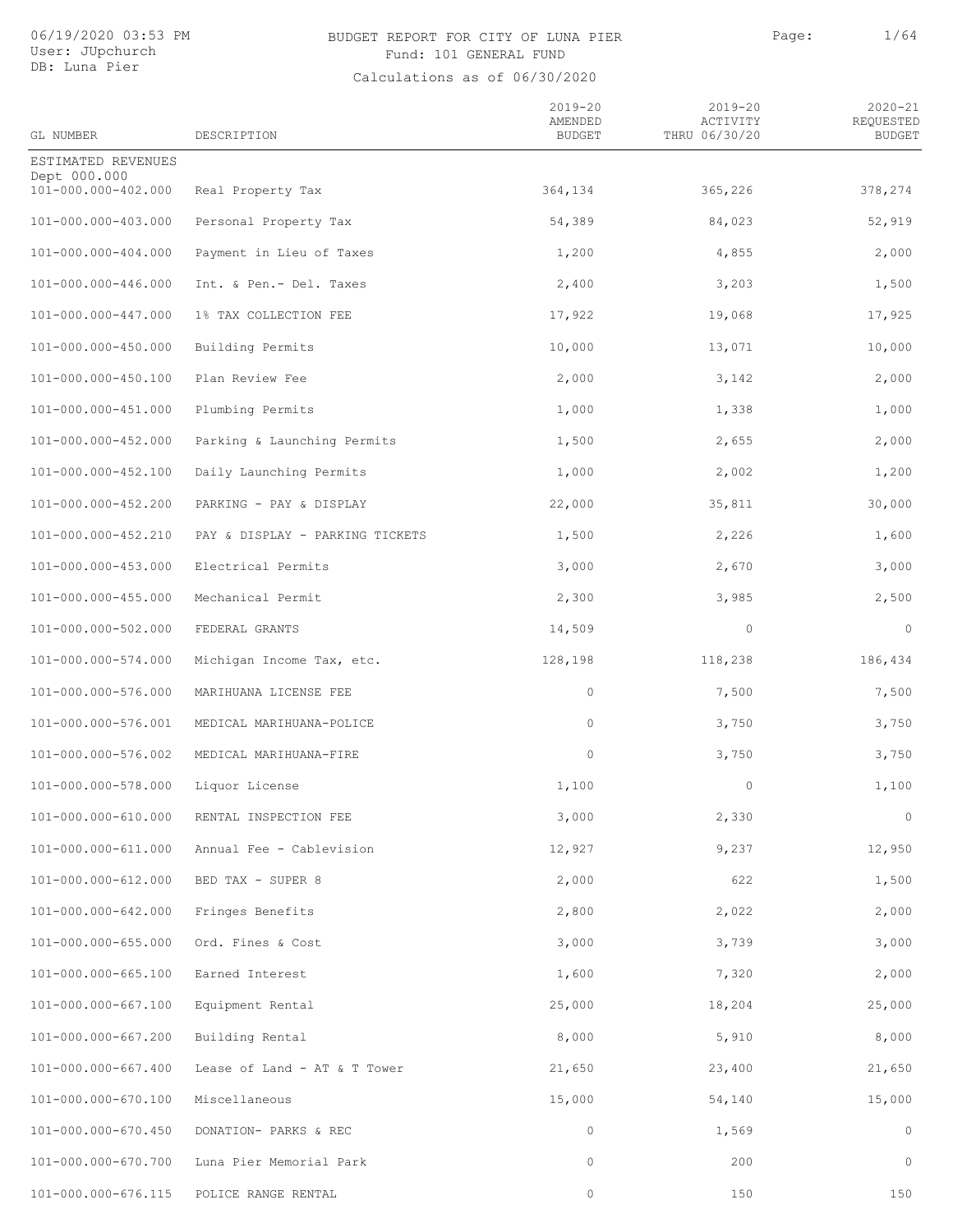# BUDGET REPORT FOR CITY OF LUNA PIER

Fund: 101 GENERAL FUND

Calculations as of 06/30/2020

| GL NUMBER | DESCRIPTION | 2019-20 AMENDED BUDGET | 2019-20 ACTIVITY THRU 06/30/20 | 2020-21 REQUESTED BUDGET |
|---|---|---|---|---|
| ESTIMATED REVENUES | | | | |
| Dept 000.000 | | | | |
| 101-000.000-402.000 | Real Property Tax | 364,134 | 365,226 | 378,274 |
| 101-000.000-403.000 | Personal Property Tax | 54,389 | 84,023 | 52,919 |
| 101-000.000-404.000 | Payment in Lieu of Taxes | 1,200 | 4,855 | 2,000 |
| 101-000.000-446.000 | Int. & Pen.- Del. Taxes | 2,400 | 3,203 | 1,500 |
| 101-000.000-447.000 | 1% TAX COLLECTION FEE | 17,922 | 19,068 | 17,925 |
| 101-000.000-450.000 | Building Permits | 10,000 | 13,071 | 10,000 |
| 101-000.000-450.100 | Plan Review Fee | 2,000 | 3,142 | 2,000 |
| 101-000.000-451.000 | Plumbing Permits | 1,000 | 1,338 | 1,000 |
| 101-000.000-452.000 | Parking & Launching Permits | 1,500 | 2,655 | 2,000 |
| 101-000.000-452.100 | Daily Launching Permits | 1,000 | 2,002 | 1,200 |
| 101-000.000-452.200 | PARKING - PAY & DISPLAY | 22,000 | 35,811 | 30,000 |
| 101-000.000-452.210 | PAY & DISPLAY - PARKING TICKETS | 1,500 | 2,226 | 1,600 |
| 101-000.000-453.000 | Electrical Permits | 3,000 | 2,670 | 3,000 |
| 101-000.000-455.000 | Mechanical Permit | 2,300 | 3,985 | 2,500 |
| 101-000.000-502.000 | FEDERAL GRANTS | 14,509 | 0 | 0 |
| 101-000.000-574.000 | Michigan Income Tax, etc. | 128,198 | 118,238 | 186,434 |
| 101-000.000-576.000 | MARIHUANA LICENSE FEE | 0 | 7,500 | 7,500 |
| 101-000.000-576.001 | MEDICAL MARIHUANA-POLICE | 0 | 3,750 | 3,750 |
| 101-000.000-576.002 | MEDICAL MARIHUANA-FIRE | 0 | 3,750 | 3,750 |
| 101-000.000-578.000 | Liquor License | 1,100 | 0 | 1,100 |
| 101-000.000-610.000 | RENTAL INSPECTION FEE | 3,000 | 2,330 | 0 |
| 101-000.000-611.000 | Annual Fee - Cablevision | 12,927 | 9,237 | 12,950 |
| 101-000.000-612.000 | BED TAX - SUPER 8 | 2,000 | 622 | 1,500 |
| 101-000.000-642.000 | Fringes Benefits | 2,800 | 2,022 | 2,000 |
| 101-000.000-655.000 | Ord. Fines & Cost | 3,000 | 3,739 | 3,000 |
| 101-000.000-665.100 | Earned Interest | 1,600 | 7,320 | 2,000 |
| 101-000.000-667.100 | Equipment Rental | 25,000 | 18,204 | 25,000 |
| 101-000.000-667.200 | Building Rental | 8,000 | 5,910 | 8,000 |
| 101-000.000-667.400 | Lease of Land - AT & T Tower | 21,650 | 23,400 | 21,650 |
| 101-000.000-670.100 | Miscellaneous | 15,000 | 54,140 | 15,000 |
| 101-000.000-670.450 | DONATION- PARKS & REC | 0 | 1,569 | 0 |
| 101-000.000-670.700 | Luna Pier Memorial Park | 0 | 200 | 0 |
| 101-000.000-676.115 | POLICE RANGE RENTAL | 0 | 150 | 150 |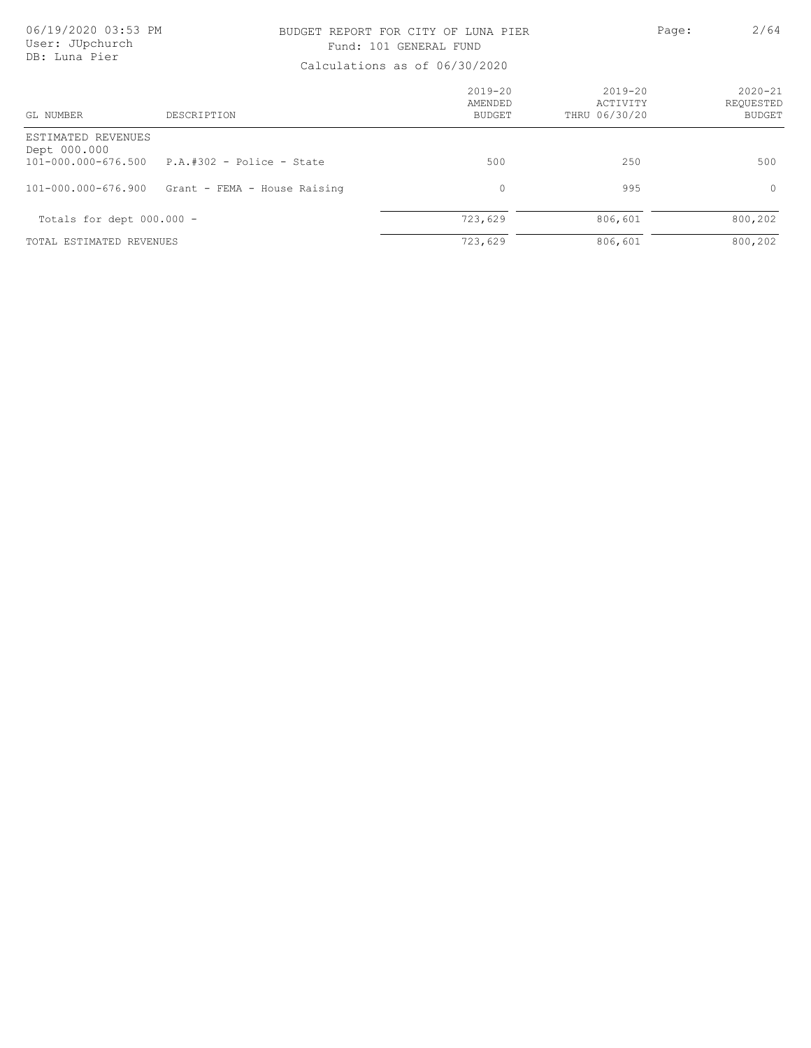# BUDGET REPORT FOR CITY OF LUNA PIER

Fund: 101 GENERAL FUND

Calculations as of 06/30/2020

| GL NUMBER | DESCRIPTION | 2019-20 AMENDED BUDGET | 2019-20 ACTIVITY THRU 06/30/20 | 2020-21 REQUESTED BUDGET |
|---|---|---|---|---|
| ESTIMATED REVENUES | | | | |
| Dept 000.000 | | | | |
| 101-000.000-676.500 | P.A.#302 - Police - State | 500 | 250 | 500 |
| 101-000.000-676.900 | Grant - FEMA - House Raising | 0 | 995 | 0 |
| Totals for dept 000.000 - | | 723,629 | 806,601 | 800,202 |
| TOTAL ESTIMATED REVENUES | | 723,629 | 806,601 | 800,202 |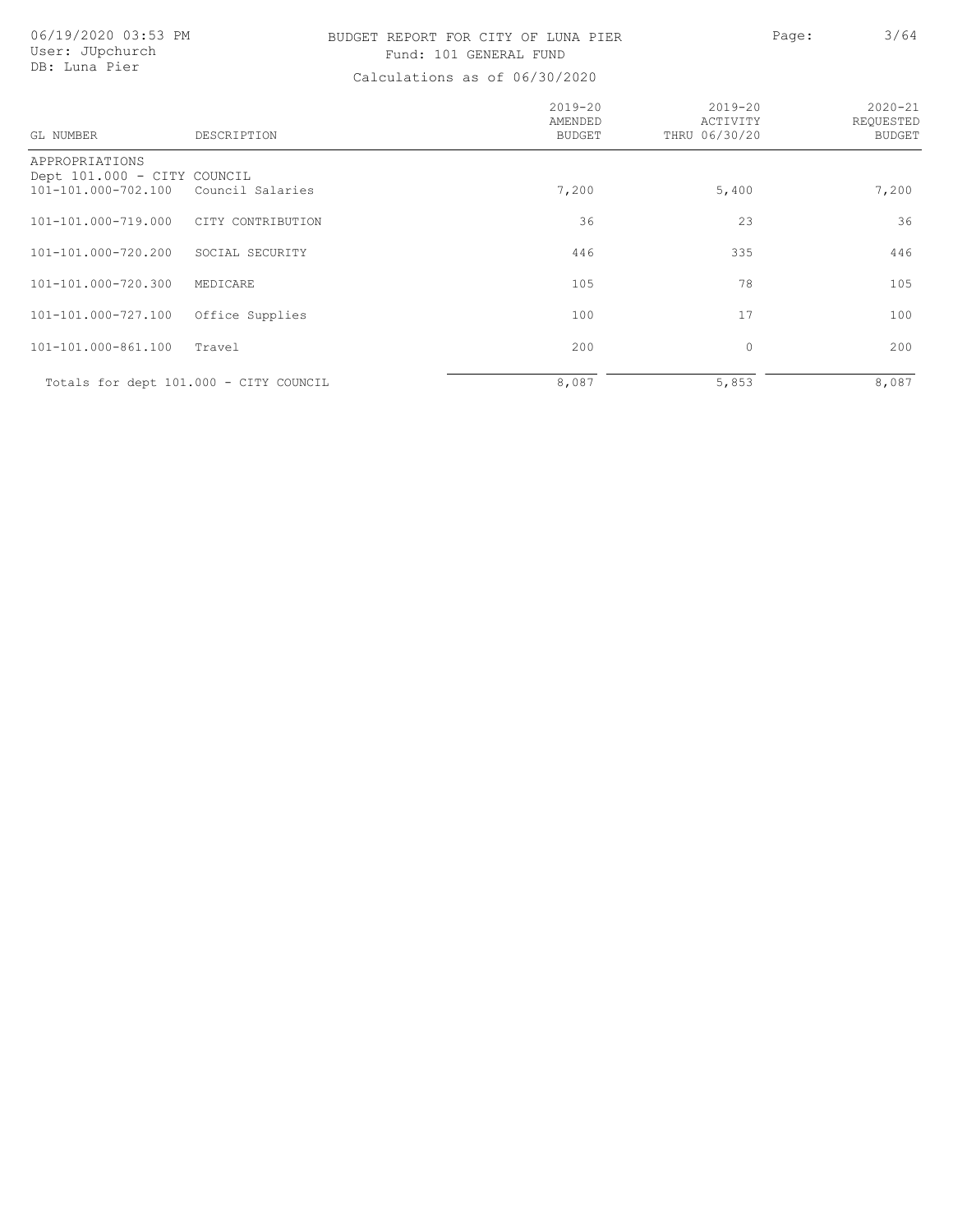# BUDGET REPORT FOR CITY OF LUNA PIER

Fund: 101 GENERAL FUND

Calculations as of 06/30/2020

| GL NUMBER | DESCRIPTION | 2019-20 AMENDED BUDGET | 2019-20 ACTIVITY THRU 06/30/20 | 2020-21 REQUESTED BUDGET |
|---|---|---|---|---|
| APPROPRIATIONS | | | | |
| Dept 101.000 - CITY COUNCIL | | | | |
| 101-101.000-702.100 | Council Salaries | 7,200 | 5,400 | 7,200 |
| 101-101.000-719.000 | CITY CONTRIBUTION | 36 | 23 | 36 |
| 101-101.000-720.200 | SOCIAL SECURITY | 446 | 335 | 446 |
| 101-101.000-720.300 | MEDICARE | 105 | 78 | 105 |
| 101-101.000-727.100 | Office Supplies | 100 | 17 | 100 |
| 101-101.000-861.100 | Travel | 200 | 0 | 200 |
| Totals for dept 101.000 - CITY COUNCIL | | 8,087 | 5,853 | 8,087 |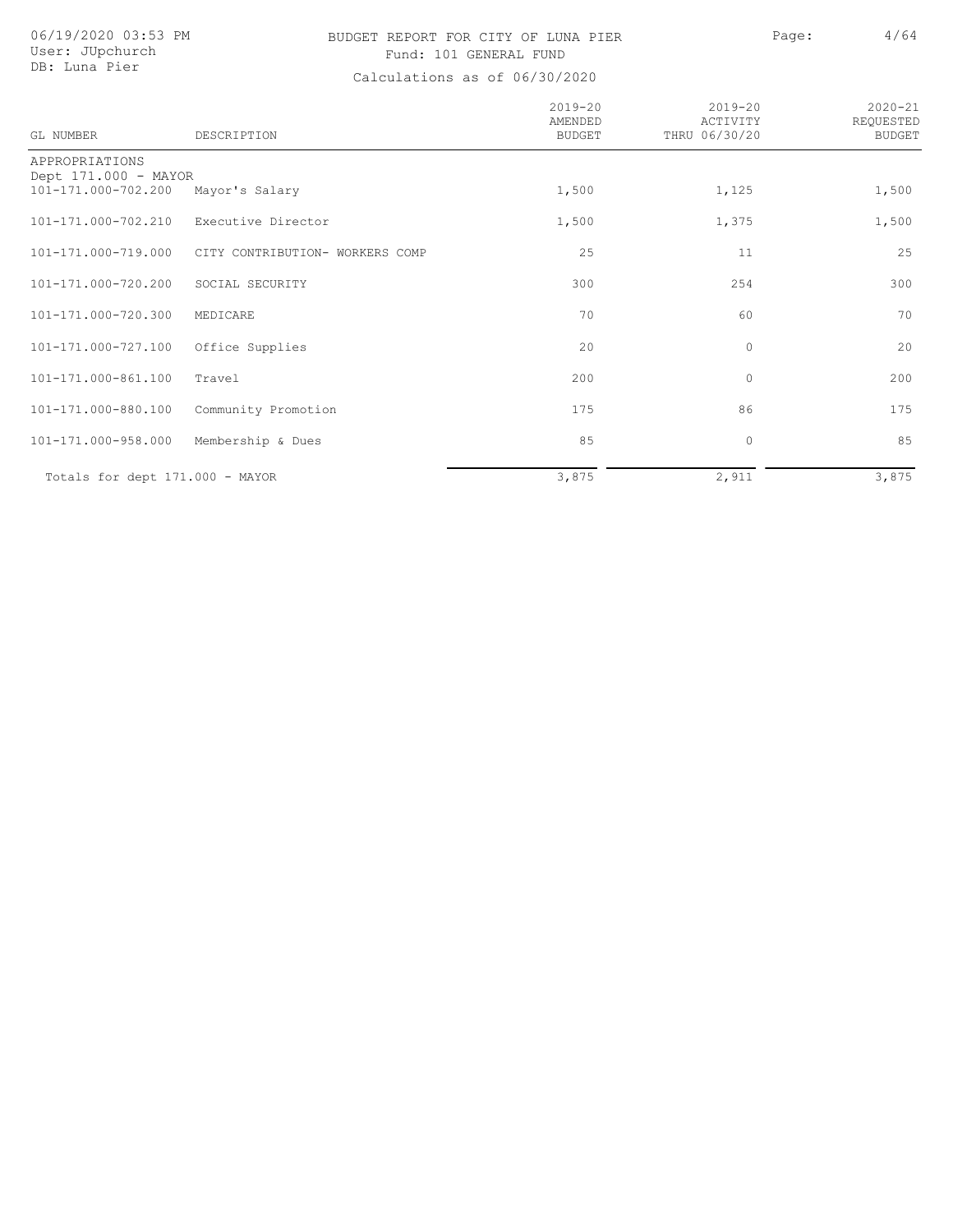# BUDGET REPORT FOR CITY OF LUNA PIER

Fund: 101 GENERAL FUND

Calculations as of 06/30/2020

| GL NUMBER | DESCRIPTION | 2019-20 AMENDED BUDGET | 2019-20 ACTIVITY THRU 06/30/20 | 2020-21 REQUESTED BUDGET |
|---|---|---|---|---|
| APPROPRIATIONS | | | | |
| Dept 171.000 - MAYOR | | | | |
| 101-171.000-702.200 | Mayor's Salary | 1,500 | 1,125 | 1,500 |
| 101-171.000-702.210 | Executive Director | 1,500 | 1,375 | 1,500 |
| 101-171.000-719.000 | CITY CONTRIBUTION- WORKERS COMP | 25 | 11 | 25 |
| 101-171.000-720.200 | SOCIAL SECURITY | 300 | 254 | 300 |
| 101-171.000-720.300 | MEDICARE | 70 | 60 | 70 |
| 101-171.000-727.100 | Office Supplies | 20 | 0 | 20 |
| 101-171.000-861.100 | Travel | 200 | 0 | 200 |
| 101-171.000-880.100 | Community Promotion | 175 | 86 | 175 |
| 101-171.000-958.000 | Membership & Dues | 85 | 0 | 85 |
| Totals for dept 171.000 - MAYOR | | 3,875 | 2,911 | 3,875 |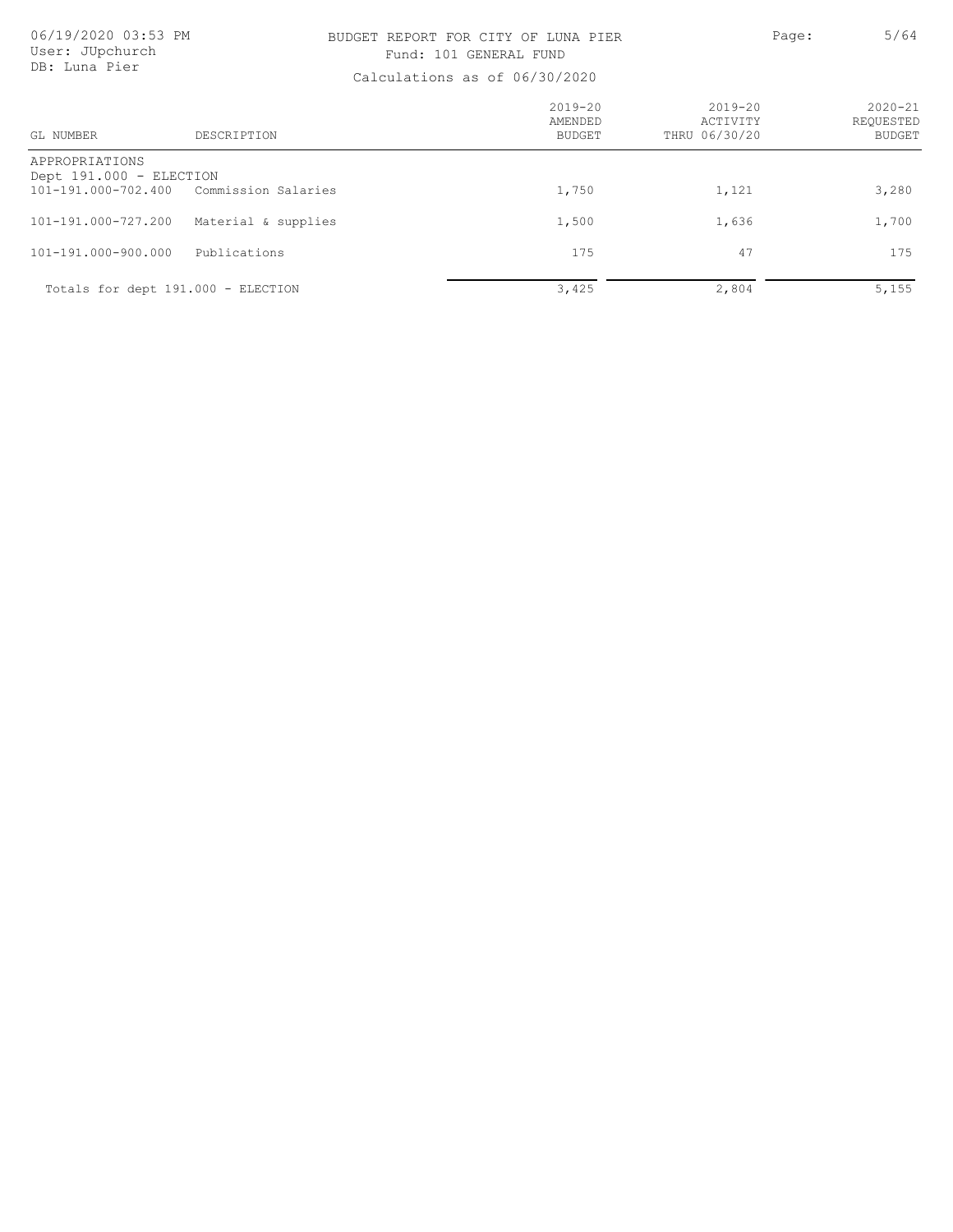BUDGET REPORT FOR CITY OF LUNA PIER
Fund: 101 GENERAL FUND
Calculations as of 06/30/2020

| GL NUMBER | DESCRIPTION | 2019-20 AMENDED BUDGET | 2019-20 ACTIVITY THRU 06/30/20 | 2020-21 REQUESTED BUDGET |
|---|---|---|---|---|
| APPROPRIATIONS | | | | |
| Dept 191.000 - ELECTION | | | | |
| 101-191.000-702.400 | Commission Salaries | 1,750 | 1,121 | 3,280 |
| 101-191.000-727.200 | Material & supplies | 1,500 | 1,636 | 1,700 |
| 101-191.000-900.000 | Publications | 175 | 47 | 175 |
| Totals for dept 191.000 - ELECTION | | 3,425 | 2,804 | 5,155 |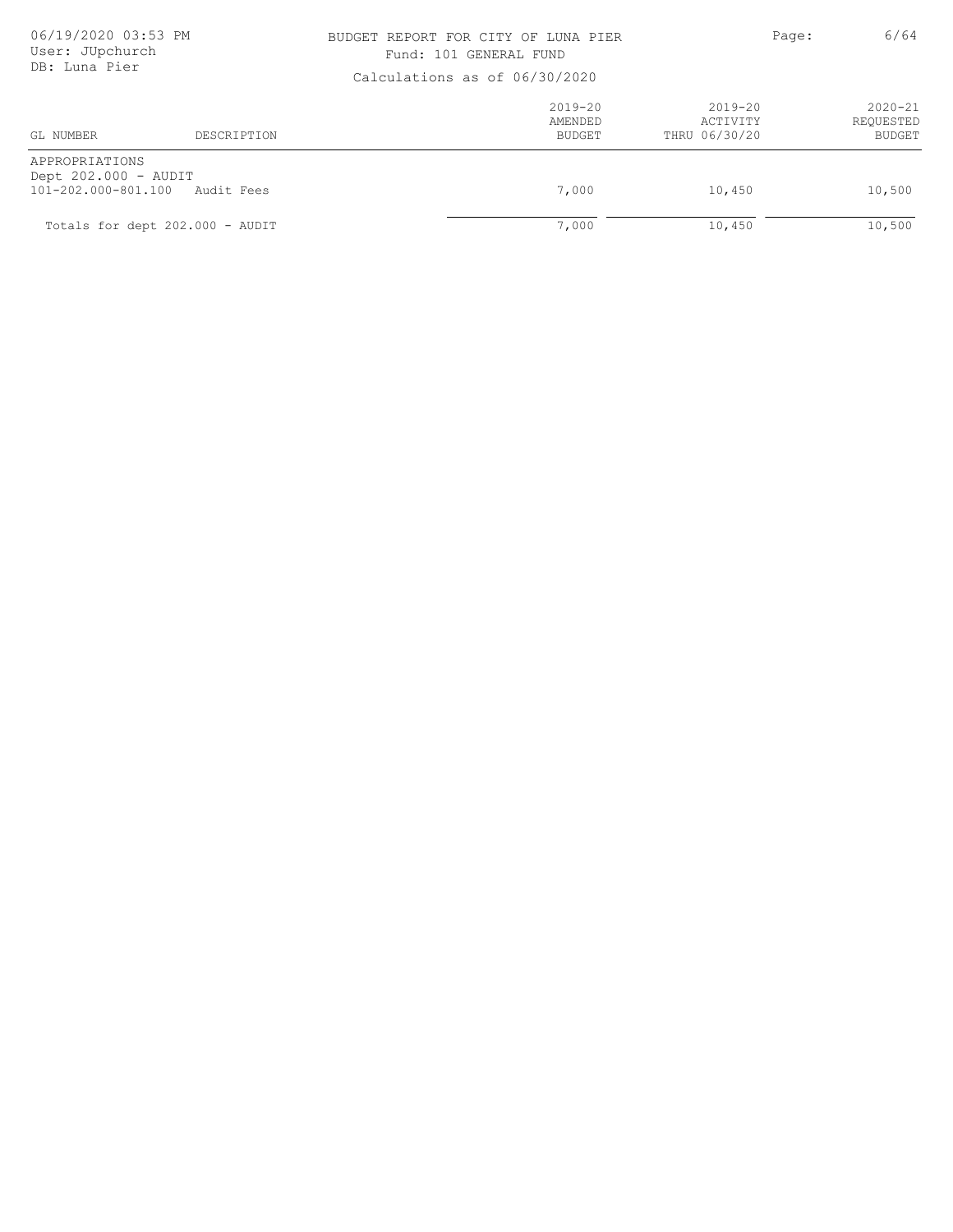BUDGET REPORT FOR CITY OF LUNA PIER

Fund: 101 GENERAL FUND

Calculations as of 06/30/2020

| GL NUMBER | DESCRIPTION | 2019-20 AMENDED BUDGET | 2019-20 ACTIVITY THRU 06/30/20 | 2020-21 REQUESTED BUDGET |
|---|---|---|---|---|
| APPROPRIATIONS | | | | |
| Dept 202.000 - AUDIT | | | | |
| 101-202.000-801.100 | Audit Fees | 7,000 | 10,450 | 10,500 |
| Totals for dept 202.000 - AUDIT | | 7,000 | 10,450 | 10,500 |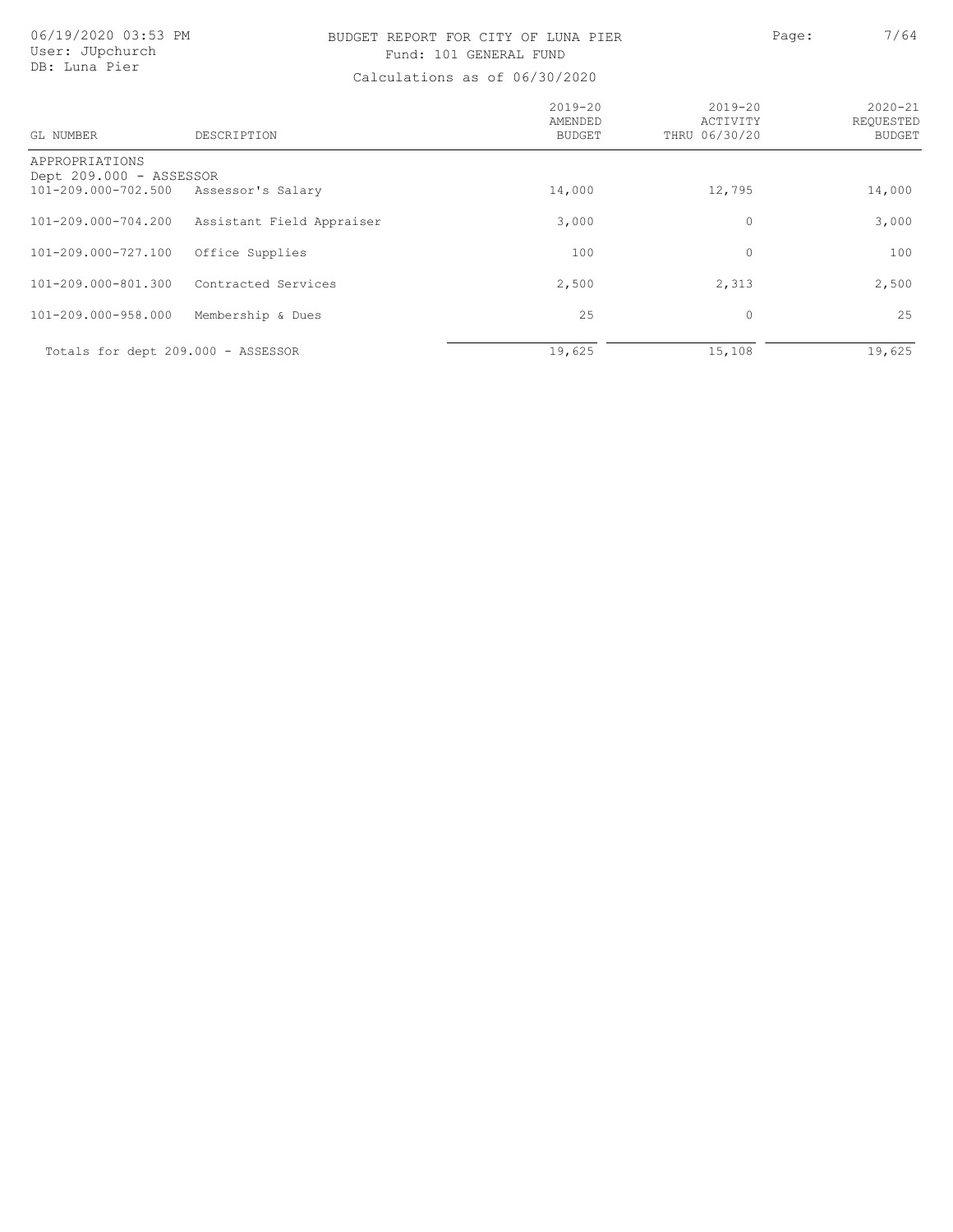# BUDGET REPORT FOR CITY OF LUNA PIER

Fund: 101 GENERAL FUND

Calculations as of 06/30/2020

06/19/2020 03:53 PM
User: JUpchurch
DB: Luna Pier

| GL NUMBER | DESCRIPTION | 2019-20 AMENDED BUDGET | 2019-20 ACTIVITY THRU 06/30/20 | 2020-21 REQUESTED BUDGET |
|---|---|---|---|---|
| APPROPRIATIONS | | | | |
| Dept 209.000 - ASSESSOR | | | | |
| 101-209.000-702.500 | Assessor's Salary | 14,000 | 12,795 | 14,000 |
| 101-209.000-704.200 | Assistant Field Appraiser | 3,000 | 0 | 3,000 |
| 101-209.000-727.100 | Office Supplies | 100 | 0 | 100 |
| 101-209.000-801.300 | Contracted Services | 2,500 | 2,313 | 2,500 |
| 101-209.000-958.000 | Membership & Dues | 25 | 0 | 25 |
| Totals for dept 209.000 - ASSESSOR | | 19,625 | 15,108 | 19,625 |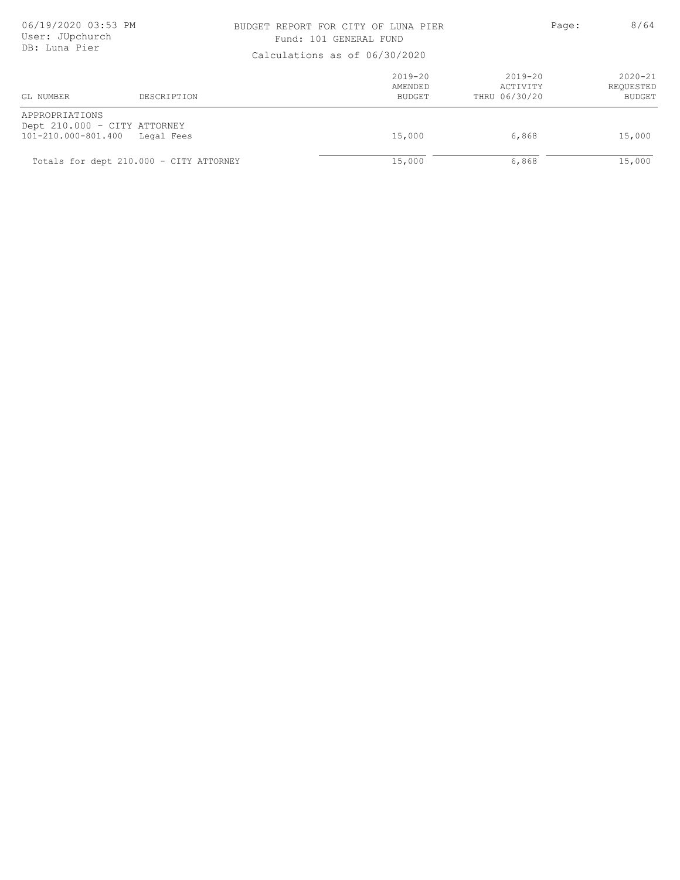BUDGET REPORT FOR CITY OF LUNA PIER
Fund: 101 GENERAL FUND
Calculations as of 06/30/2020

| GL NUMBER | DESCRIPTION | 2019-20 AMENDED BUDGET | 2019-20 ACTIVITY THRU 06/30/20 | 2020-21 REQUESTED BUDGET |
|---|---|---|---|---|
| APPROPRIATIONS | | | | |
| Dept 210.000 - CITY ATTORNEY | | | | |
| 101-210.000-801.400 | Legal Fees | 15,000 | 6,868 | 15,000 |
| Totals for dept 210.000 - CITY ATTORNEY | | 15,000 | 6,868 | 15,000 |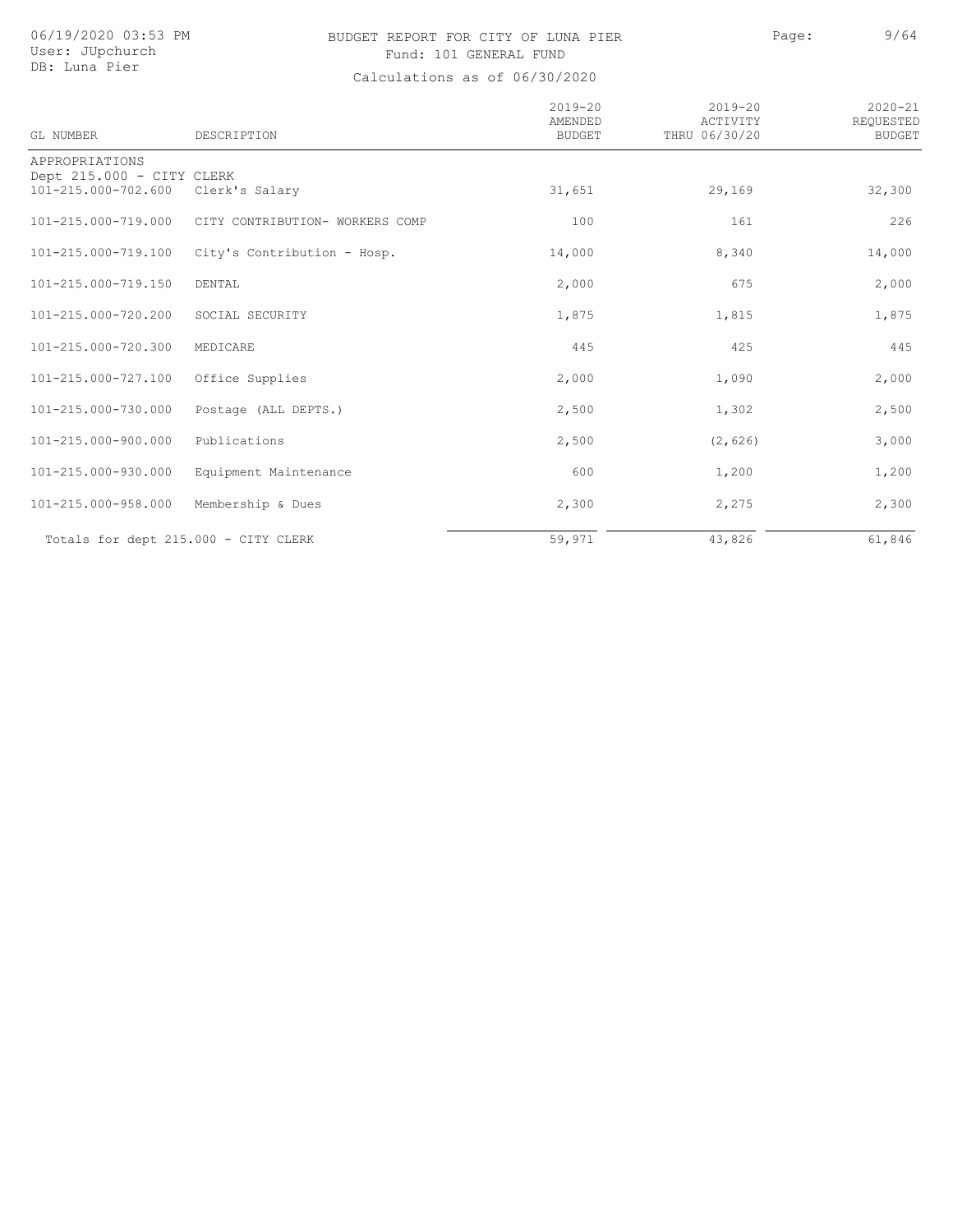# BUDGET REPORT FOR CITY OF LUNA PIER

Fund: 101 GENERAL FUND

Calculations as of 06/30/2020

| GL NUMBER | DESCRIPTION | 2019-20 AMENDED BUDGET | 2019-20 ACTIVITY THRU 06/30/20 | 2020-21 REQUESTED BUDGET |
|---|---|---|---|---|
| APPROPRIATIONS | | | | |
| Dept 215.000 - CITY CLERK | | | | |
| 101-215.000-702.600 | Clerk's Salary | 31,651 | 29,169 | 32,300 |
| 101-215.000-719.000 | CITY CONTRIBUTION- WORKERS COMP | 100 | 161 | 226 |
| 101-215.000-719.100 | City's Contribution - Hosp. | 14,000 | 8,340 | 14,000 |
| 101-215.000-719.150 | DENTAL | 2,000 | 675 | 2,000 |
| 101-215.000-720.200 | SOCIAL SECURITY | 1,875 | 1,815 | 1,875 |
| 101-215.000-720.300 | MEDICARE | 445 | 425 | 445 |
| 101-215.000-727.100 | Office Supplies | 2,000 | 1,090 | 2,000 |
| 101-215.000-730.000 | Postage (ALL DEPTS.) | 2,500 | 1,302 | 2,500 |
| 101-215.000-900.000 | Publications | 2,500 | (2,626) | 3,000 |
| 101-215.000-930.000 | Equipment Maintenance | 600 | 1,200 | 1,200 |
| 101-215.000-958.000 | Membership & Dues | 2,300 | 2,275 | 2,300 |
| Totals for dept 215.000 - CITY CLERK | | 59,971 | 43,826 | 61,846 |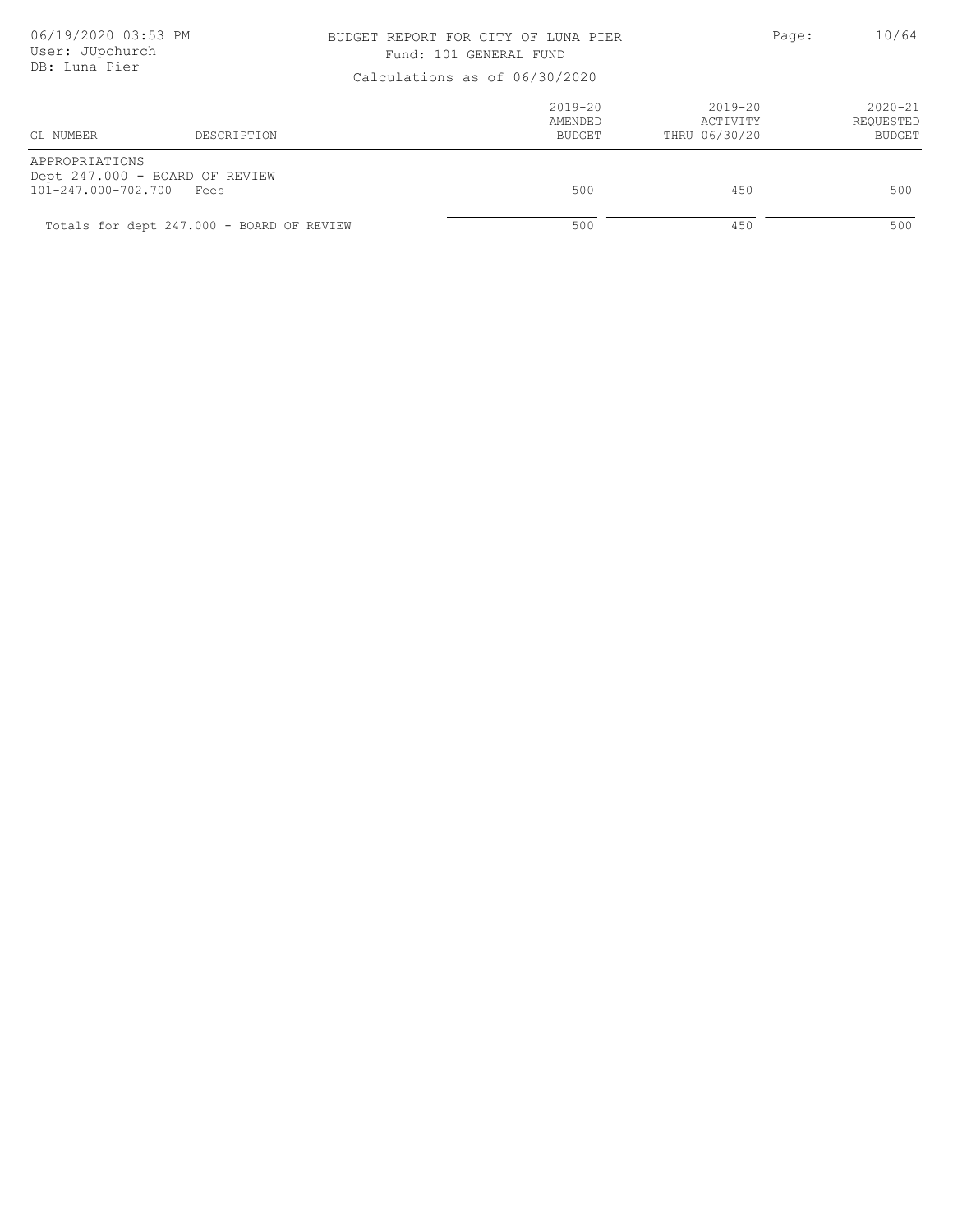BUDGET REPORT FOR CITY OF LUNA PIER

Fund: 101 GENERAL FUND

Calculations as of 06/30/2020

| GL NUMBER | DESCRIPTION | 2019-20 AMENDED BUDGET | 2019-20 ACTIVITY THRU 06/30/20 | 2020-21 REQUESTED BUDGET |
|---|---|---|---|---|
| APPROPRIATIONS | | | | |
| Dept 247.000 - BOARD OF REVIEW | | | | |
| 101-247.000-702.700 | Fees | 500 | 450 | 500 |
| Totals for dept 247.000 - BOARD OF REVIEW | | 500 | 450 | 500 |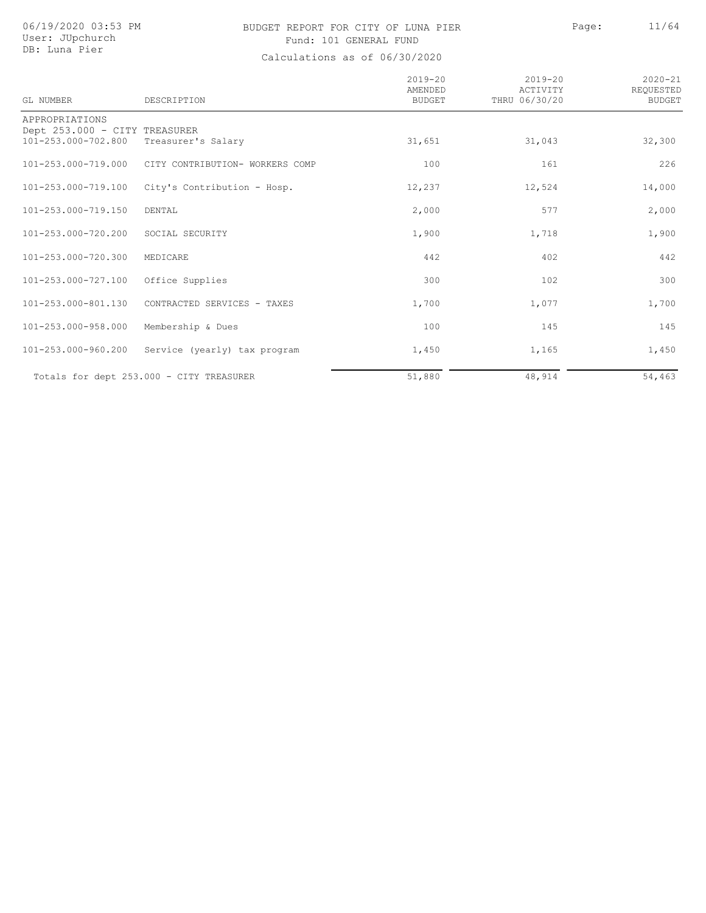# BUDGET REPORT FOR CITY OF LUNA PIER

Fund: 101 GENERAL FUND

Calculations as of 06/30/2020

| GL NUMBER | DESCRIPTION | 2019-20 AMENDED BUDGET | 2019-20 ACTIVITY THRU 06/30/20 | 2020-21 REQUESTED BUDGET |
|---|---|---|---|---|
| APPROPRIATIONS | | | | |
| Dept 253.000 - CITY TREASURER | | | | |
| 101-253.000-702.800 | Treasurer's Salary | 31,651 | 31,043 | 32,300 |
| 101-253.000-719.000 | CITY CONTRIBUTION- WORKERS COMP | 100 | 161 | 226 |
| 101-253.000-719.100 | City's Contribution - Hosp. | 12,237 | 12,524 | 14,000 |
| 101-253.000-719.150 | DENTAL | 2,000 | 577 | 2,000 |
| 101-253.000-720.200 | SOCIAL SECURITY | 1,900 | 1,718 | 1,900 |
| 101-253.000-720.300 | MEDICARE | 442 | 402 | 442 |
| 101-253.000-727.100 | Office Supplies | 300 | 102 | 300 |
| 101-253.000-801.130 | CONTRACTED SERVICES - TAXES | 1,700 | 1,077 | 1,700 |
| 101-253.000-958.000 | Membership & Dues | 100 | 145 | 145 |
| 101-253.000-960.200 | Service (yearly) tax program | 1,450 | 1,165 | 1,450 |
| Totals for dept 253.000 - CITY TREASURER | | 51,880 | 48,914 | 54,463 |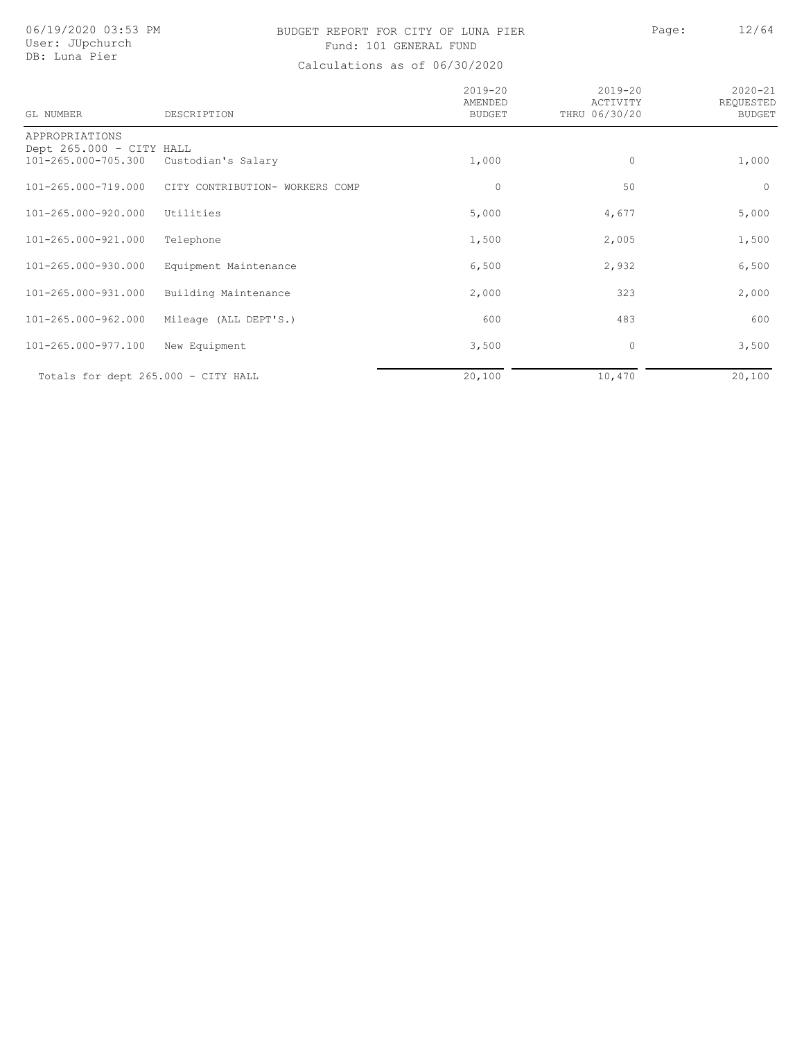# BUDGET REPORT FOR CITY OF LUNA PIER

Fund: 101 GENERAL FUND

Calculations as of 06/30/2020

| GL NUMBER | DESCRIPTION | 2019-20 AMENDED BUDGET | 2019-20 ACTIVITY THRU 06/30/20 | 2020-21 REQUESTED BUDGET |
|---|---|---|---|---|
| APPROPRIATIONS | | | | |
| Dept 265.000 - CITY HALL | | | | |
| 101-265.000-705.300 | Custodian's Salary | 1,000 | 0 | 1,000 |
| 101-265.000-719.000 | CITY CONTRIBUTION- WORKERS COMP | 0 | 50 | 0 |
| 101-265.000-920.000 | Utilities | 5,000 | 4,677 | 5,000 |
| 101-265.000-921.000 | Telephone | 1,500 | 2,005 | 1,500 |
| 101-265.000-930.000 | Equipment Maintenance | 6,500 | 2,932 | 6,500 |
| 101-265.000-931.000 | Building Maintenance | 2,000 | 323 | 2,000 |
| 101-265.000-962.000 | Mileage (ALL DEPT'S.) | 600 | 483 | 600 |
| 101-265.000-977.100 | New Equipment | 3,500 | 0 | 3,500 |
| Totals for dept 265.000 - CITY HALL | | 20,100 | 10,470 | 20,100 |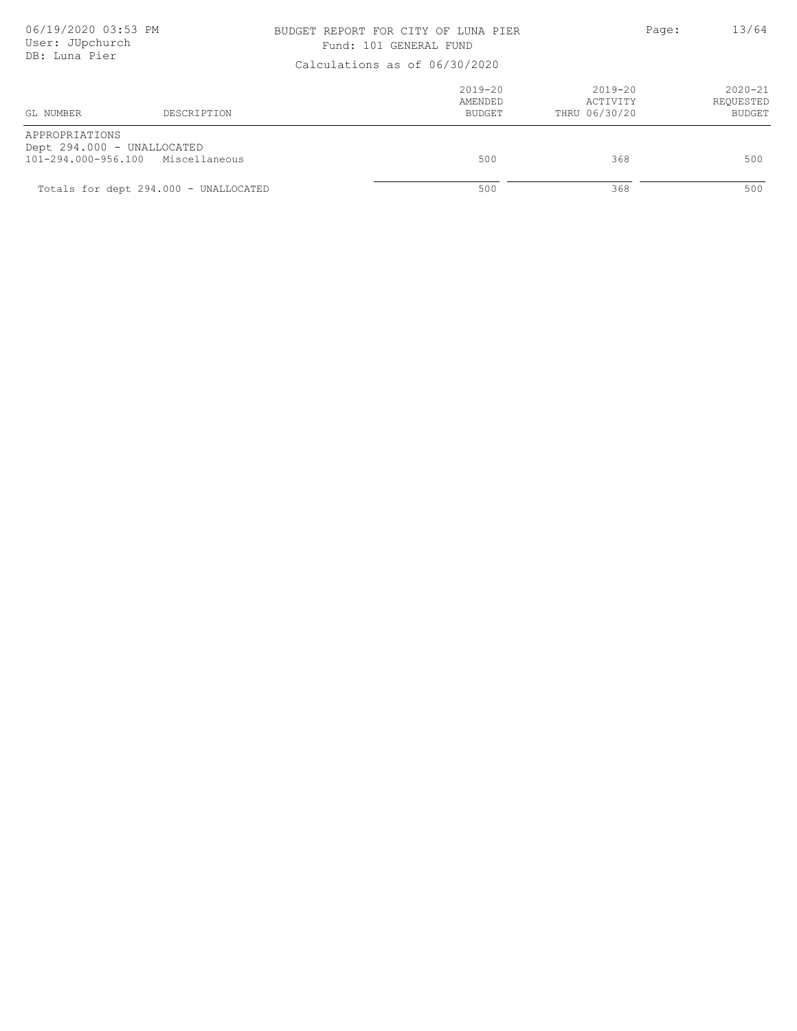BUDGET REPORT FOR CITY OF LUNA PIER
Fund: 101 GENERAL FUND
Calculations as of 06/30/2020

06/19/2020 03:53 PM
User: JUpchurch
DB: Luna Pier

| GL NUMBER | DESCRIPTION | 2019-20 AMENDED BUDGET | 2019-20 ACTIVITY THRU 06/30/20 | 2020-21 REQUESTED BUDGET |
|---|---|---|---|---|
| APPROPRIATIONS | | | | |
| Dept 294.000 - UNALLOCATED | | | | |
| 101-294.000-956.100 | Miscellaneous | 500 | 368 | 500 |
| Totals for dept 294.000 - UNALLOCATED | | 500 | 368 | 500 |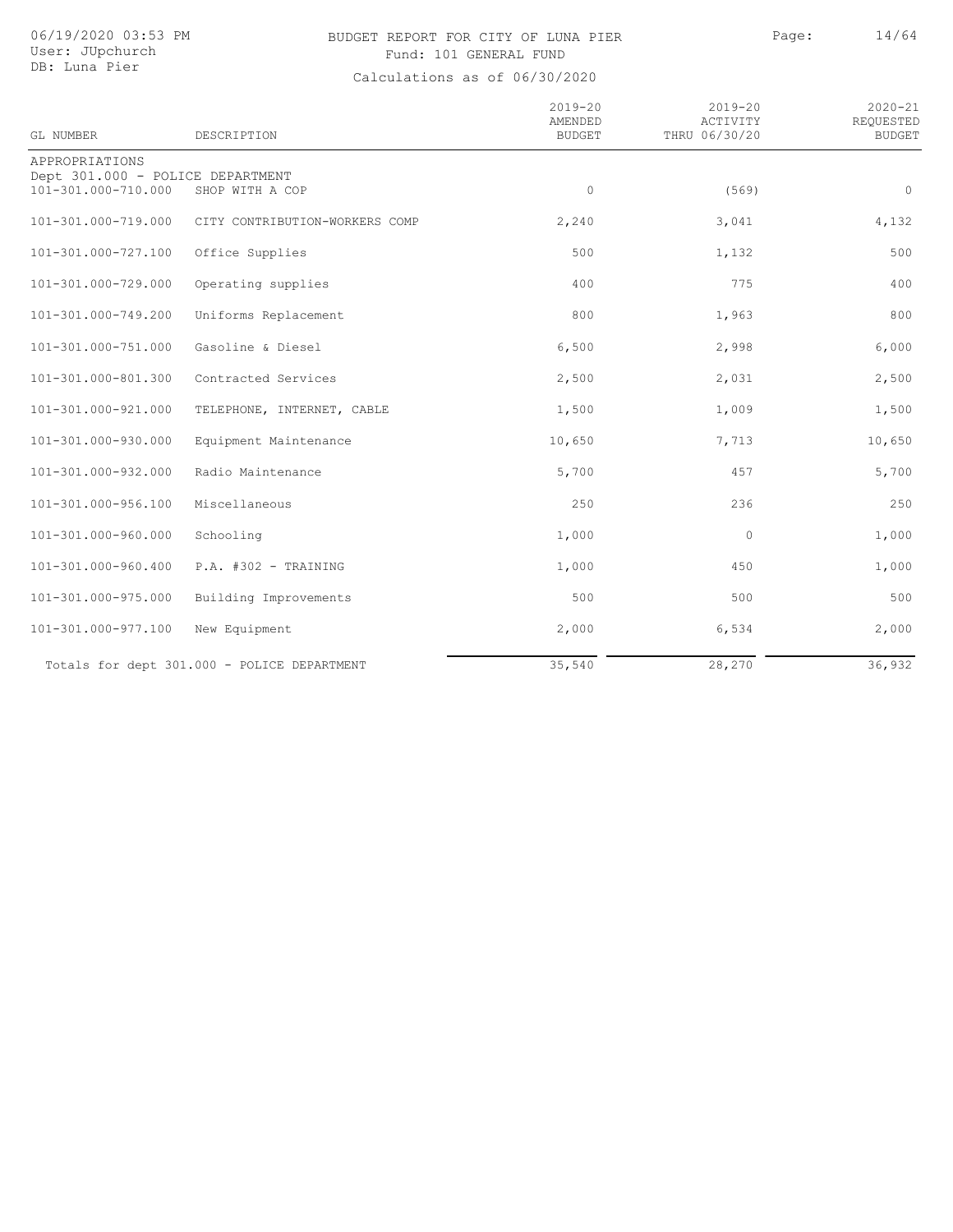# BUDGET REPORT FOR CITY OF LUNA PIER

Fund: 101 GENERAL FUND

Calculations as of 06/30/2020

| GL NUMBER | DESCRIPTION | 2019-20 AMENDED BUDGET | 2019-20 ACTIVITY THRU 06/30/20 | 2020-21 REQUESTED BUDGET |
|---|---|---|---|---|
| APPROPRIATIONS | | | | |
| Dept 301.000 - POLICE DEPARTMENT | | | | |
| 101-301.000-710.000 | SHOP WITH A COP | 0 | (569) | 0 |
| 101-301.000-719.000 | CITY CONTRIBUTION-WORKERS COMP | 2,240 | 3,041 | 4,132 |
| 101-301.000-727.100 | Office Supplies | 500 | 1,132 | 500 |
| 101-301.000-729.000 | Operating supplies | 400 | 775 | 400 |
| 101-301.000-749.200 | Uniforms Replacement | 800 | 1,963 | 800 |
| 101-301.000-751.000 | Gasoline & Diesel | 6,500 | 2,998 | 6,000 |
| 101-301.000-801.300 | Contracted Services | 2,500 | 2,031 | 2,500 |
| 101-301.000-921.000 | TELEPHONE, INTERNET, CABLE | 1,500 | 1,009 | 1,500 |
| 101-301.000-930.000 | Equipment Maintenance | 10,650 | 7,713 | 10,650 |
| 101-301.000-932.000 | Radio Maintenance | 5,700 | 457 | 5,700 |
| 101-301.000-956.100 | Miscellaneous | 250 | 236 | 250 |
| 101-301.000-960.000 | Schooling | 1,000 | 0 | 1,000 |
| 101-301.000-960.400 | P.A. #302 - TRAINING | 1,000 | 450 | 1,000 |
| 101-301.000-975.000 | Building Improvements | 500 | 500 | 500 |
| 101-301.000-977.100 | New Equipment | 2,000 | 6,534 | 2,000 |
| Totals for dept 301.000 - POLICE DEPARTMENT | | 35,540 | 28,270 | 36,932 |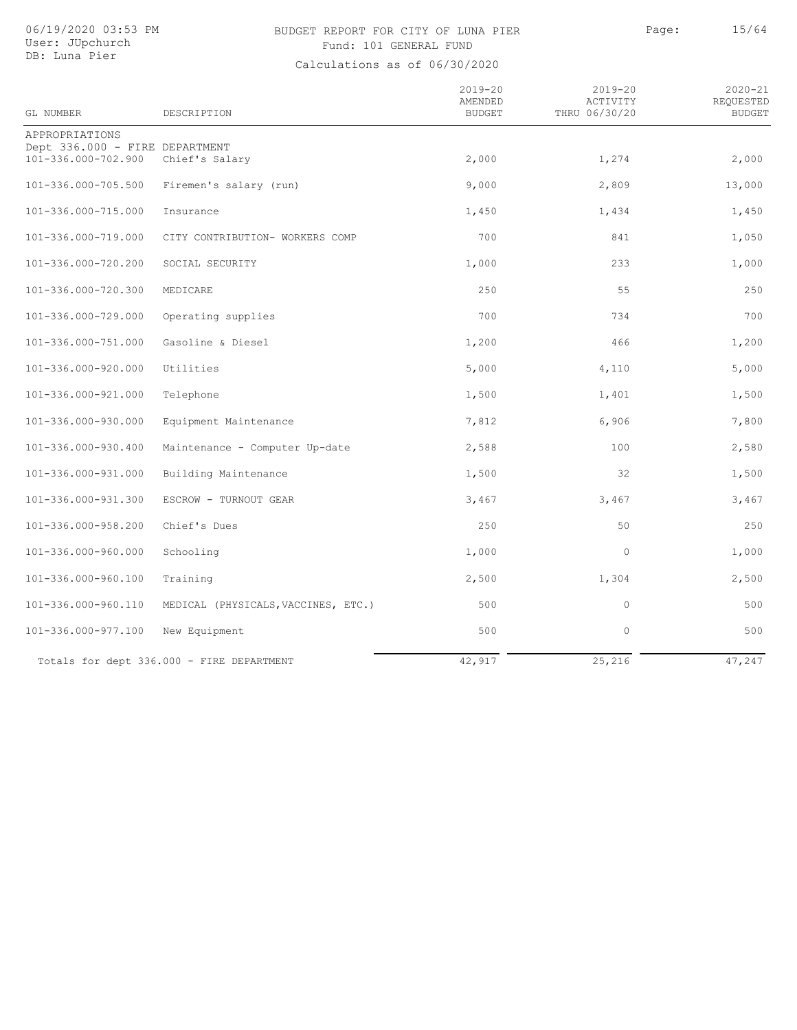BUDGET REPORT FOR CITY OF LUNA PIER

Fund: 101 GENERAL FUND

Calculations as of 06/30/2020

| GL NUMBER | DESCRIPTION | 2019-20 AMENDED BUDGET | 2019-20 ACTIVITY THRU 06/30/20 | 2020-21 REQUESTED BUDGET |
|---|---|---|---|---|
| APPROPRIATIONS | | | | |
| Dept 336.000 - FIRE DEPARTMENT | | | | |
| 101-336.000-702.900 | Chief's Salary | 2,000 | 1,274 | 2,000 |
| 101-336.000-705.500 | Firemen's salary (run) | 9,000 | 2,809 | 13,000 |
| 101-336.000-715.000 | Insurance | 1,450 | 1,434 | 1,450 |
| 101-336.000-719.000 | CITY CONTRIBUTION- WORKERS COMP | 700 | 841 | 1,050 |
| 101-336.000-720.200 | SOCIAL SECURITY | 1,000 | 233 | 1,000 |
| 101-336.000-720.300 | MEDICARE | 250 | 55 | 250 |
| 101-336.000-729.000 | Operating supplies | 700 | 734 | 700 |
| 101-336.000-751.000 | Gasoline & Diesel | 1,200 | 466 | 1,200 |
| 101-336.000-920.000 | Utilities | 5,000 | 4,110 | 5,000 |
| 101-336.000-921.000 | Telephone | 1,500 | 1,401 | 1,500 |
| 101-336.000-930.000 | Equipment Maintenance | 7,812 | 6,906 | 7,800 |
| 101-336.000-930.400 | Maintenance - Computer Up-date | 2,588 | 100 | 2,580 |
| 101-336.000-931.000 | Building Maintenance | 1,500 | 32 | 1,500 |
| 101-336.000-931.300 | ESCROW - TURNOUT GEAR | 3,467 | 3,467 | 3,467 |
| 101-336.000-958.200 | Chief's Dues | 250 | 50 | 250 |
| 101-336.000-960.000 | Schooling | 1,000 | 0 | 1,000 |
| 101-336.000-960.100 | Training | 2,500 | 1,304 | 2,500 |
| 101-336.000-960.110 | MEDICAL (PHYSICALS,VACCINES, ETC.) | 500 | 0 | 500 |
| 101-336.000-977.100 | New Equipment | 500 | 0 | 500 |
| Totals for dept 336.000 - FIRE DEPARTMENT | | 42,917 | 25,216 | 47,247 |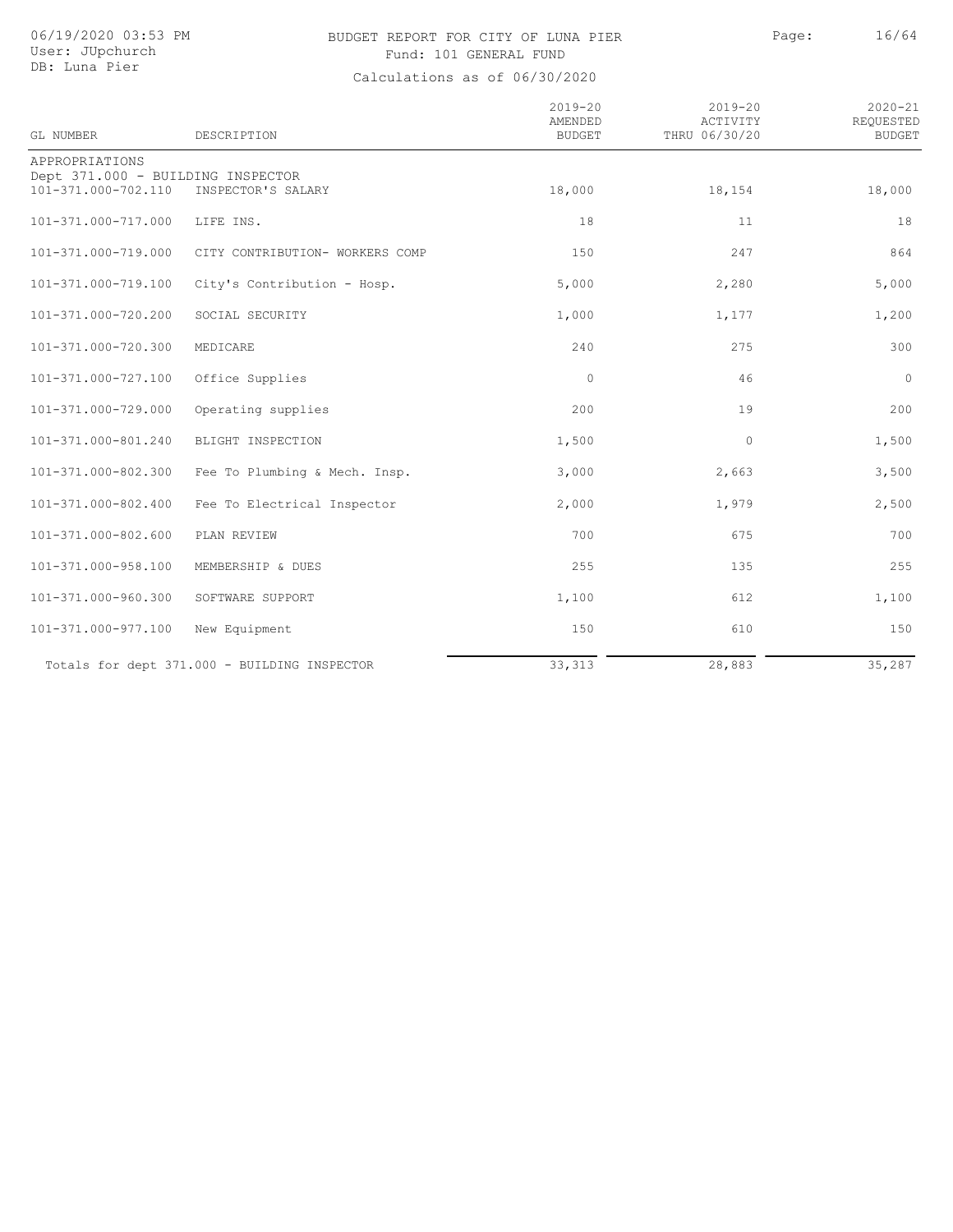# BUDGET REPORT FOR CITY OF LUNA PIER

Fund: 101 GENERAL FUND

Calculations as of 06/30/2020

| GL NUMBER | DESCRIPTION | 2019-20 AMENDED BUDGET | 2019-20 ACTIVITY THRU 06/30/20 | 2020-21 REQUESTED BUDGET |
|---|---|---|---|---|
| APPROPRIATIONS | | | | |
| Dept 371.000 - BUILDING INSPECTOR | | | | |
| 101-371.000-702.110 | INSPECTOR'S SALARY | 18,000 | 18,154 | 18,000 |
| 101-371.000-717.000 | LIFE INS. | 18 | 11 | 18 |
| 101-371.000-719.000 | CITY CONTRIBUTION- WORKERS COMP | 150 | 247 | 864 |
| 101-371.000-719.100 | City's Contribution - Hosp. | 5,000 | 2,280 | 5,000 |
| 101-371.000-720.200 | SOCIAL SECURITY | 1,000 | 1,177 | 1,200 |
| 101-371.000-720.300 | MEDICARE | 240 | 275 | 300 |
| 101-371.000-727.100 | Office Supplies | 0 | 46 | 0 |
| 101-371.000-729.000 | Operating supplies | 200 | 19 | 200 |
| 101-371.000-801.240 | BLIGHT INSPECTION | 1,500 | 0 | 1,500 |
| 101-371.000-802.300 | Fee To Plumbing & Mech. Insp. | 3,000 | 2,663 | 3,500 |
| 101-371.000-802.400 | Fee To Electrical Inspector | 2,000 | 1,979 | 2,500 |
| 101-371.000-802.600 | PLAN REVIEW | 700 | 675 | 700 |
| 101-371.000-958.100 | MEMBERSHIP & DUES | 255 | 135 | 255 |
| 101-371.000-960.300 | SOFTWARE SUPPORT | 1,100 | 612 | 1,100 |
| 101-371.000-977.100 | New Equipment | 150 | 610 | 150 |
| Totals for dept 371.000 - BUILDING INSPECTOR | | 33,313 | 28,883 | 35,287 |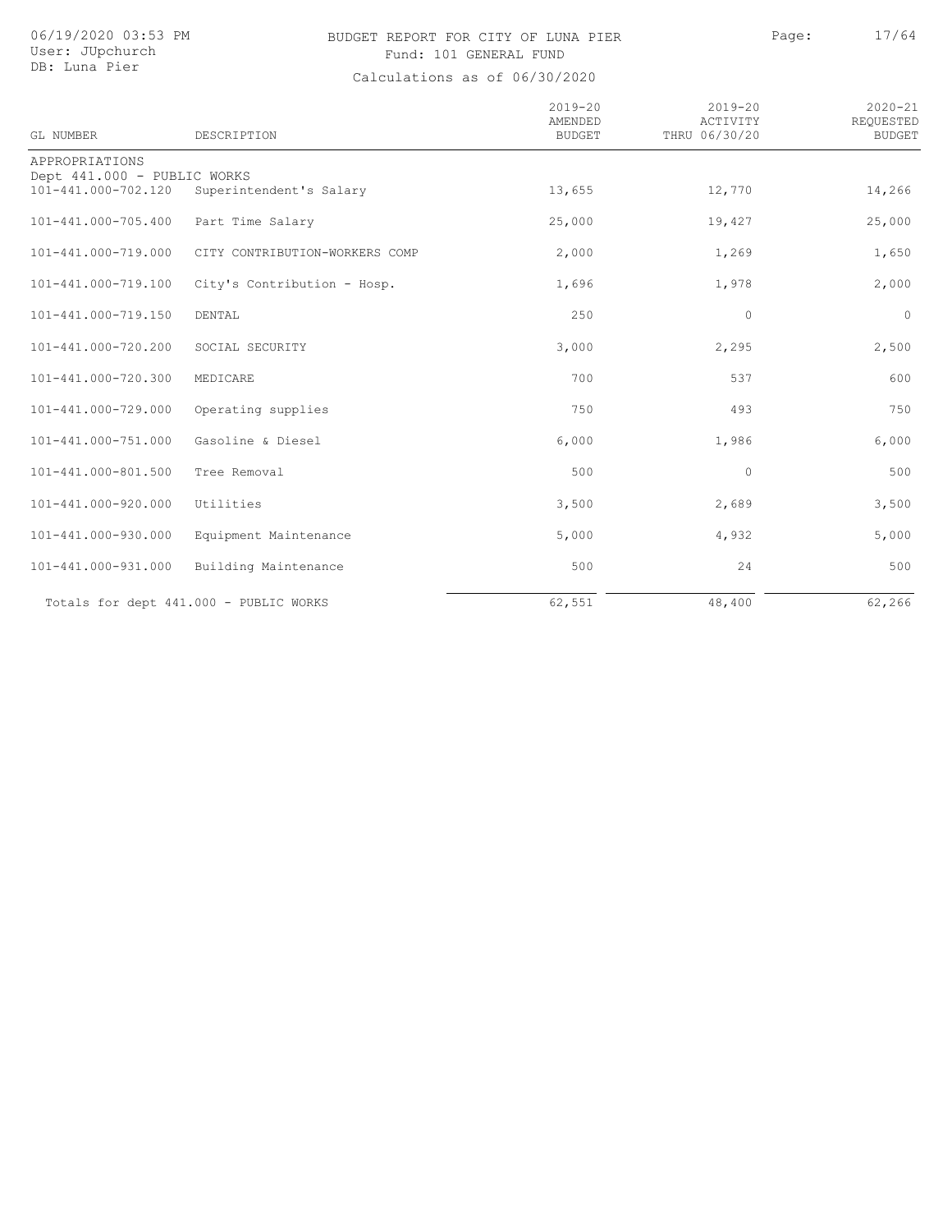BUDGET REPORT FOR CITY OF LUNA PIER

Fund: 101 GENERAL FUND

Calculations as of 06/30/2020

| GL NUMBER | DESCRIPTION | 2019-20 AMENDED BUDGET | 2019-20 ACTIVITY THRU 06/30/20 | 2020-21 REQUESTED BUDGET |
|---|---|---|---|---|
| APPROPRIATIONS | | | | |
| Dept 441.000 - PUBLIC WORKS | | | | |
| 101-441.000-702.120 | Superintendent's Salary | 13,655 | 12,770 | 14,266 |
| 101-441.000-705.400 | Part Time Salary | 25,000 | 19,427 | 25,000 |
| 101-441.000-719.000 | CITY CONTRIBUTION-WORKERS COMP | 2,000 | 1,269 | 1,650 |
| 101-441.000-719.100 | City's Contribution - Hosp. | 1,696 | 1,978 | 2,000 |
| 101-441.000-719.150 | DENTAL | 250 | 0 | 0 |
| 101-441.000-720.200 | SOCIAL SECURITY | 3,000 | 2,295 | 2,500 |
| 101-441.000-720.300 | MEDICARE | 700 | 537 | 600 |
| 101-441.000-729.000 | Operating supplies | 750 | 493 | 750 |
| 101-441.000-751.000 | Gasoline & Diesel | 6,000 | 1,986 | 6,000 |
| 101-441.000-801.500 | Tree Removal | 500 | 0 | 500 |
| 101-441.000-920.000 | Utilities | 3,500 | 2,689 | 3,500 |
| 101-441.000-930.000 | Equipment Maintenance | 5,000 | 4,932 | 5,000 |
| 101-441.000-931.000 | Building Maintenance | 500 | 24 | 500 |
| Totals for dept 441.000 - PUBLIC WORKS | | 62,551 | 48,400 | 62,266 |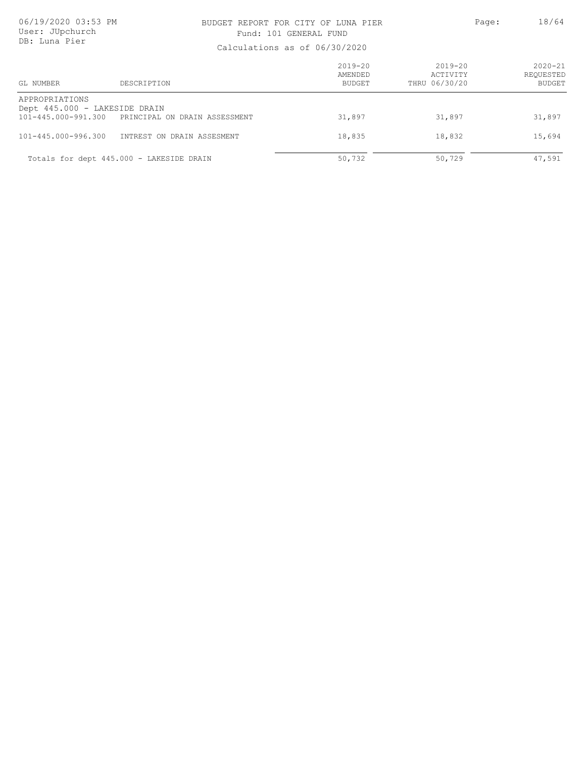# BUDGET REPORT FOR CITY OF LUNA PIER

Fund: 101 GENERAL FUND

Calculations as of 06/30/2020

| GL NUMBER | DESCRIPTION | 2019-20 AMENDED BUDGET | 2019-20 ACTIVITY THRU 06/30/20 | 2020-21 REQUESTED BUDGET |
|---|---|---|---|---|
| APPROPRIATIONS | | | | |
| Dept 445.000 - LAKESIDE DRAIN | | | | |
| 101-445.000-991.300 | PRINCIPAL ON DRAIN ASSESSMENT | 31,897 | 31,897 | 31,897 |
| 101-445.000-996.300 | INTREST ON DRAIN ASSESMENT | 18,835 | 18,832 | 15,694 |
| Totals for dept 445.000 - LAKESIDE DRAIN | | 50,732 | 50,729 | 47,591 |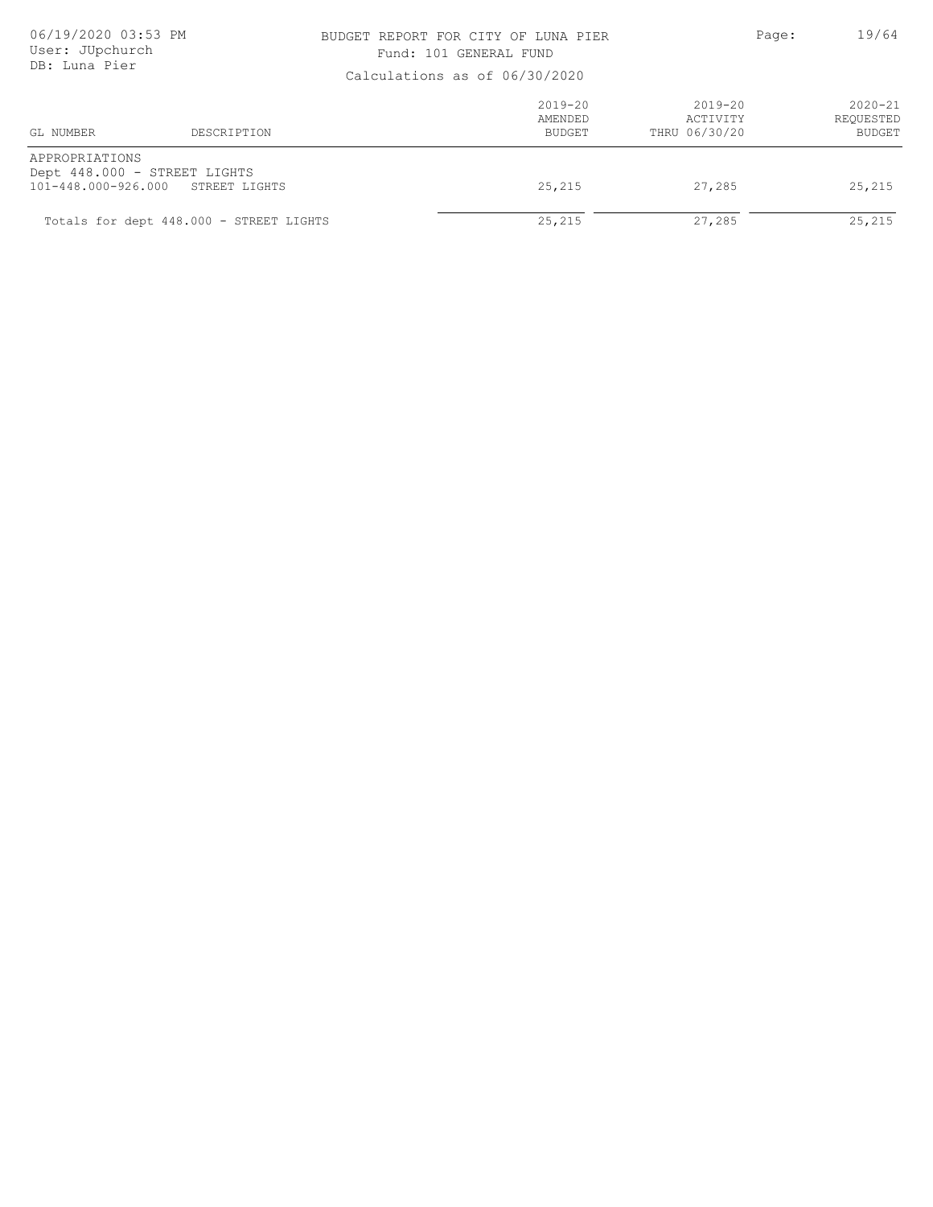BUDGET REPORT FOR CITY OF LUNA PIER

Fund: 101 GENERAL FUND

Calculations as of 06/30/2020

06/19/2020 03:53 PM
User: JUpchurch
DB: Luna Pier

| GL NUMBER | DESCRIPTION | 2019-20 AMENDED BUDGET | 2019-20 ACTIVITY THRU 06/30/20 | 2020-21 REQUESTED BUDGET |
|---|---|---|---|---|
| APPROPRIATIONS | | | | |
| Dept 448.000 - STREET LIGHTS | | | | |
| 101-448.000-926.000 | STREET LIGHTS | 25,215 | 27,285 | 25,215 |
| Totals for dept 448.000 - STREET LIGHTS | | 25,215 | 27,285 | 25,215 |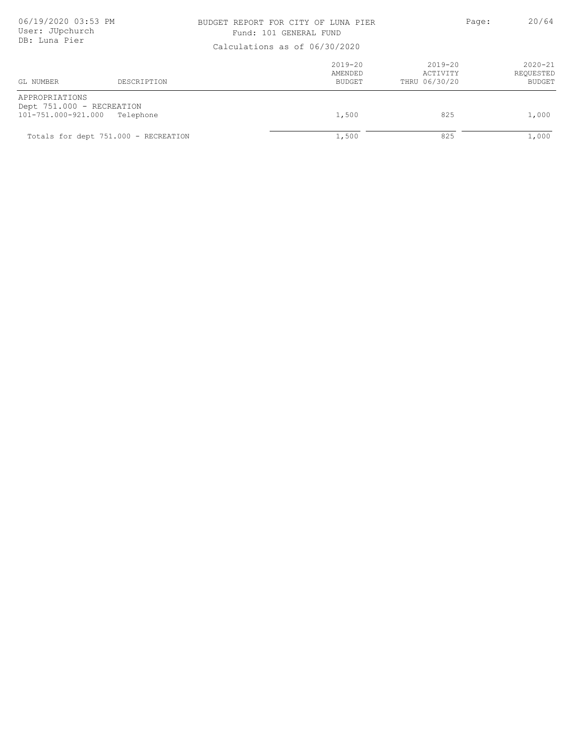# BUDGET REPORT FOR CITY OF LUNA PIER

Fund: 101 GENERAL FUND

Calculations as of 06/30/2020

| GL NUMBER | DESCRIPTION | 2019-20 AMENDED BUDGET | 2019-20 ACTIVITY THRU 06/30/20 | 2020-21 REQUESTED BUDGET |
|---|---|---|---|---|
| APPROPRIATIONS | | | | |
| Dept 751.000 - RECREATION | | | | |
| 101-751.000-921.000 | Telephone | 1,500 | 825 | 1,000 |
| Totals for dept 751.000 - RECREATION | | 1,500 | 825 | 1,000 |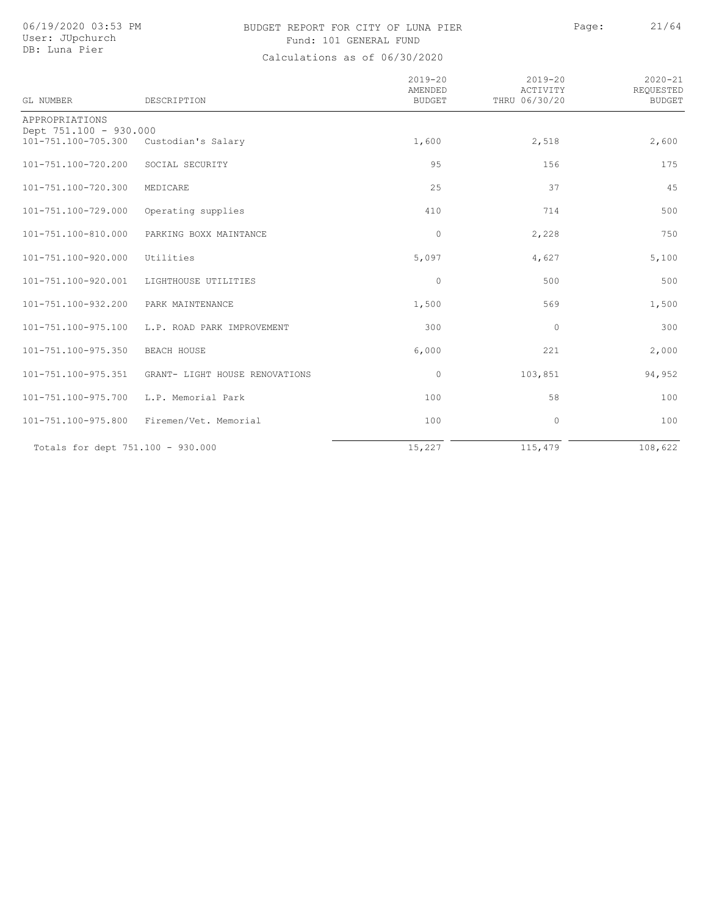# BUDGET REPORT FOR CITY OF LUNA PIER

Fund: 101 GENERAL FUND

Calculations as of 06/30/2020

06/19/2020 03:53 PM
User: JUpchurch
DB: Luna Pier

| GL NUMBER | DESCRIPTION | 2019-20 AMENDED BUDGET | 2019-20 ACTIVITY THRU 06/30/20 | 2020-21 REQUESTED BUDGET |
|---|---|---|---|---|
| APPROPRIATIONS | | | | |
| Dept 751.100 - 930.000 | | | | |
| 101-751.100-705.300 | Custodian's Salary | 1,600 | 2,518 | 2,600 |
| 101-751.100-720.200 | SOCIAL SECURITY | 95 | 156 | 175 |
| 101-751.100-720.300 | MEDICARE | 25 | 37 | 45 |
| 101-751.100-729.000 | Operating supplies | 410 | 714 | 500 |
| 101-751.100-810.000 | PARKING BOXX MAINTANCE | 0 | 2,228 | 750 |
| 101-751.100-920.000 | Utilities | 5,097 | 4,627 | 5,100 |
| 101-751.100-920.001 | LIGHTHOUSE UTILITIES | 0 | 500 | 500 |
| 101-751.100-932.200 | PARK MAINTENANCE | 1,500 | 569 | 1,500 |
| 101-751.100-975.100 | L.P. ROAD PARK IMPROVEMENT | 300 | 0 | 300 |
| 101-751.100-975.350 | BEACH HOUSE | 6,000 | 221 | 2,000 |
| 101-751.100-975.351 | GRANT- LIGHT HOUSE RENOVATIONS | 0 | 103,851 | 94,952 |
| 101-751.100-975.700 | L.P. Memorial Park | 100 | 58 | 100 |
| 101-751.100-975.800 | Firemen/Vet. Memorial | 100 | 0 | 100 |
| Totals for dept 751.100 - 930.000 | | 15,227 | 115,479 | 108,622 |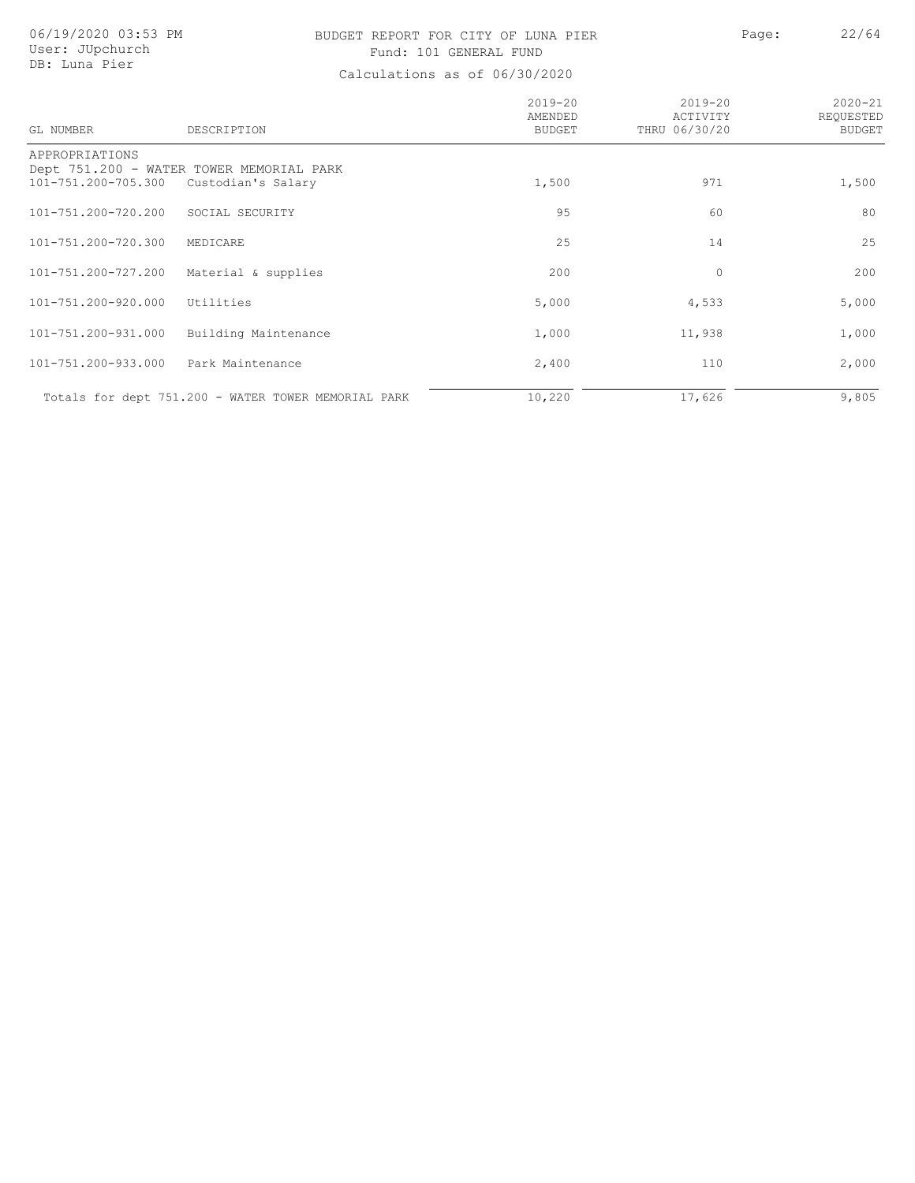# BUDGET REPORT FOR CITY OF LUNA PIER

Fund: 101 GENERAL FUND

Calculations as of 06/30/2020

| GL NUMBER | DESCRIPTION | 2019-20 AMENDED BUDGET | 2019-20 ACTIVITY THRU 06/30/20 | 2020-21 REQUESTED BUDGET |
|---|---|---|---|---|
| APPROPRIATIONS | | | | |
| Dept 751.200 - WATER TOWER MEMORIAL PARK | | | | |
| 101-751.200-705.300 | Custodian's Salary | 1,500 | 971 | 1,500 |
| 101-751.200-720.200 | SOCIAL SECURITY | 95 | 60 | 80 |
| 101-751.200-720.300 | MEDICARE | 25 | 14 | 25 |
| 101-751.200-727.200 | Material & supplies | 200 | 0 | 200 |
| 101-751.200-920.000 | Utilities | 5,000 | 4,533 | 5,000 |
| 101-751.200-931.000 | Building Maintenance | 1,000 | 11,938 | 1,000 |
| 101-751.200-933.000 | Park Maintenance | 2,400 | 110 | 2,000 |
| Totals for dept 751.200 - WATER TOWER MEMORIAL PARK | | 10,220 | 17,626 | 9,805 |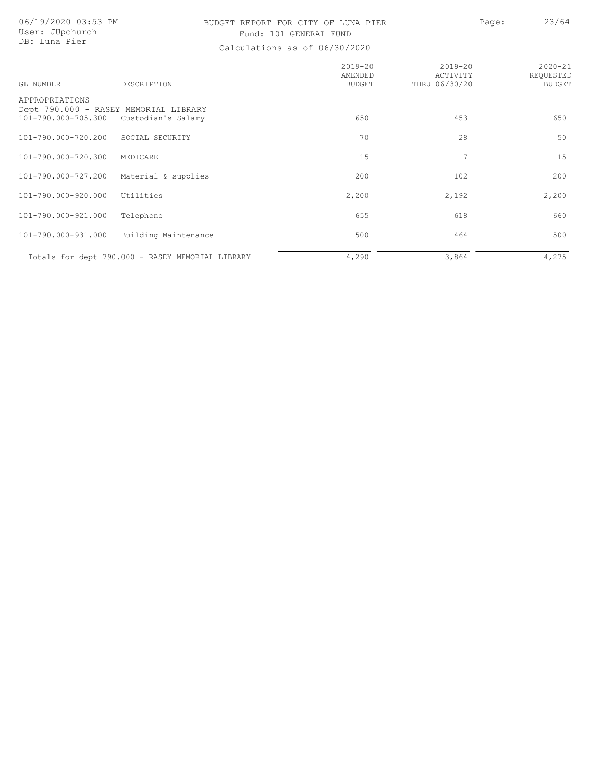# BUDGET REPORT FOR CITY OF LUNA PIER

Fund: 101 GENERAL FUND

Calculations as of 06/30/2020

06/19/2020 03:53 PM
User: JUpchurch
DB: Luna Pier

| GL NUMBER | DESCRIPTION | 2019-20 AMENDED BUDGET | 2019-20 ACTIVITY THRU 06/30/20 | 2020-21 REQUESTED BUDGET |
|---|---|---|---|---|
| APPROPRIATIONS | | | | |
| Dept 790.000 - RASEY MEMORIAL LIBRARY | | | | |
| 101-790.000-705.300 | Custodian's Salary | 650 | 453 | 650 |
| 101-790.000-720.200 | SOCIAL SECURITY | 70 | 28 | 50 |
| 101-790.000-720.300 | MEDICARE | 15 | 7 | 15 |
| 101-790.000-727.200 | Material & supplies | 200 | 102 | 200 |
| 101-790.000-920.000 | Utilities | 2,200 | 2,192 | 2,200 |
| 101-790.000-921.000 | Telephone | 655 | 618 | 660 |
| 101-790.000-931.000 | Building Maintenance | 500 | 464 | 500 |
| Totals for dept 790.000 - RASEY MEMORIAL LIBRARY | | 4,290 | 3,864 | 4,275 |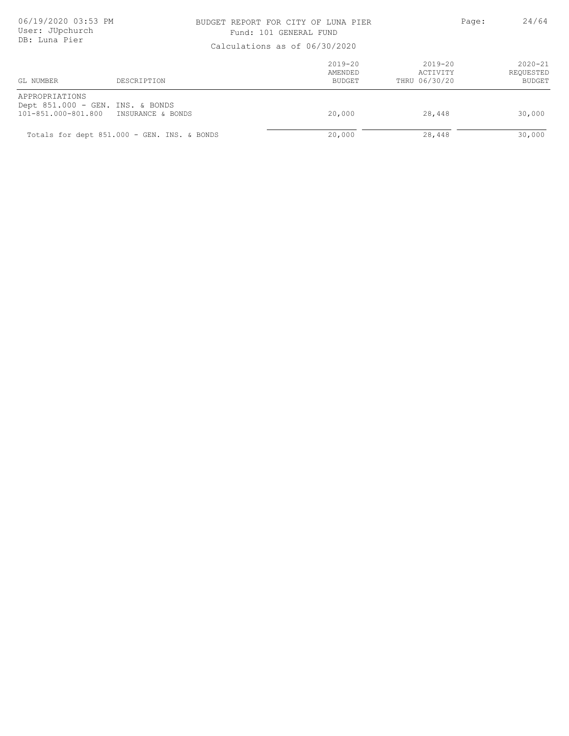# BUDGET REPORT FOR CITY OF LUNA PIER

Fund: 101 GENERAL FUND

Calculations as of 06/30/2020

| GL NUMBER | DESCRIPTION | 2019-20 AMENDED BUDGET | 2019-20 ACTIVITY THRU 06/30/20 | 2020-21 REQUESTED BUDGET |
|---|---|---|---|---|
| APPROPRIATIONS | | | | |
| Dept 851.000 - GEN. INS. & BONDS | | | | |
| 101-851.000-801.800 | INSURANCE & BONDS | 20,000 | 28,448 | 30,000 |
| Totals for dept 851.000 - GEN. INS. & BONDS | | 20,000 | 28,448 | 30,000 |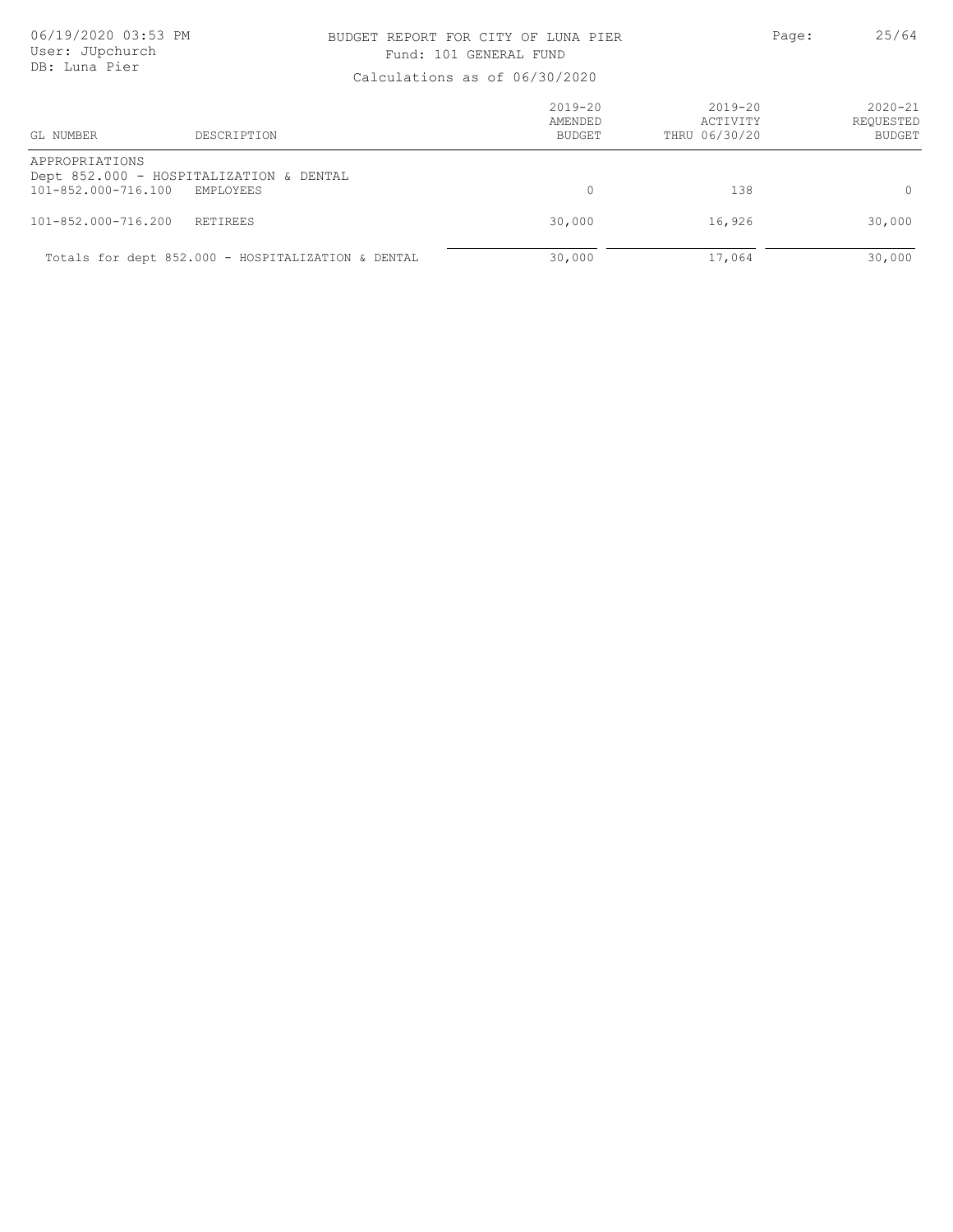BUDGET REPORT FOR CITY OF LUNA PIER

Fund: 101 GENERAL FUND

Calculations as of 06/30/2020

| GL NUMBER | DESCRIPTION | 2019-20 AMENDED BUDGET | 2019-20 ACTIVITY THRU 06/30/20 | 2020-21 REQUESTED BUDGET |
|---|---|---|---|---|
| APPROPRIATIONS | | | | |
| Dept 852.000 - HOSPITALIZATION & DENTAL | | | | |
| 101-852.000-716.100 | EMPLOYEES | 0 | 138 | 0 |
| 101-852.000-716.200 | RETIREES | 30,000 | 16,926 | 30,000 |
| Totals for dept 852.000 - HOSPITALIZATION & DENTAL | | 30,000 | 17,064 | 30,000 |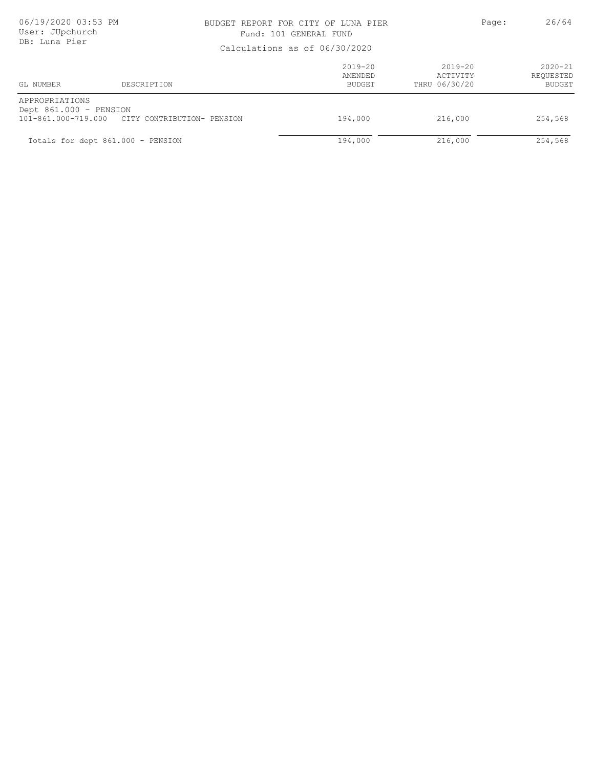BUDGET REPORT FOR CITY OF LUNA PIER
Fund: 101 GENERAL FUND
Calculations as of 06/30/2020

| GL NUMBER | DESCRIPTION | 2019-20 AMENDED BUDGET | 2019-20 ACTIVITY THRU 06/30/20 | 2020-21 REQUESTED BUDGET |
|---|---|---|---|---|
| APPROPRIATIONS | | | | |
| Dept 861.000 - PENSION | | | | |
| 101-861.000-719.000 | CITY CONTRIBUTION- PENSION | 194,000 | 216,000 | 254,568 |
| Totals for dept 861.000 - PENSION | | 194,000 | 216,000 | 254,568 |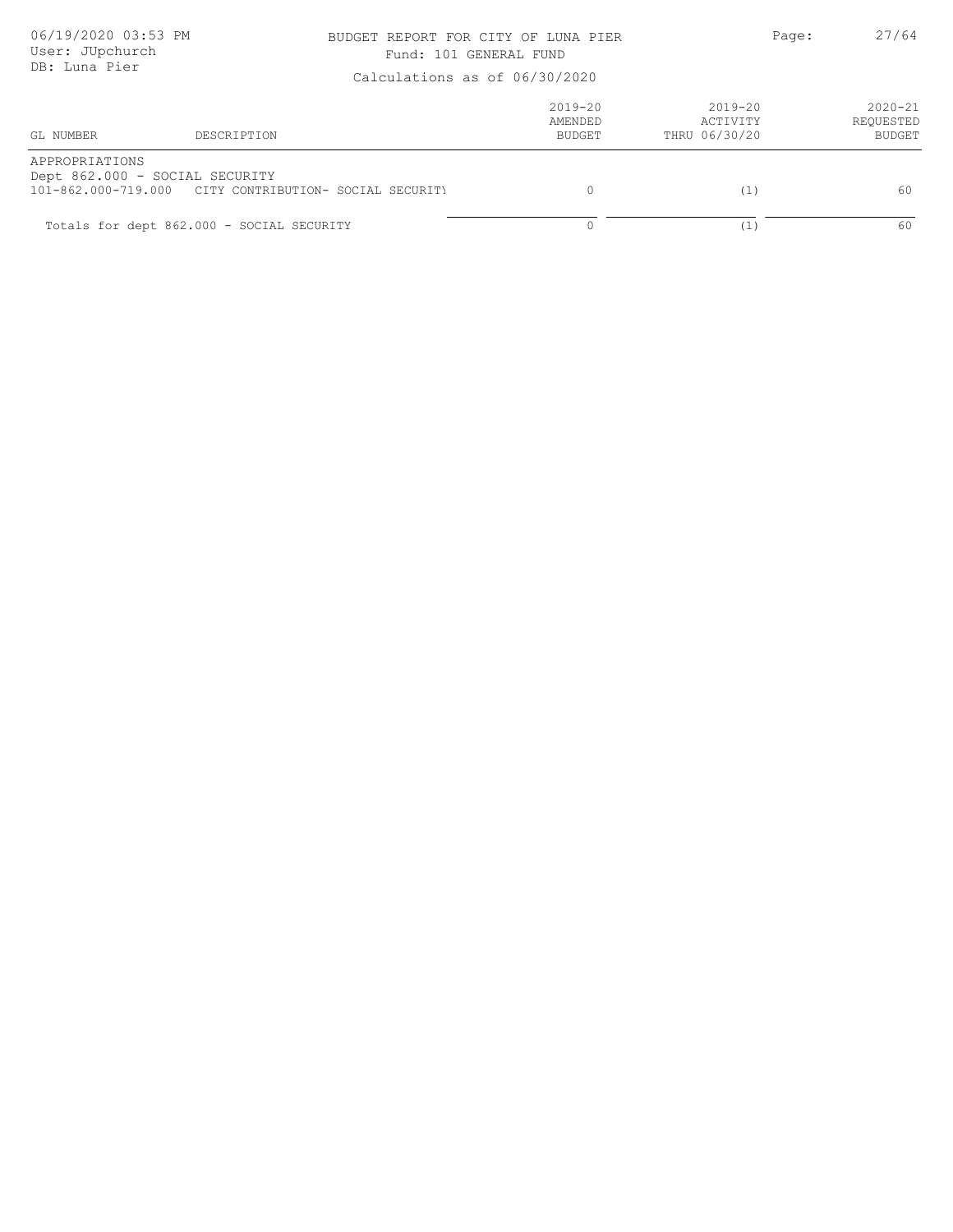# BUDGET REPORT FOR CITY OF LUNA PIER

Fund: 101 GENERAL FUND

Calculations as of 06/30/2020

| GL NUMBER | DESCRIPTION | 2019-20 AMENDED BUDGET | 2019-20 ACTIVITY THRU 06/30/20 | 2020-21 REQUESTED BUDGET |
|---|---|---|---|---|
| APPROPRIATIONS | | | | |
| Dept 862.000 - SOCIAL SECURITY | | | | |
| 101-862.000-719.000 | CITY CONTRIBUTION- SOCIAL SECURITY | 0 | (1) | 60 |
| Totals for dept 862.000 - SOCIAL SECURITY | | 0 | (1) | 60 |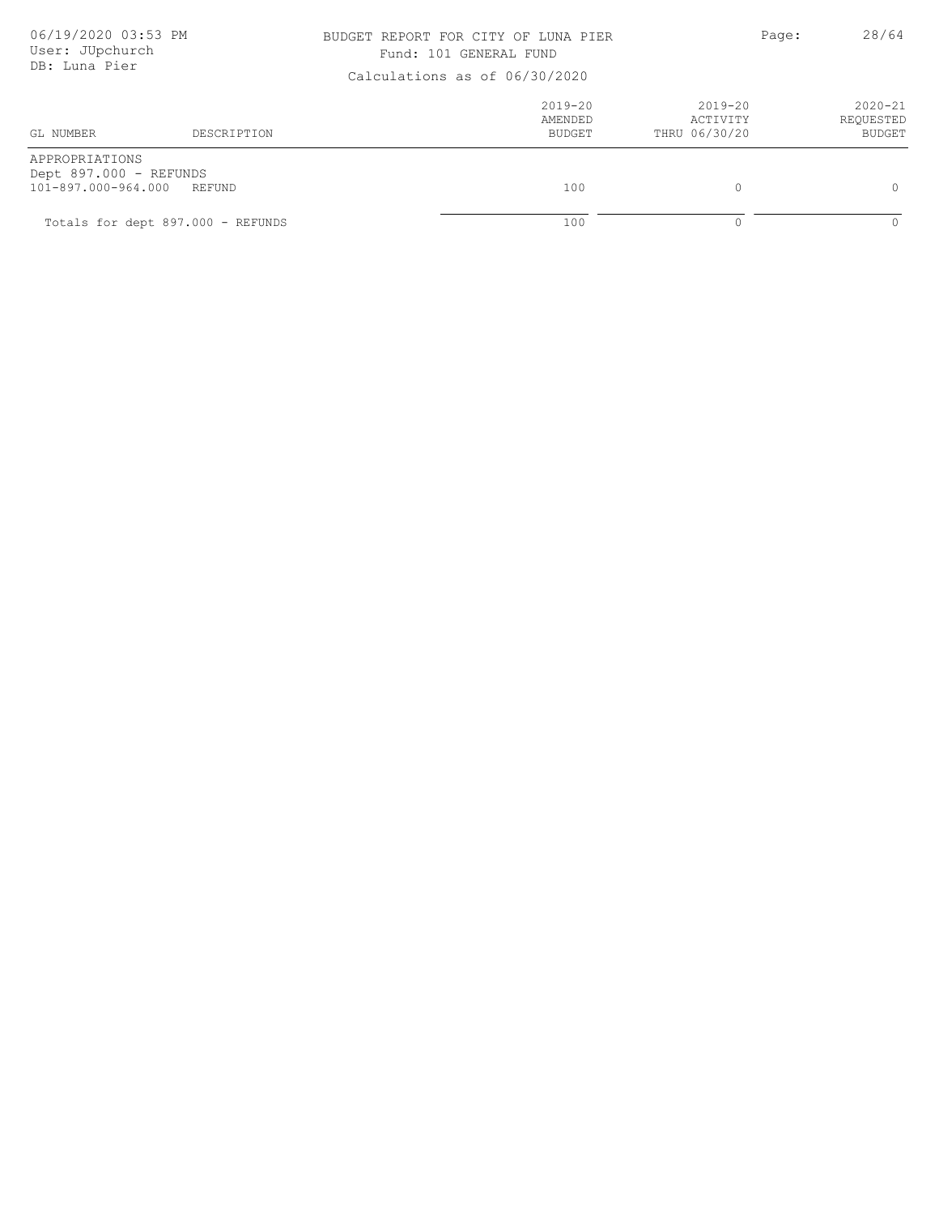# BUDGET REPORT FOR CITY OF LUNA PIER

Fund: 101 GENERAL FUND

Calculations as of 06/30/2020

| GL NUMBER | DESCRIPTION | 2019-20 AMENDED BUDGET | 2019-20 ACTIVITY THRU 06/30/20 | 2020-21 REQUESTED BUDGET |
|---|---|---|---|---|
| APPROPRIATIONS | | | | |
| Dept 897.000 - REFUNDS | | | | |
| 101-897.000-964.000 | REFUND | 100 | 0 | 0 |
| Totals for dept 897.000 - REFUNDS | | 100 | 0 | 0 |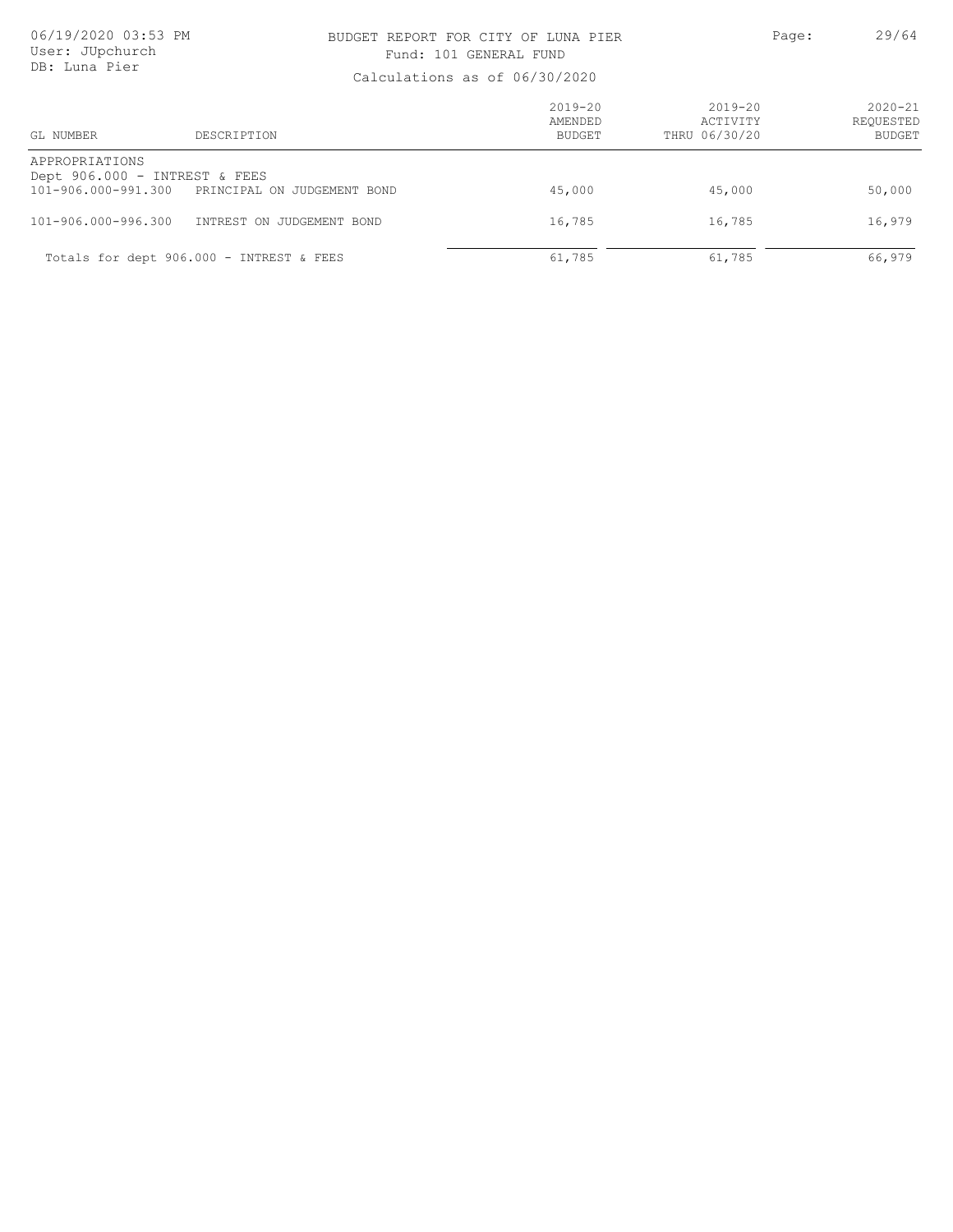BUDGET REPORT FOR CITY OF LUNA PIER
Fund: 101 GENERAL FUND
Calculations as of 06/30/2020

06/19/2020 03:53 PM
User: JUpchurch
DB: Luna Pier

| GL NUMBER | DESCRIPTION | 2019-20 AMENDED BUDGET | 2019-20 ACTIVITY THRU 06/30/20 | 2020-21 REQUESTED BUDGET |
|---|---|---|---|---|
| APPROPRIATIONS | | | | |
| Dept 906.000 - INTREST & FEES | | | | |
| 101-906.000-991.300 | PRINCIPAL ON JUDGEMENT BOND | 45,000 | 45,000 | 50,000 |
| 101-906.000-996.300 | INTREST ON JUDGEMENT BOND | 16,785 | 16,785 | 16,979 |
| Totals for dept 906.000 - INTREST & FEES | | 61,785 | 61,785 | 66,979 |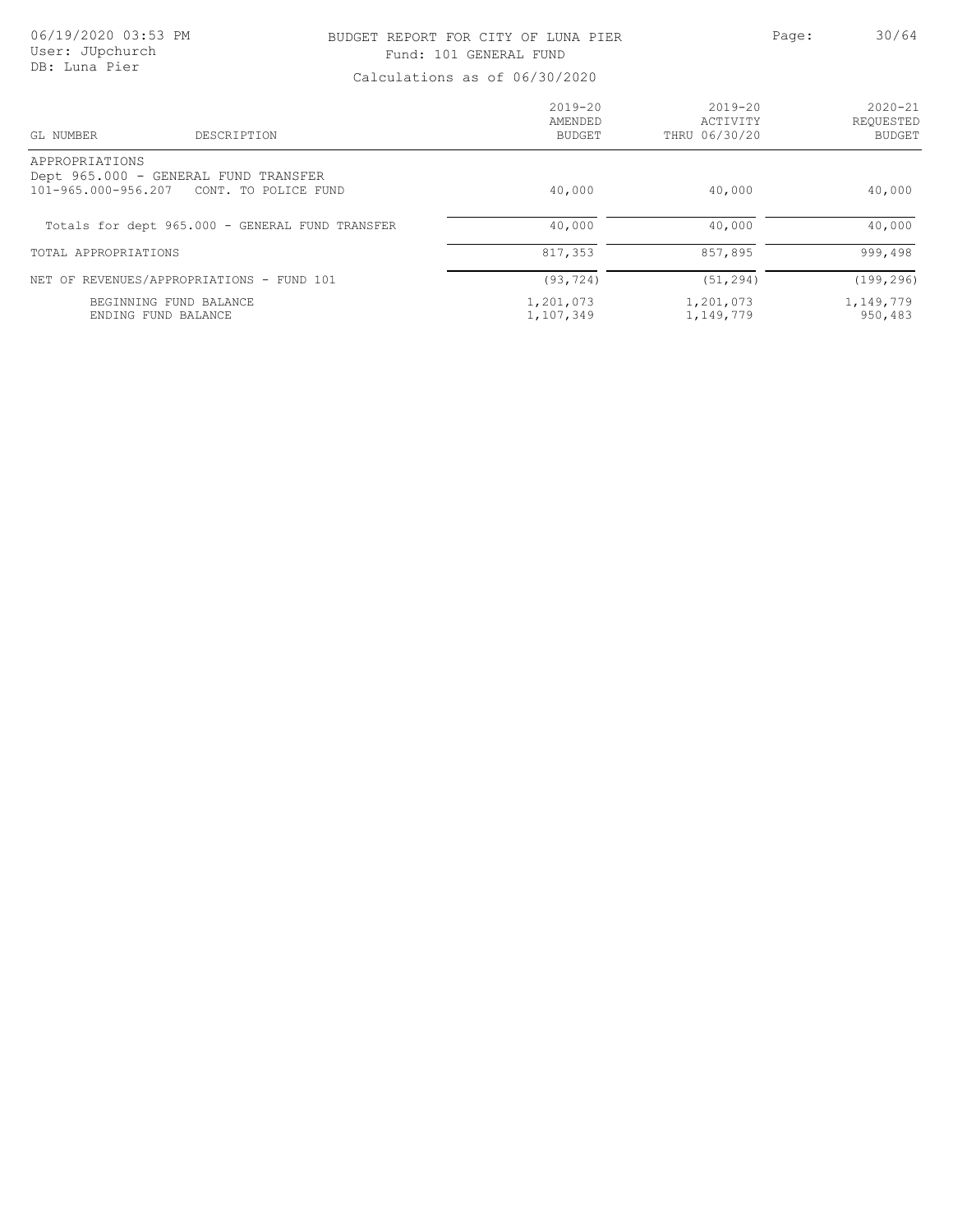BUDGET REPORT FOR CITY OF LUNA PIER

Fund: 101 GENERAL FUND

Calculations as of 06/30/2020

| GL NUMBER | DESCRIPTION | 2019-20 AMENDED BUDGET | 2019-20 ACTIVITY THRU 06/30/20 | 2020-21 REQUESTED BUDGET |
|---|---|---|---|---|
| APPROPRIATIONS | | | | |
| Dept 965.000 - GENERAL FUND TRANSFER | | | | |
| 101-965.000-956.207 | CONT. TO POLICE FUND | 40,000 | 40,000 | 40,000 |
| Totals for dept 965.000 - GENERAL FUND TRANSFER | | 40,000 | 40,000 | 40,000 |
| TOTAL APPROPRIATIONS | | 817,353 | 857,895 | 999,498 |
| NET OF REVENUES/APPROPRIATIONS - FUND 101 | | (93,724) | (51,294) | (199,296) |
| BEGINNING FUND BALANCE | | 1,201,073 | 1,201,073 | 1,149,779 |
| ENDING FUND BALANCE | | 1,107,349 | 1,149,779 | 950,483 |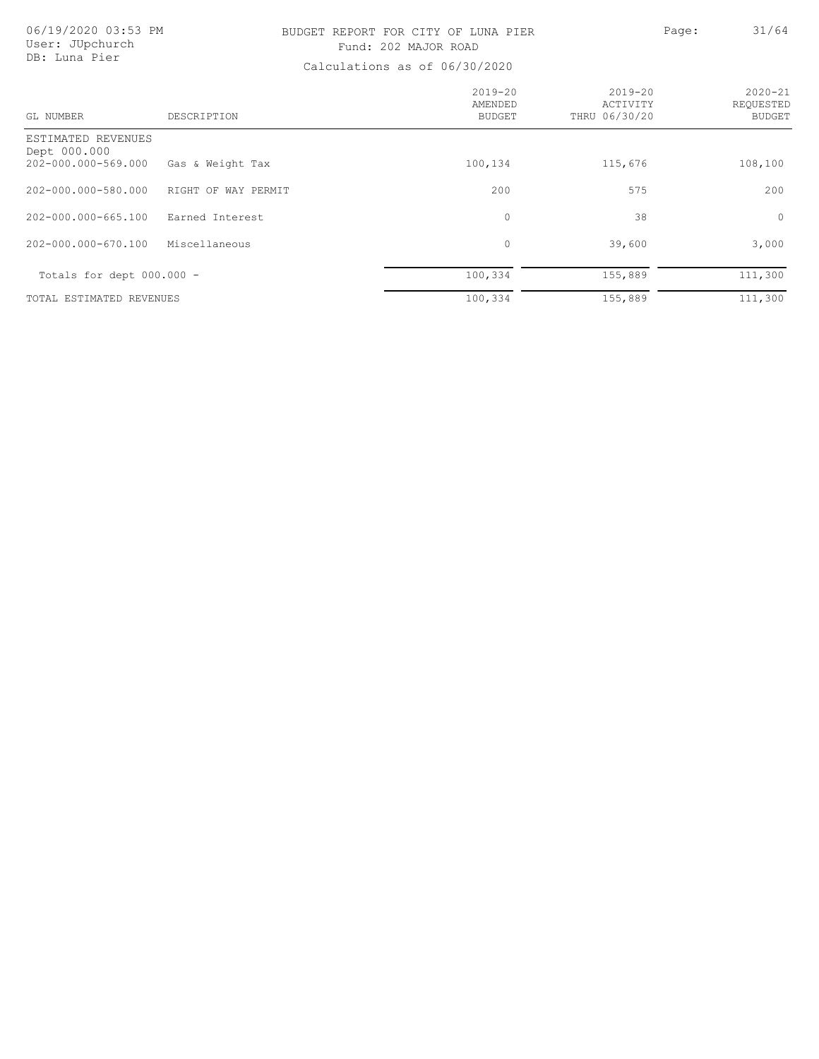# BUDGET REPORT FOR CITY OF LUNA PIER

Fund: 202 MAJOR ROAD

Calculations as of 06/30/2020

| GL NUMBER | DESCRIPTION | 2019-20 AMENDED BUDGET | 2019-20 ACTIVITY THRU 06/30/20 | 2020-21 REQUESTED BUDGET |
|---|---|---|---|---|
| ESTIMATED REVENUES | | | | |
| Dept 000.000 | | | | |
| 202-000.000-569.000 | Gas & Weight Tax | 100,134 | 115,676 | 108,100 |
| 202-000.000-580.000 | RIGHT OF WAY PERMIT | 200 | 575 | 200 |
| 202-000.000-665.100 | Earned Interest | 0 | 38 | 0 |
| 202-000.000-670.100 | Miscellaneous | 0 | 39,600 | 3,000 |
| Totals for dept 000.000 - | | 100,334 | 155,889 | 111,300 |
| TOTAL ESTIMATED REVENUES | | 100,334 | 155,889 | 111,300 |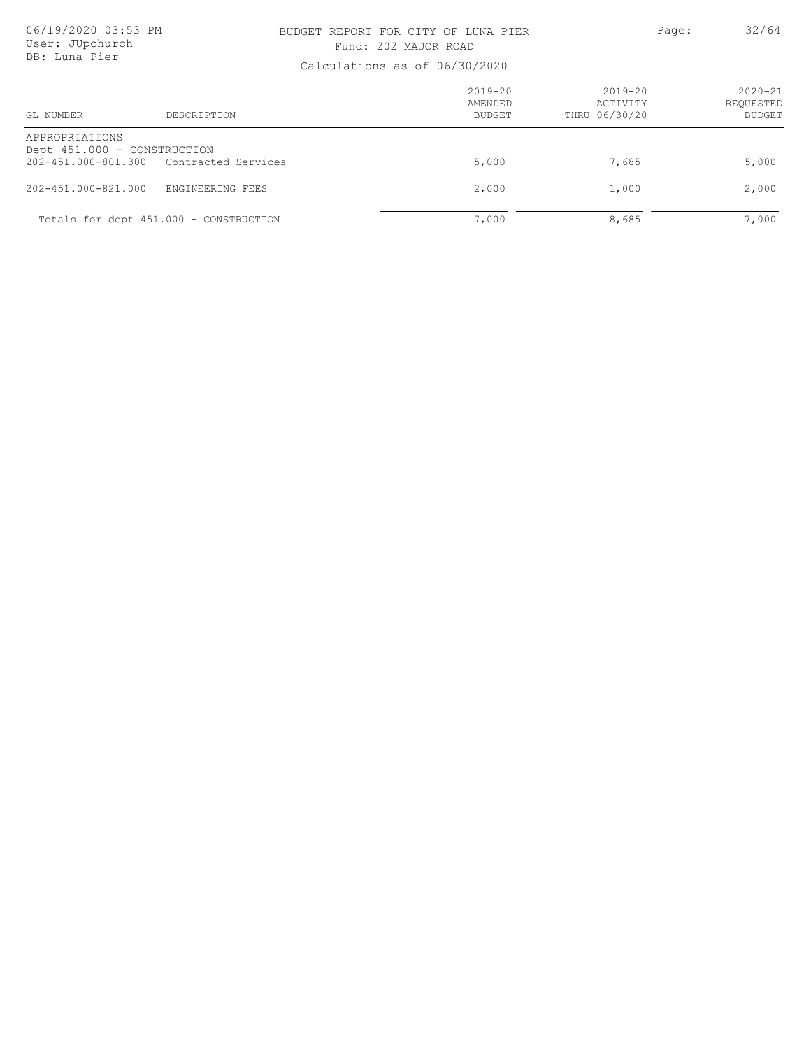BUDGET REPORT FOR CITY OF LUNA PIER

Fund: 202 MAJOR ROAD

Calculations as of 06/30/2020

| GL NUMBER | DESCRIPTION | 2019-20 AMENDED BUDGET | 2019-20 ACTIVITY THRU 06/30/20 | 2020-21 REQUESTED BUDGET |
|---|---|---|---|---|
| APPROPRIATIONS | | | | |
| Dept 451.000 - CONSTRUCTION | | | | |
| 202-451.000-801.300 | Contracted Services | 5,000 | 7,685 | 5,000 |
| 202-451.000-821.000 | ENGINEERING FEES | 2,000 | 1,000 | 2,000 |
| Totals for dept 451.000 - CONSTRUCTION | | 7,000 | 8,685 | 7,000 |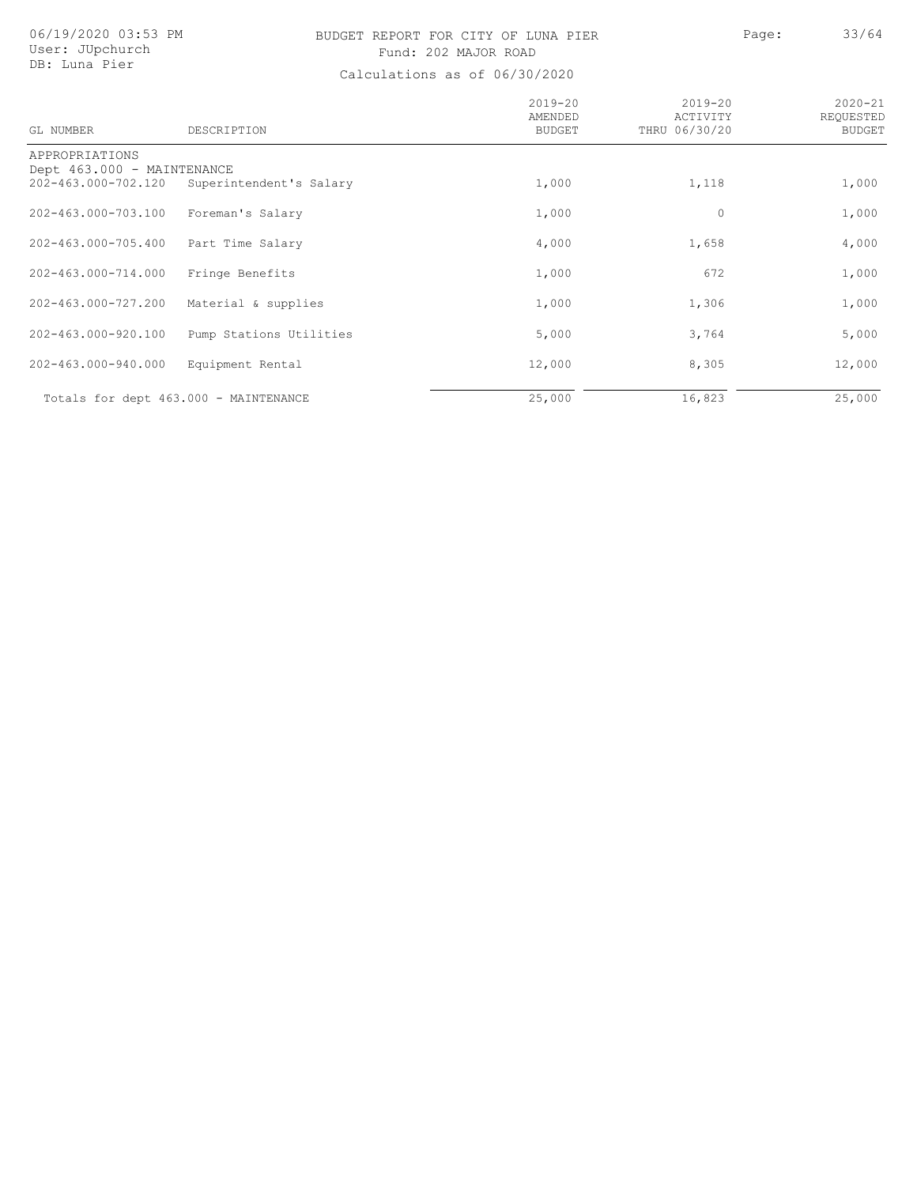# BUDGET REPORT FOR CITY OF LUNA PIER

Fund: 202 MAJOR ROAD

Calculations as of 06/30/2020

06/19/2020 03:53 PM
User: JUpchurch
DB: Luna Pier

| GL NUMBER | DESCRIPTION | 2019-20 AMENDED BUDGET | 2019-20 ACTIVITY THRU 06/30/20 | 2020-21 REQUESTED BUDGET |
|---|---|---|---|---|
| APPROPRIATIONS | | | | |
| Dept 463.000 - MAINTENANCE | | | | |
| 202-463.000-702.120 | Superintendent's Salary | 1,000 | 1,118 | 1,000 |
| 202-463.000-703.100 | Foreman's Salary | 1,000 | 0 | 1,000 |
| 202-463.000-705.400 | Part Time Salary | 4,000 | 1,658 | 4,000 |
| 202-463.000-714.000 | Fringe Benefits | 1,000 | 672 | 1,000 |
| 202-463.000-727.200 | Material & supplies | 1,000 | 1,306 | 1,000 |
| 202-463.000-920.100 | Pump Stations Utilities | 5,000 | 3,764 | 5,000 |
| 202-463.000-940.000 | Equipment Rental | 12,000 | 8,305 | 12,000 |
| Totals for dept 463.000 - MAINTENANCE | | 25,000 | 16,823 | 25,000 |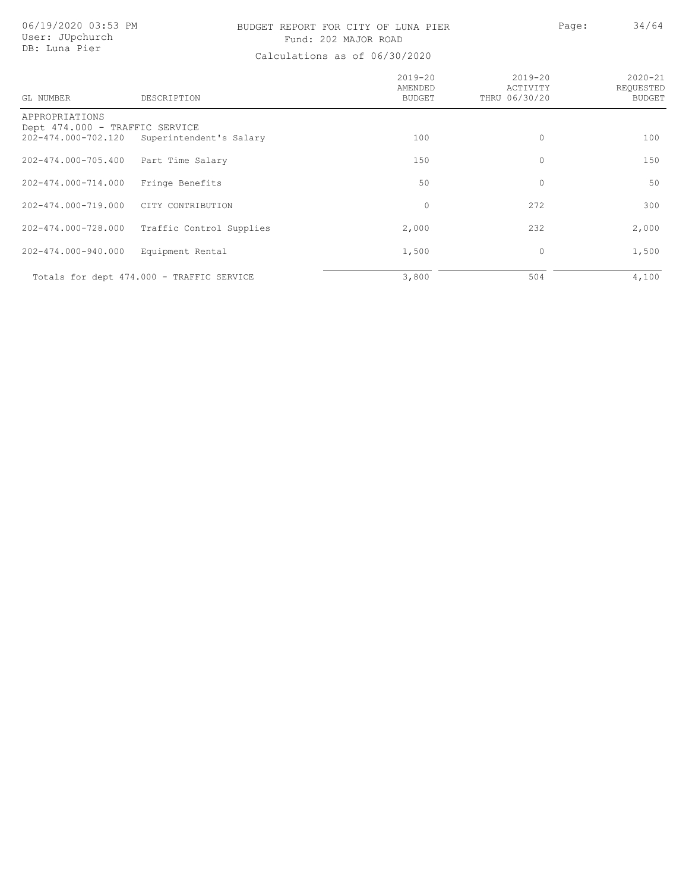# BUDGET REPORT FOR CITY OF LUNA PIER

Fund: 202 MAJOR ROAD

Calculations as of 06/30/2020

| GL NUMBER | DESCRIPTION | 2019-20 AMENDED BUDGET | 2019-20 ACTIVITY THRU 06/30/20 | 2020-21 REQUESTED BUDGET |
|---|---|---|---|---|
| APPROPRIATIONS | | | | |
| Dept 474.000 - TRAFFIC SERVICE | | | | |
| 202-474.000-702.120 | Superintendent's Salary | 100 | 0 | 100 |
| 202-474.000-705.400 | Part Time Salary | 150 | 0 | 150 |
| 202-474.000-714.000 | Fringe Benefits | 50 | 0 | 50 |
| 202-474.000-719.000 | CITY CONTRIBUTION | 0 | 272 | 300 |
| 202-474.000-728.000 | Traffic Control Supplies | 2,000 | 232 | 2,000 |
| 202-474.000-940.000 | Equipment Rental | 1,500 | 0 | 1,500 |
| Totals for dept 474.000 - TRAFFIC SERVICE | | 3,800 | 504 | 4,100 |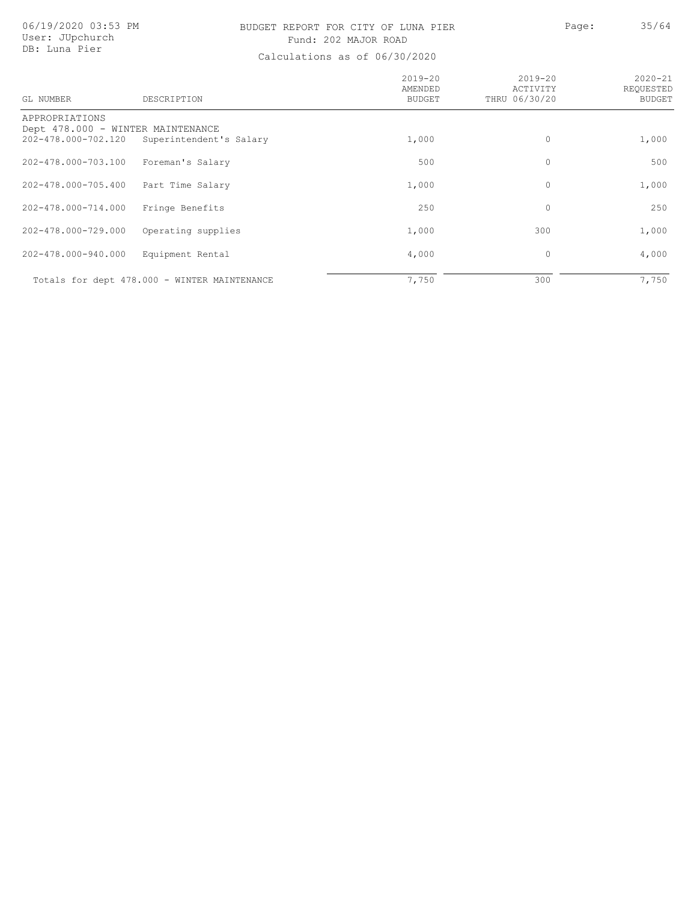BUDGET REPORT FOR CITY OF LUNA PIER

Fund: 202 MAJOR ROAD

Calculations as of 06/30/2020

| GL NUMBER | DESCRIPTION | 2019-20 AMENDED BUDGET | 2019-20 ACTIVITY THRU 06/30/20 | 2020-21 REQUESTED BUDGET |
|---|---|---|---|---|
| APPROPRIATIONS | | | | |
| Dept 478.000 - WINTER MAINTENANCE | | | | |
| 202-478.000-702.120 | Superintendent's Salary | 1,000 | 0 | 1,000 |
| 202-478.000-703.100 | Foreman's Salary | 500 | 0 | 500 |
| 202-478.000-705.400 | Part Time Salary | 1,000 | 0 | 1,000 |
| 202-478.000-714.000 | Fringe Benefits | 250 | 0 | 250 |
| 202-478.000-729.000 | Operating supplies | 1,000 | 300 | 1,000 |
| 202-478.000-940.000 | Equipment Rental | 4,000 | 0 | 4,000 |
| Totals for dept 478.000 - WINTER MAINTENANCE | | 7,750 | 300 | 7,750 |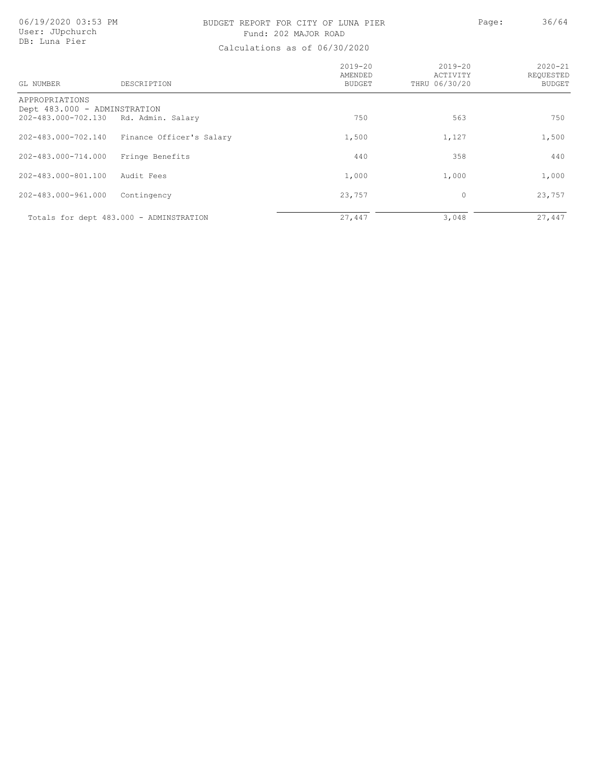BUDGET REPORT FOR CITY OF LUNA PIER

Fund: 202 MAJOR ROAD

Calculations as of 06/30/2020

| GL NUMBER | DESCRIPTION | 2019-20 AMENDED BUDGET | 2019-20 ACTIVITY THRU 06/30/20 | 2020-21 REQUESTED BUDGET |
|---|---|---|---|---|
| APPROPRIATIONS | | | | |
| Dept 483.000 - ADMINSTRATION | | | | |
| 202-483.000-702.130 | Rd. Admin. Salary | 750 | 563 | 750 |
| 202-483.000-702.140 | Finance Officer's Salary | 1,500 | 1,127 | 1,500 |
| 202-483.000-714.000 | Fringe Benefits | 440 | 358 | 440 |
| 202-483.000-801.100 | Audit Fees | 1,000 | 1,000 | 1,000 |
| 202-483.000-961.000 | Contingency | 23,757 | 0 | 23,757 |
| Totals for dept 483.000 - ADMINSTRATION | | 27,447 | 3,048 | 27,447 |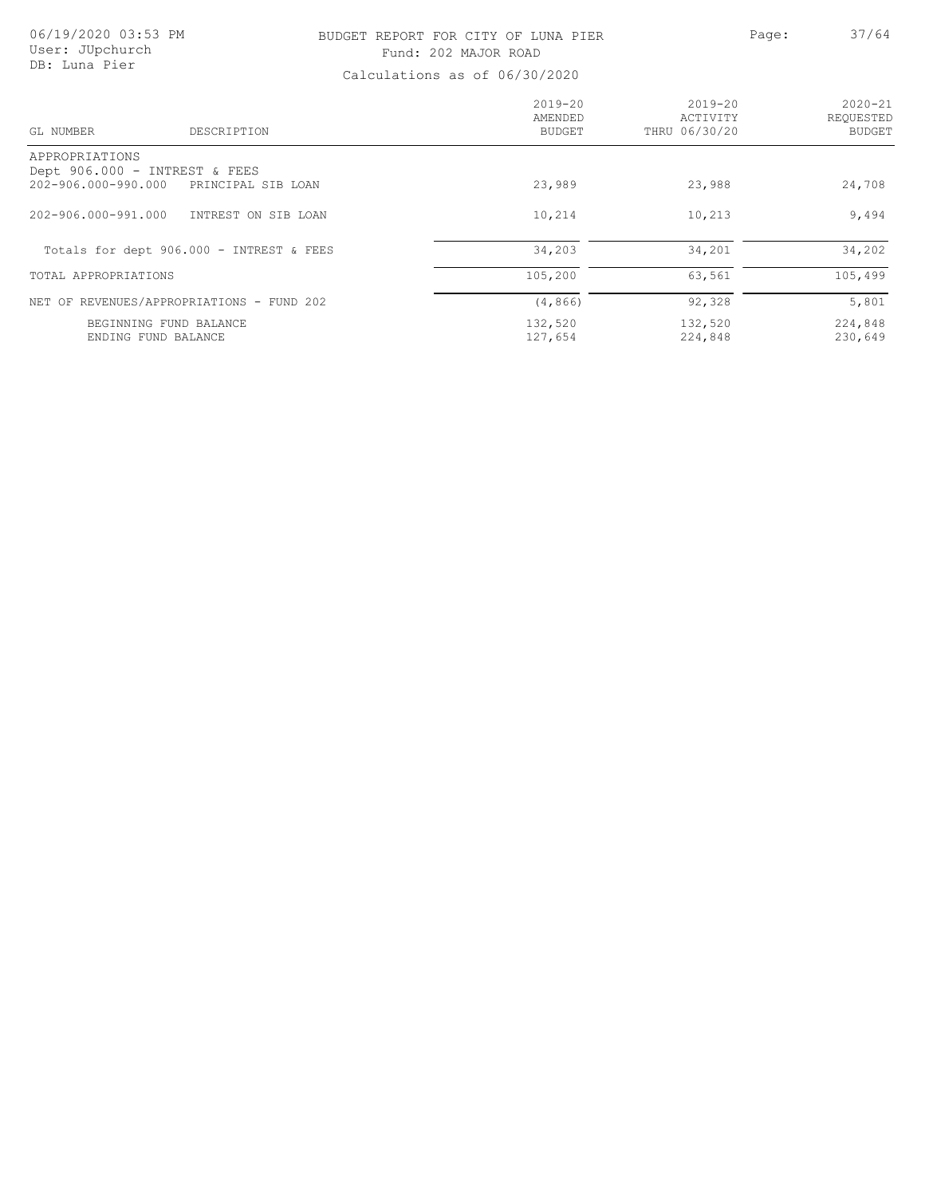BUDGET REPORT FOR CITY OF LUNA PIER

Fund: 202 MAJOR ROAD

Calculations as of 06/30/2020

| GL NUMBER | DESCRIPTION | 2019-20 AMENDED BUDGET | 2019-20 ACTIVITY THRU 06/30/20 | 2020-21 REQUESTED BUDGET |
|---|---|---|---|---|
| APPROPRIATIONS | | | | |
| Dept 906.000 - INTEREST & FEES | | | | |
| 202-906.000-990.000 | PRINCIPAL SIB LOAN | 23,989 | 23,988 | 24,708 |
| 202-906.000-991.000 | INTREST ON SIB LOAN | 10,214 | 10,213 | 9,494 |
| Totals for dept 906.000 - INTREST & FEES | | 34,203 | 34,201 | 34,202 |
| TOTAL APPROPRIATIONS | | 105,200 | 63,561 | 105,499 |
| NET OF REVENUES/APPROPRIATIONS - FUND 202 | | (4,866) | 92,328 | 5,801 |
| BEGINNING FUND BALANCE | | 132,520 | 132,520 | 224,848 |
| ENDING FUND BALANCE | | 127,654 | 224,848 | 230,649 |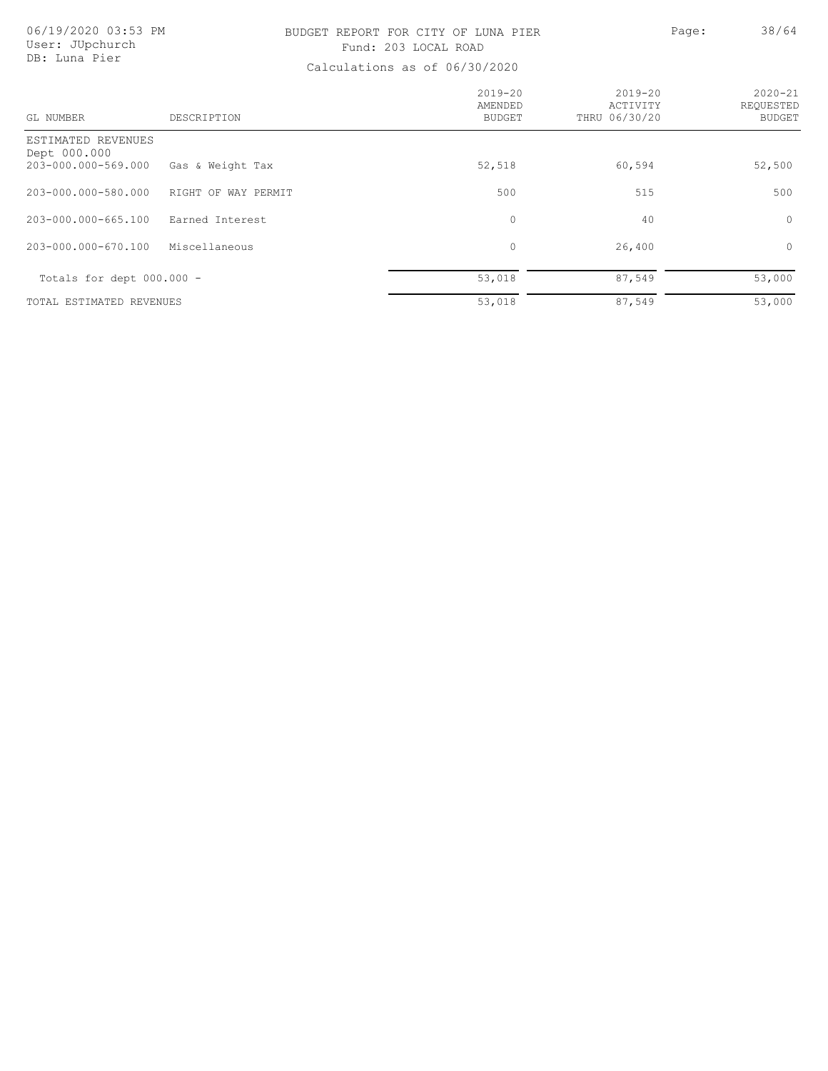# BUDGET REPORT FOR CITY OF LUNA PIER

Fund: 203 LOCAL ROAD

Calculations as of 06/30/2020

| GL NUMBER | DESCRIPTION | 2019-20 AMENDED BUDGET | 2019-20 ACTIVITY THRU 06/30/20 | 2020-21 REQUESTED BUDGET |
|---|---|---|---|---|
| ESTIMATED REVENUES | | | | |
| Dept 000.000 | | | | |
| 203-000.000-569.000 | Gas & Weight Tax | 52,518 | 60,594 | 52,500 |
| 203-000.000-580.000 | RIGHT OF WAY PERMIT | 500 | 515 | 500 |
| 203-000.000-665.100 | Earned Interest | 0 | 40 | 0 |
| 203-000.000-670.100 | Miscellaneous | 0 | 26,400 | 0 |
| Totals for dept 000.000 - | | 53,018 | 87,549 | 53,000 |
| TOTAL ESTIMATED REVENUES | | 53,018 | 87,549 | 53,000 |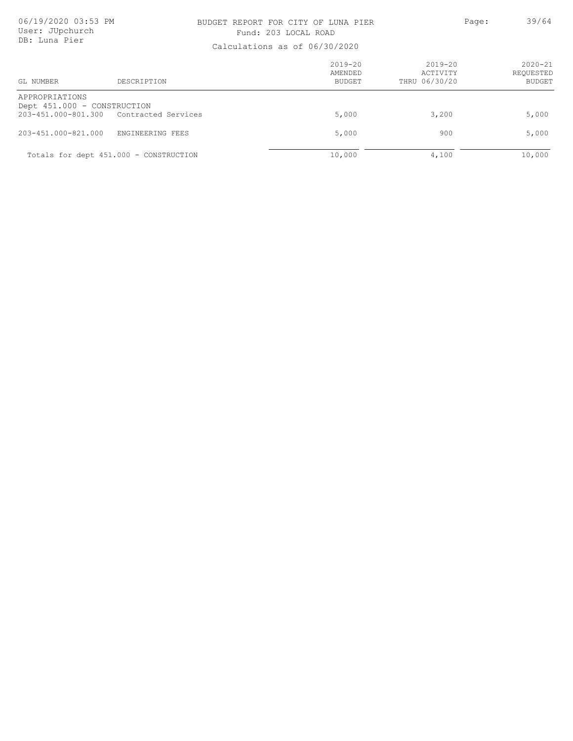# BUDGET REPORT FOR CITY OF LUNA PIER

Fund: 203 LOCAL ROAD

Calculations as of 06/30/2020

| GL NUMBER | DESCRIPTION | 2019-20 AMENDED BUDGET | 2019-20 ACTIVITY THRU 06/30/20 | 2020-21 REQUESTED BUDGET |
|---|---|---|---|---|
| APPROPRIATIONS | | | | |
| Dept 451.000 - CONSTRUCTION | | | | |
| 203-451.000-801.300 | Contracted Services | 5,000 | 3,200 | 5,000 |
| 203-451.000-821.000 | ENGINEERING FEES | 5,000 | 900 | 5,000 |
| Totals for dept 451.000 - CONSTRUCTION | | 10,000 | 4,100 | 10,000 |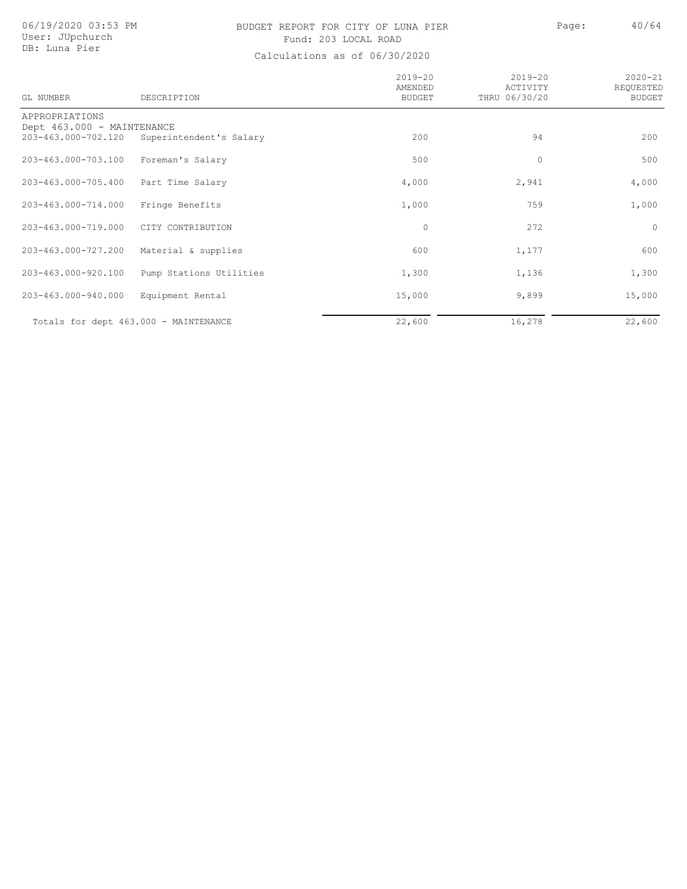BUDGET REPORT FOR CITY OF LUNA PIER

Fund: 203 LOCAL ROAD

Calculations as of 06/30/2020

06/19/2020 03:53 PM
User: JUpchurch
DB: Luna Pier

| GL NUMBER | DESCRIPTION | 2019-20 AMENDED BUDGET | 2019-20 ACTIVITY THRU 06/30/20 | 2020-21 REQUESTED BUDGET |
|---|---|---|---|---|
| APPROPRIATIONS | | | | |
| Dept 463.000 - MAINTENANCE | | | | |
| 203-463.000-702.120 | Superintendent's Salary | 200 | 94 | 200 |
| 203-463.000-703.100 | Foreman's Salary | 500 | 0 | 500 |
| 203-463.000-705.400 | Part Time Salary | 4,000 | 2,941 | 4,000 |
| 203-463.000-714.000 | Fringe Benefits | 1,000 | 759 | 1,000 |
| 203-463.000-719.000 | CITY CONTRIBUTION | 0 | 272 | 0 |
| 203-463.000-727.200 | Material & supplies | 600 | 1,177 | 600 |
| 203-463.000-920.100 | Pump Stations Utilities | 1,300 | 1,136 | 1,300 |
| 203-463.000-940.000 | Equipment Rental | 15,000 | 9,899 | 15,000 |
| Totals for dept 463.000 - MAINTENANCE | | 22,600 | 16,278 | 22,600 |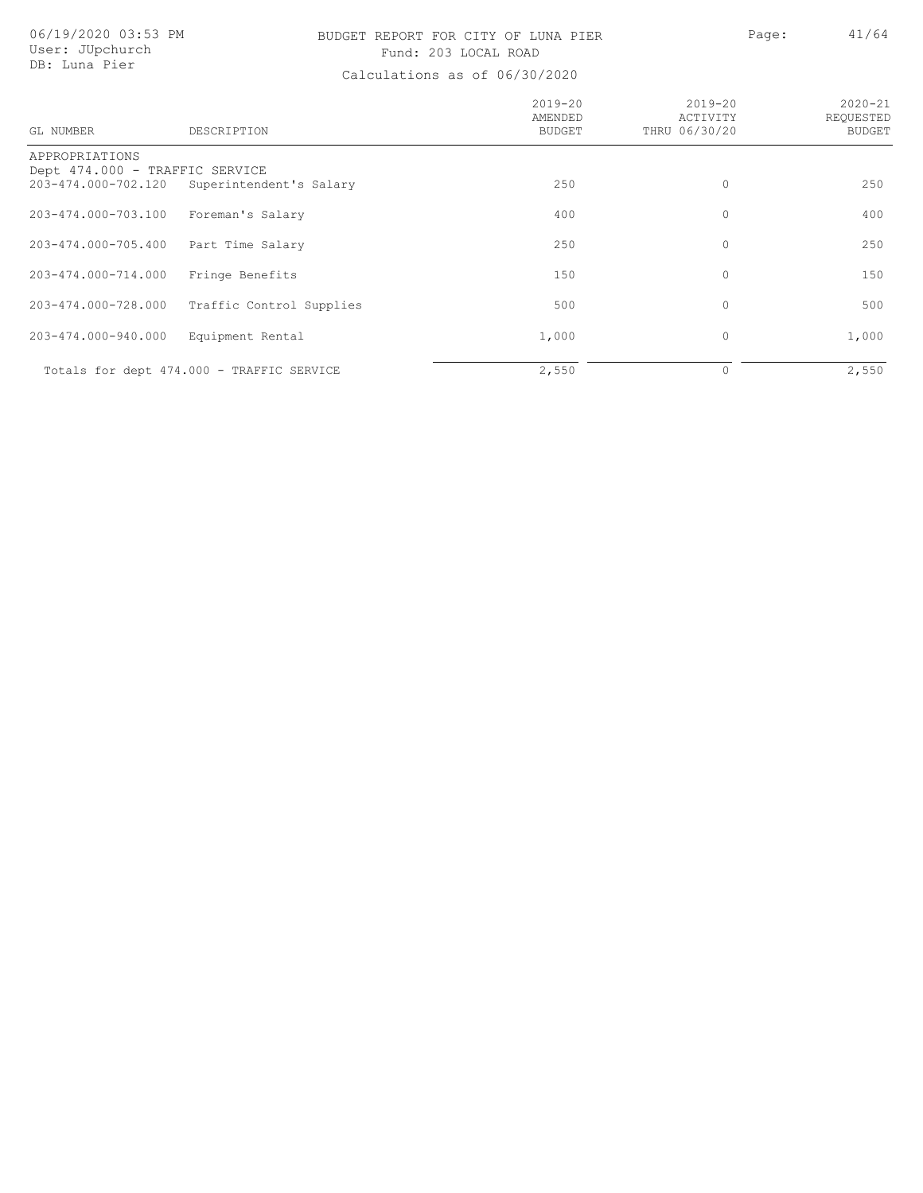# BUDGET REPORT FOR CITY OF LUNA PIER

Fund: 203 LOCAL ROAD

Calculations as of 06/30/2020

| GL NUMBER | DESCRIPTION | 2019-20 AMENDED BUDGET | 2019-20 ACTIVITY THRU 06/30/20 | 2020-21 REQUESTED BUDGET |
|---|---|---|---|---|
| APPROPRIATIONS | | | | |
| Dept 474.000 - TRAFFIC SERVICE | | | | |
| 203-474.000-702.120 | Superintendent's Salary | 250 | 0 | 250 |
| 203-474.000-703.100 | Foreman's Salary | 400 | 0 | 400 |
| 203-474.000-705.400 | Part Time Salary | 250 | 0 | 250 |
| 203-474.000-714.000 | Fringe Benefits | 150 | 0 | 150 |
| 203-474.000-728.000 | Traffic Control Supplies | 500 | 0 | 500 |
| 203-474.000-940.000 | Equipment Rental | 1,000 | 0 | 1,000 |
| Totals for dept 474.000 - TRAFFIC SERVICE | | 2,550 | 0 | 2,550 |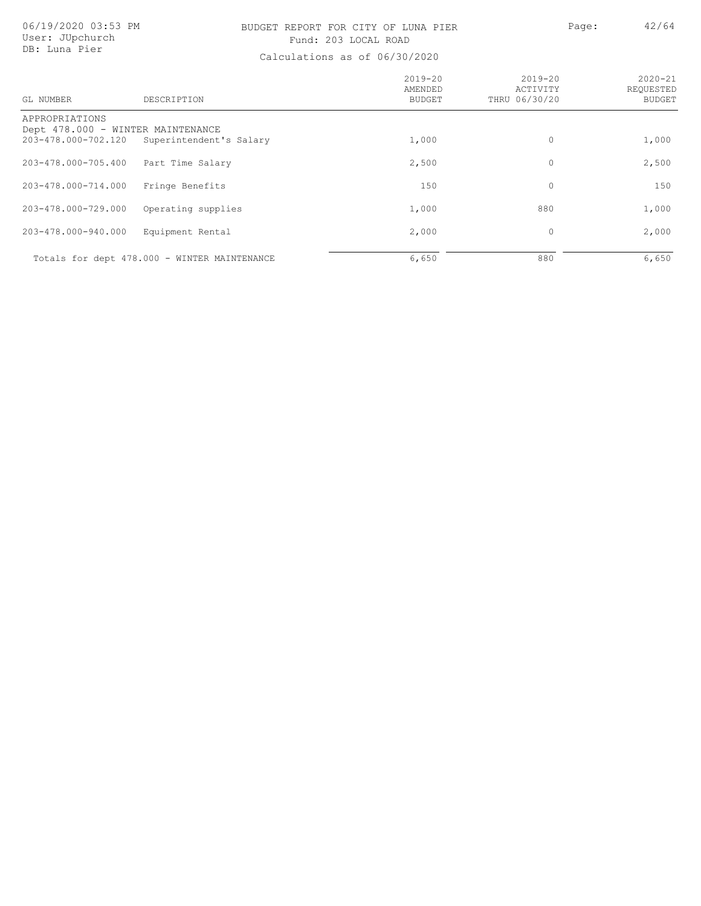BUDGET REPORT FOR CITY OF LUNA PIER

Fund: 203 LOCAL ROAD

Calculations as of 06/30/2020

06/19/2020 03:53 PM
User: JUpchurch
DB: Luna Pier

| GL NUMBER | DESCRIPTION | 2019-20 AMENDED BUDGET | 2019-20 ACTIVITY THRU 06/30/20 | 2020-21 REQUESTED BUDGET |
|---|---|---|---|---|
| APPROPRIATIONS | | | | |
| Dept 478.000 - WINTER MAINTENANCE | | | | |
| 203-478.000-702.120 | Superintendent's Salary | 1,000 | 0 | 1,000 |
| 203-478.000-705.400 | Part Time Salary | 2,500 | 0 | 2,500 |
| 203-478.000-714.000 | Fringe Benefits | 150 | 0 | 150 |
| 203-478.000-729.000 | Operating supplies | 1,000 | 880 | 1,000 |
| 203-478.000-940.000 | Equipment Rental | 2,000 | 0 | 2,000 |
| Totals for dept 478.000 - WINTER MAINTENANCE | | 6,650 | 880 | 6,650 |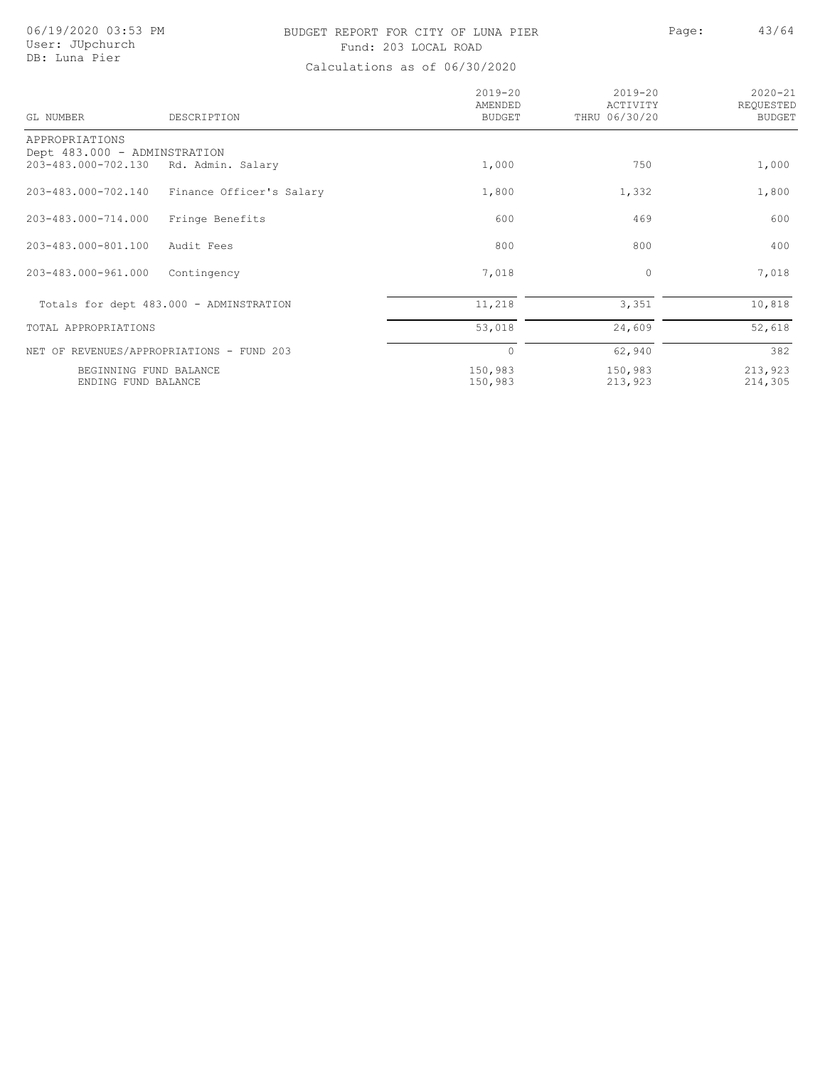BUDGET REPORT FOR CITY OF LUNA PIER

Fund: 203 LOCAL ROAD

Calculations as of 06/30/2020

| GL NUMBER | DESCRIPTION | 2019-20 AMENDED BUDGET | 2019-20 ACTIVITY THRU 06/30/20 | 2020-21 REQUESTED BUDGET |
|---|---|---|---|---|
| APPROPRIATIONS | | | | |
| Dept 483.000 - ADMINSTRATION | | | | |
| 203-483.000-702.130 | Rd. Admin. Salary | 1,000 | 750 | 1,000 |
| 203-483.000-702.140 | Finance Officer's Salary | 1,800 | 1,332 | 1,800 |
| 203-483.000-714.000 | Fringe Benefits | 600 | 469 | 600 |
| 203-483.000-801.100 | Audit Fees | 800 | 800 | 400 |
| 203-483.000-961.000 | Contingency | 7,018 | 0 | 7,018 |
| Totals for dept 483.000 - ADMINSTRATION | | 11,218 | 3,351 | 10,818 |
| TOTAL APPROPRIATIONS | | 53,018 | 24,609 | 52,618 |
| NET OF REVENUES/APPROPRIATIONS - FUND 203 | | 0 | 62,940 | 382 |
| BEGINNING FUND BALANCE | | 150,983 | 150,983 | 213,923 |
| ENDING FUND BALANCE | | 150,983 | 213,923 | 214,305 |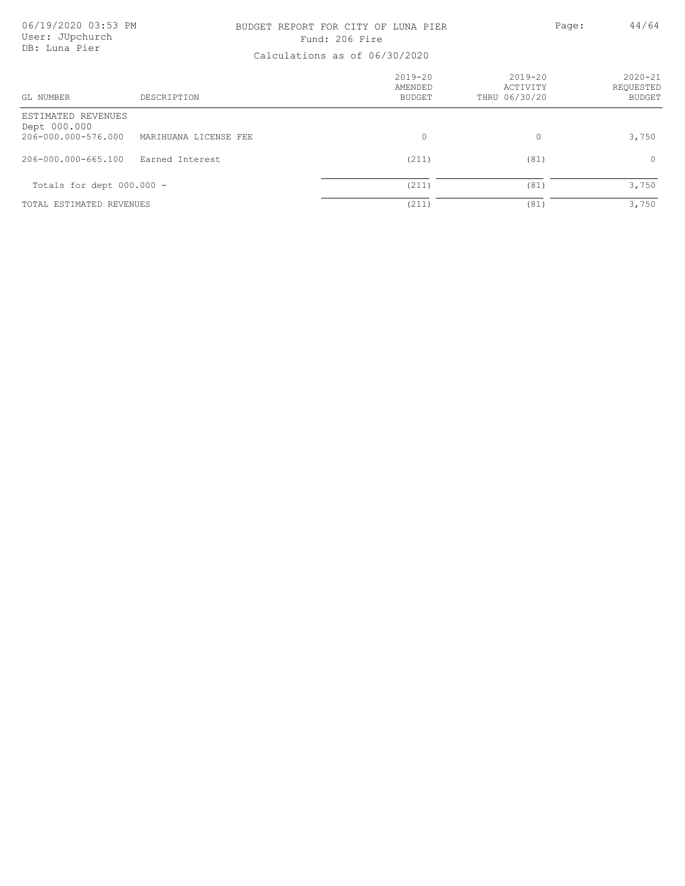# BUDGET REPORT FOR CITY OF LUNA PIER

Fund: 206 Fire

Calculations as of 06/30/2020

06/19/2020 03:53 PM
User: JUpchurch
DB: Luna Pier

| GL NUMBER | DESCRIPTION | 2019-20 AMENDED BUDGET | 2019-20 ACTIVITY THRU 06/30/20 | 2020-21 REQUESTED BUDGET |
|---|---|---|---|---|
| ESTIMATED REVENUES | | | | |
| Dept 000.000 | | | | |
| 206-000.000-576.000 | MARIHUANA LICENSE FEE | 0 | 0 | 3,750 |
| 206-000.000-665.100 | Earned Interest | (211) | (81) | 0 |
| Totals for dept 000.000 - | | (211) | (81) | 3,750 |
| TOTAL ESTIMATED REVENUES | | (211) | (81) | 3,750 |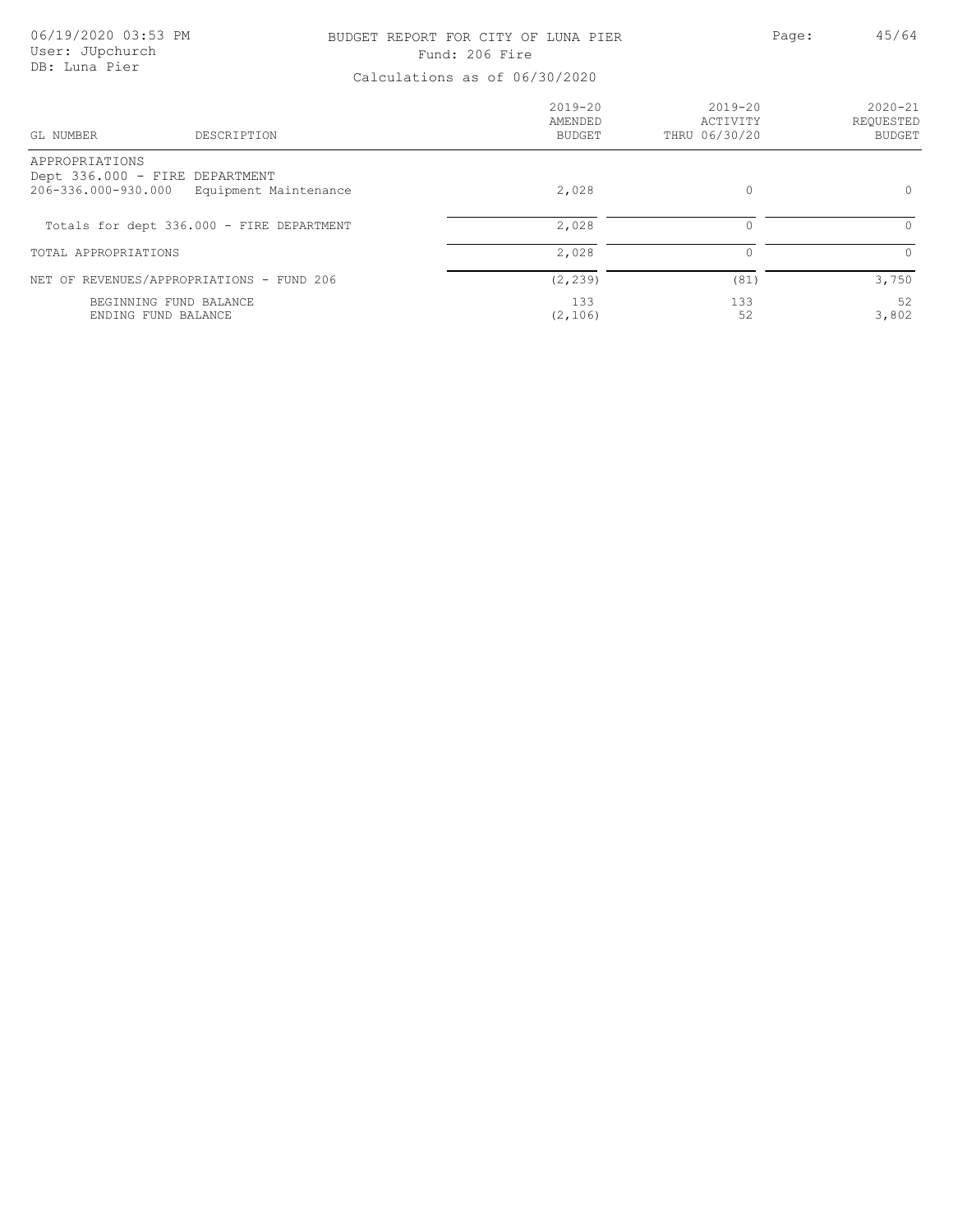BUDGET REPORT FOR CITY OF LUNA PIER

Fund: 206 Fire

Calculations as of 06/30/2020

06/19/2020 03:53 PM
User: JUpchurch
DB: Luna Pier

| GL NUMBER | DESCRIPTION | 2019-20 AMENDED BUDGET | 2019-20 ACTIVITY THRU 06/30/20 | 2020-21 REQUESTED BUDGET |
|---|---|---|---|---|
| APPROPRIATIONS | | | | |
| Dept 336.000 - FIRE DEPARTMENT | | | | |
| 206-336.000-930.000 | Equipment Maintenance | 2,028 | 0 | 0 |
| Totals for dept 336.000 - FIRE DEPARTMENT | | 2,028 | 0 | 0 |
| TOTAL APPROPRIATIONS | | 2,028 | 0 | 0 |
| NET OF REVENUES/APPROPRIATIONS - FUND 206 | | (2,239) | (81) | 3,750 |
| BEGINNING FUND BALANCE | | 133 | 133 | 52 |
| ENDING FUND BALANCE | | (2,106) | 52 | 3,802 |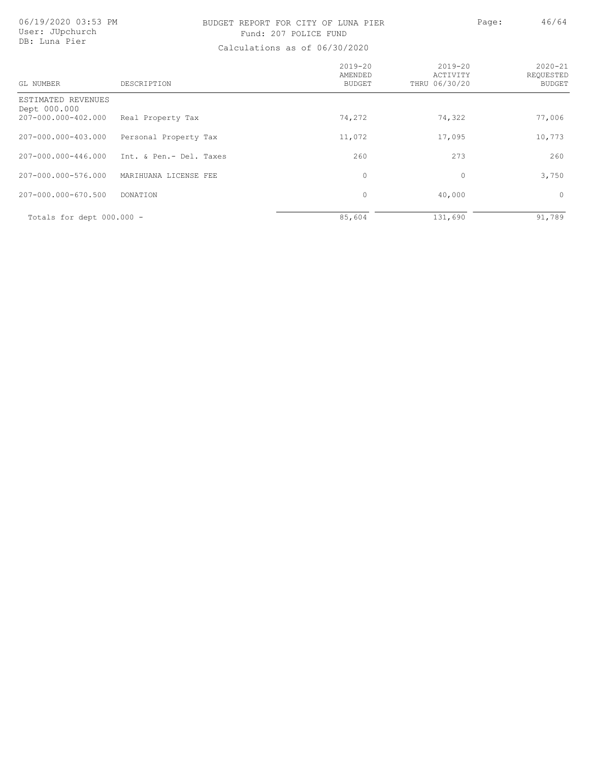BUDGET REPORT FOR CITY OF LUNA PIER

Fund: 207 POLICE FUND

Calculations as of 06/30/2020

06/19/2020 03:53 PM
User: JUpchurch
DB: Luna Pier

| GL NUMBER | DESCRIPTION | 2019-20 AMENDED BUDGET | 2019-20 ACTIVITY THRU 06/30/20 | 2020-21 REQUESTED BUDGET |
|---|---|---|---|---|
| ESTIMATED REVENUES | | | | |
| Dept 000.000 | | | | |
| 207-000.000-402.000 | Real Property Tax | 74,272 | 74,322 | 77,006 |
| 207-000.000-403.000 | Personal Property Tax | 11,072 | 17,095 | 10,773 |
| 207-000.000-446.000 | Int. & Pen.- Del. Taxes | 260 | 273 | 260 |
| 207-000.000-576.000 | MARIHUANA LICENSE FEE | 0 | 0 | 3,750 |
| 207-000.000-670.500 | DONATION | 0 | 40,000 | 0 |
| Totals for dept 000.000 - | | 85,604 | 131,690 | 91,789 |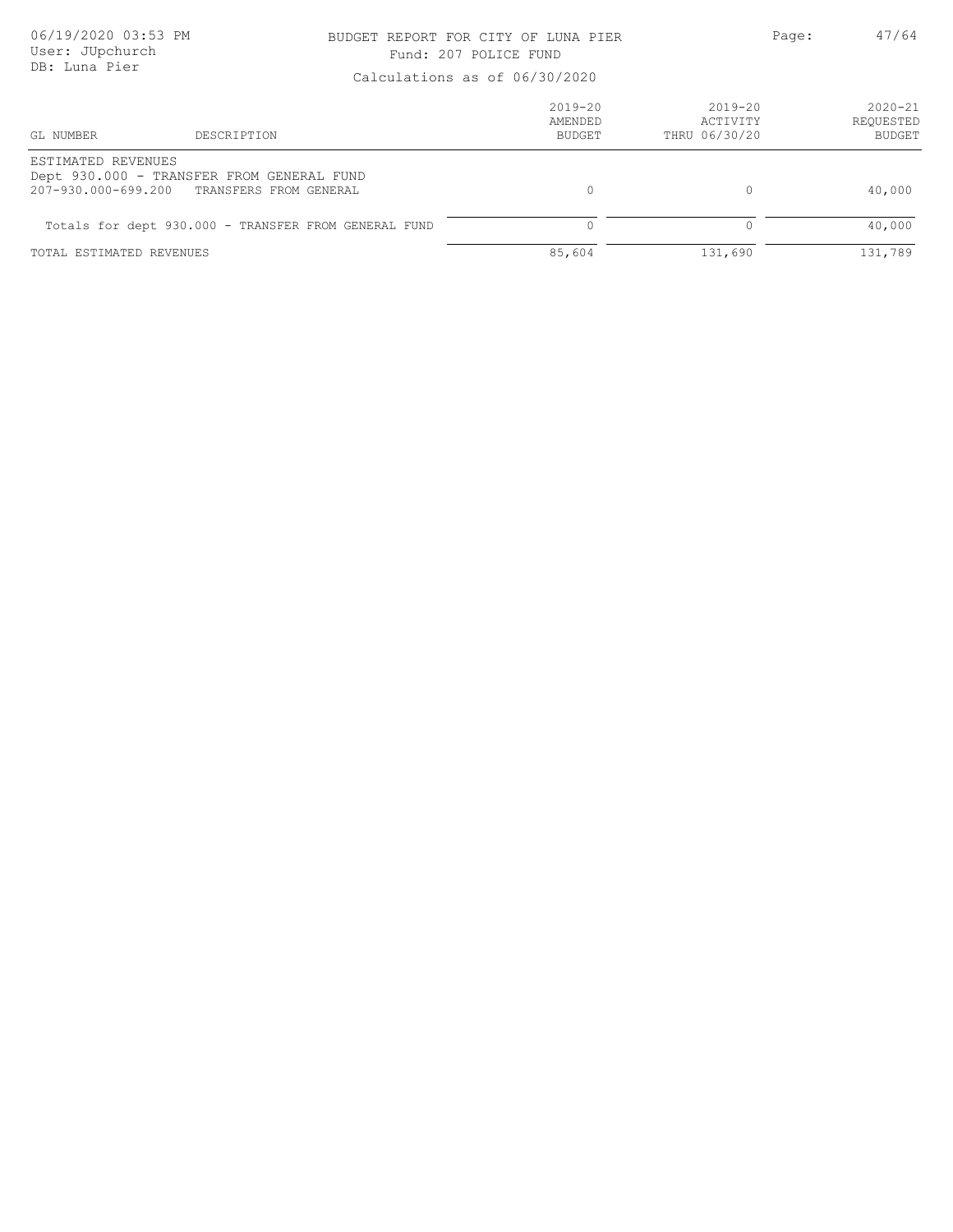BUDGET REPORT FOR CITY OF LUNA PIER

Fund: 207 POLICE FUND

Calculations as of 06/30/2020

| GL NUMBER | DESCRIPTION | 2019-20 AMENDED BUDGET | 2019-20 ACTIVITY THRU 06/30/20 | 2020-21 REQUESTED BUDGET |
|---|---|---|---|---|
| ESTIMATED REVENUES | | | | |
| Dept 930.000 - TRANSFER FROM GENERAL FUND | | | | |
| 207-930.000-699.200 | TRANSFERS FROM GENERAL | 0 | 0 | 40,000 |
| Totals for dept 930.000 - TRANSFER FROM GENERAL FUND | | 0 | 0 | 40,000 |
| TOTAL ESTIMATED REVENUES | | 85,604 | 131,690 | 131,789 |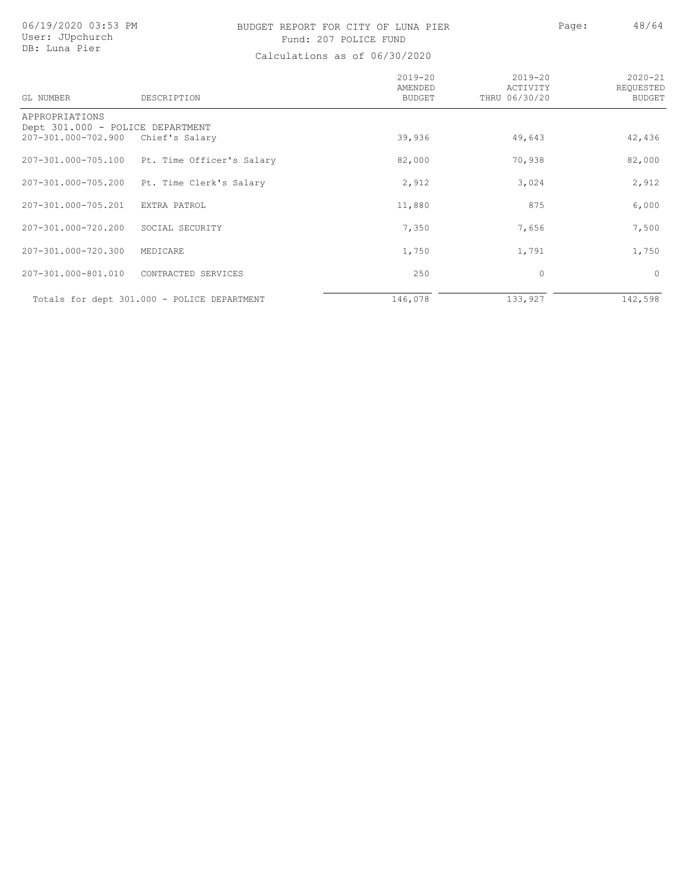# BUDGET REPORT FOR CITY OF LUNA PIER

Fund: 207 POLICE FUND

Calculations as of 06/30/2020

| GL NUMBER | DESCRIPTION | 2019-20 AMENDED BUDGET | 2019-20 ACTIVITY THRU 06/30/20 | 2020-21 REQUESTED BUDGET |
|---|---|---|---|---|
| APPROPRIATIONS | | | | |
| Dept 301.000 - POLICE DEPARTMENT | | | | |
| 207-301.000-702.900 | Chief's Salary | 39,936 | 49,643 | 42,436 |
| 207-301.000-705.100 | Pt. Time Officer's Salary | 82,000 | 70,938 | 82,000 |
| 207-301.000-705.200 | Pt. Time Clerk's Salary | 2,912 | 3,024 | 2,912 |
| 207-301.000-705.201 | EXTRA PATROL | 11,880 | 875 | 6,000 |
| 207-301.000-720.200 | SOCIAL SECURITY | 7,350 | 7,656 | 7,500 |
| 207-301.000-720.300 | MEDICARE | 1,750 | 1,791 | 1,750 |
| 207-301.000-801.010 | CONTRACTED SERVICES | 250 | 0 | 0 |
| Totals for dept 301.000 - POLICE DEPARTMENT | | 146,078 | 133,927 | 142,598 |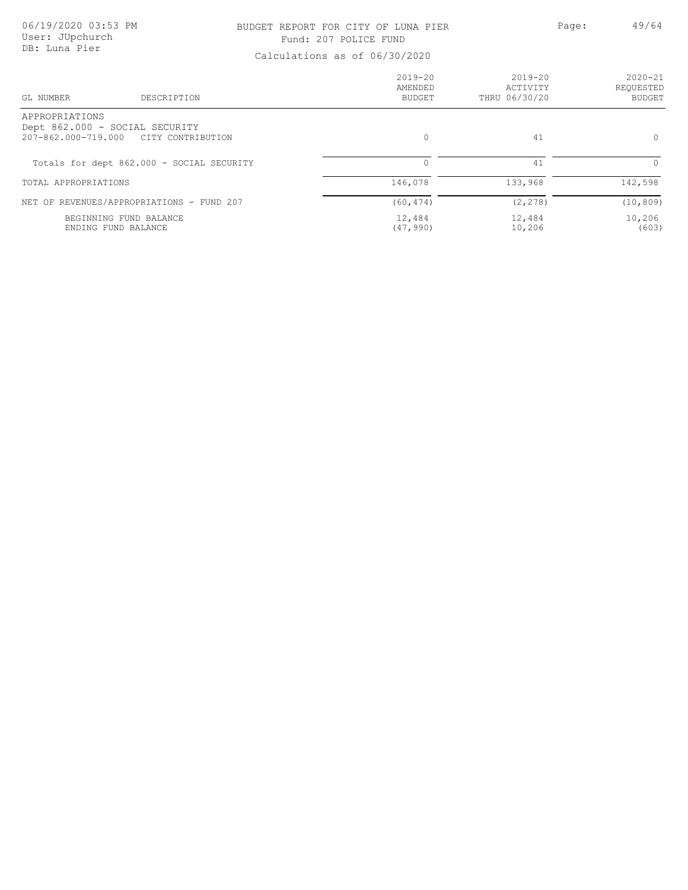BUDGET REPORT FOR CITY OF LUNA PIER
Fund: 207 POLICE FUND
Calculations as of 06/30/2020

| GL NUMBER | DESCRIPTION | 2019-20 AMENDED BUDGET | 2019-20 ACTIVITY THRU 06/30/20 | 2020-21 REQUESTED BUDGET |
|---|---|---|---|---|
| APPROPRIATIONS | | | | |
| Dept 862.000 - SOCIAL SECURITY | | | | |
| 207-862.000-719.000 | CITY CONTRIBUTION | 0 | 41 | 0 |
| Totals for dept 862.000 - SOCIAL SECURITY | | 0 | 41 | 0 |
| TOTAL APPROPRIATIONS | | 146,078 | 133,968 | 142,598 |
| NET OF REVENUES/APPROPRIATIONS - FUND 207 | | (60,474) | (2,278) | (10,809) |
| BEGINNING FUND BALANCE | | 12,484 | 12,484 | 10,206 |
| ENDING FUND BALANCE | | (47,990) | 10,206 | (603) |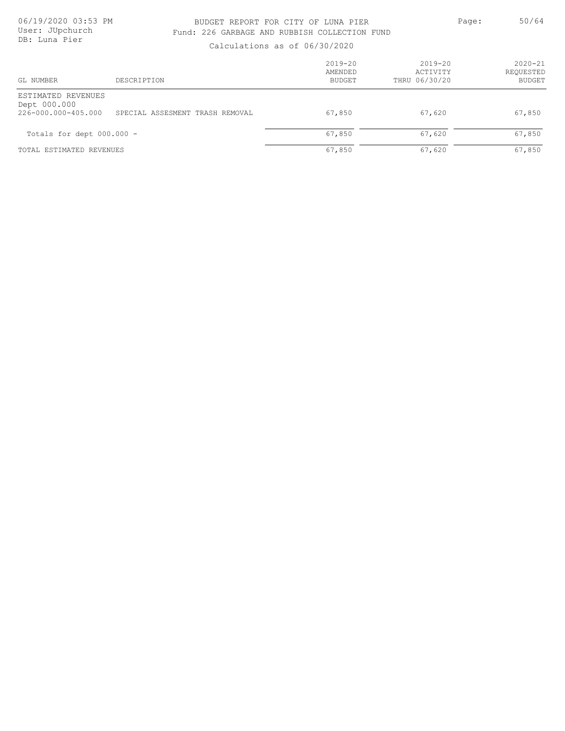# BUDGET REPORT FOR CITY OF LUNA PIER

Fund: 226 GARBAGE AND RUBBISH COLLECTION FUND

Calculations as of 06/30/2020

| GL NUMBER | DESCRIPTION | 2019-20 AMENDED BUDGET | 2019-20 ACTIVITY THRU 06/30/20 | 2020-21 REQUESTED BUDGET |
|---|---|---|---|---|
| ESTIMATED REVENUES | | | | |
| Dept 000.000 | | | | |
| 226-000.000-405.000 | SPECIAL ASSESMENT TRASH REMOVAL | 67,850 | 67,620 | 67,850 |
| Totals for dept 000.000 - | | 67,850 | 67,620 | 67,850 |
| TOTAL ESTIMATED REVENUES | | 67,850 | 67,620 | 67,850 |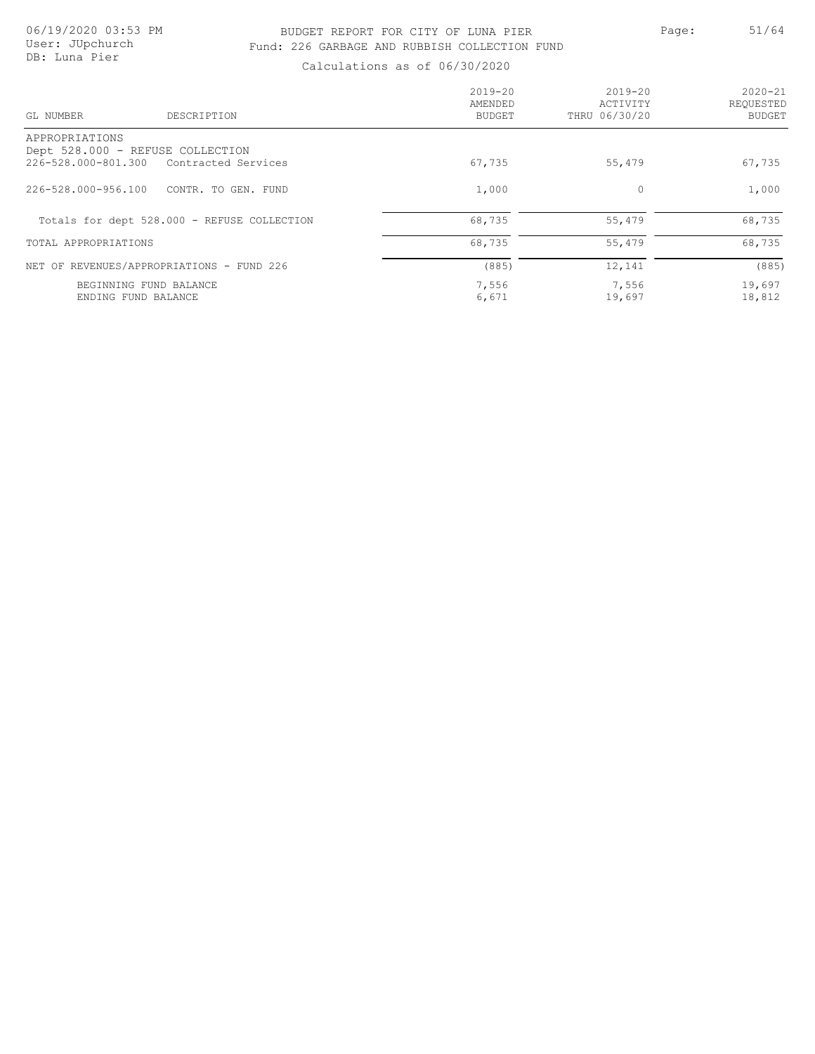# BUDGET REPORT FOR CITY OF LUNA PIER

## Fund: 226 GARBAGE AND RUBBISH COLLECTION FUND

Calculations as of 06/30/2020

| GL NUMBER | DESCRIPTION | 2019-20 AMENDED BUDGET | 2019-20 ACTIVITY THRU 06/30/20 | 2020-21 REQUESTED BUDGET |
|---|---|---|---|---|
| APPROPRIATIONS | | | | |
| Dept 528.000 - REFUSE COLLECTION | | | | |
| 226-528.000-801.300 | Contracted Services | 67,735 | 55,479 | 67,735 |
| 226-528.000-956.100 | CONTR. TO GEN. FUND | 1,000 | 0 | 1,000 |
| Totals for dept 528.000 - REFUSE COLLECTION | | 68,735 | 55,479 | 68,735 |
| TOTAL APPROPRIATIONS | | 68,735 | 55,479 | 68,735 |
| NET OF REVENUES/APPROPRIATIONS - FUND 226 | | (885) | 12,141 | (885) |
| BEGINNING FUND BALANCE | | 7,556 | 7,556 | 19,697 |
| ENDING FUND BALANCE | | 6,671 | 19,697 | 18,812 |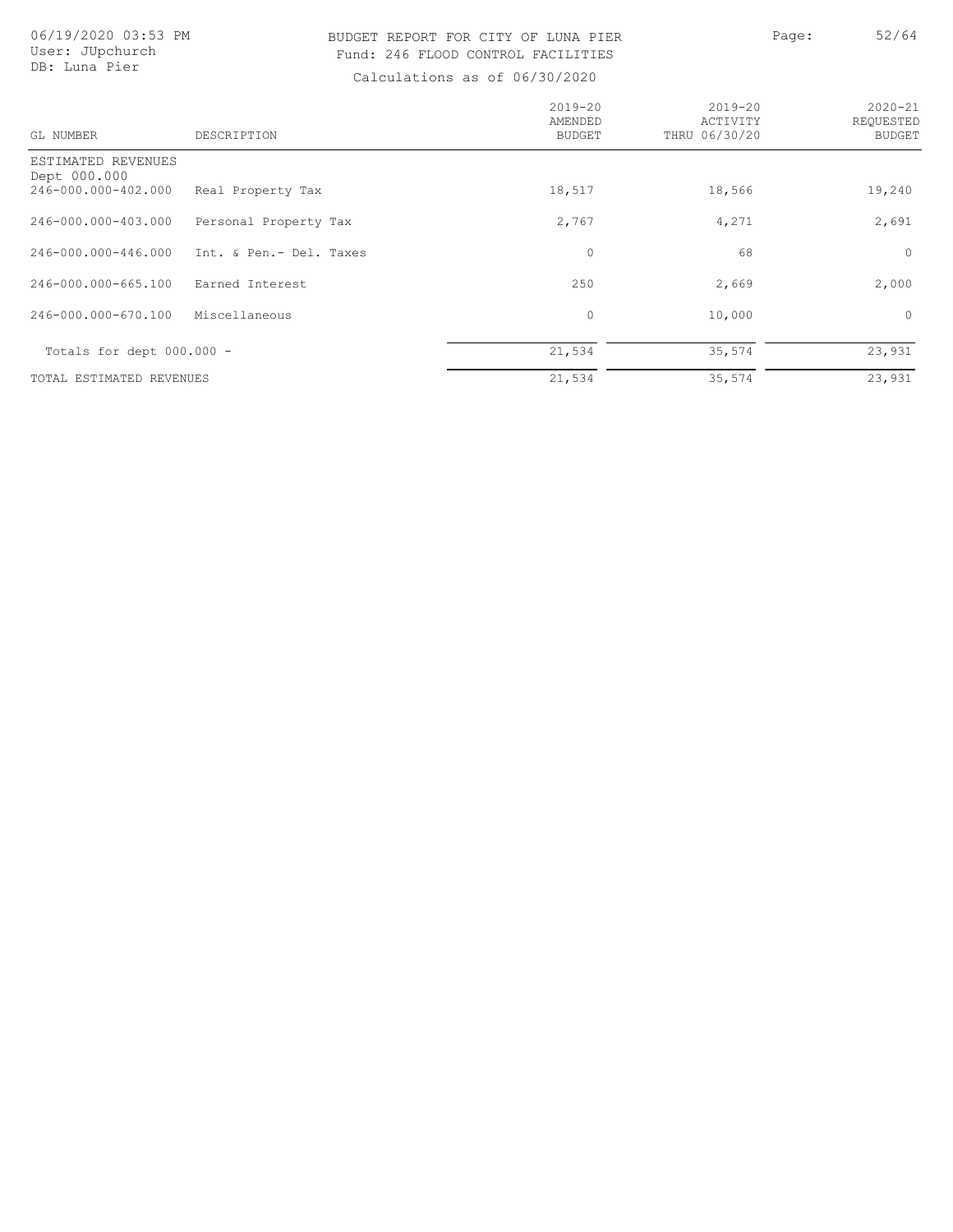BUDGET REPORT FOR CITY OF LUNA PIER
Fund: 246 FLOOD CONTROL FACILITIES

Calculations as of 06/30/2020

| GL NUMBER | DESCRIPTION | 2019-20 AMENDED BUDGET | 2019-20 ACTIVITY THRU 06/30/20 | 2020-21 REQUESTED BUDGET |
|---|---|---|---|---|
| ESTIMATED REVENUES | | | | |
| Dept 000.000 | | | | |
| 246-000.000-402.000 | Real Property Tax | 18,517 | 18,566 | 19,240 |
| 246-000.000-403.000 | Personal Property Tax | 2,767 | 4,271 | 2,691 |
| 246-000.000-446.000 | Int. & Pen.- Del. Taxes | 0 | 68 | 0 |
| 246-000.000-665.100 | Earned Interest | 250 | 2,669 | 2,000 |
| 246-000.000-670.100 | Miscellaneous | 0 | 10,000 | 0 |
| Totals for dept 000.000 - | | 21,534 | 35,574 | 23,931 |
| TOTAL ESTIMATED REVENUES | | 21,534 | 35,574 | 23,931 |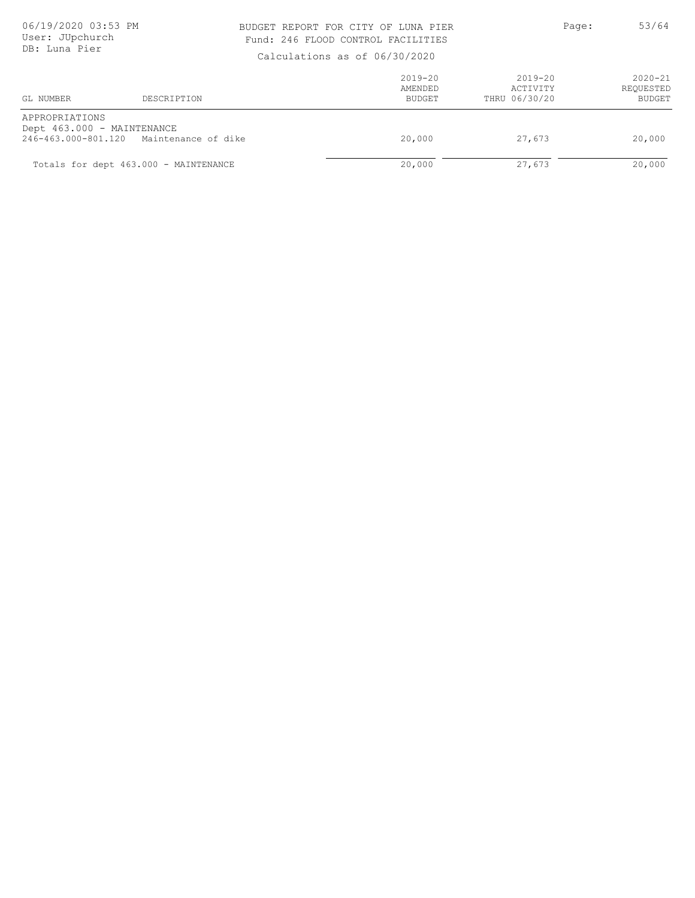BUDGET REPORT FOR CITY OF LUNA PIER
Fund: 246 FLOOD CONTROL FACILITIES
Calculations as of 06/30/2020

| GL NUMBER | DESCRIPTION | 2019-20 AMENDED BUDGET | 2019-20 ACTIVITY THRU 06/30/20 | 2020-21 REQUESTED BUDGET |
|---|---|---|---|---|
| APPROPRIATIONS | | | | |
| Dept 463.000 - MAINTENANCE | | | | |
| 246-463.000-801.120 | Maintenance of dike | 20,000 | 27,673 | 20,000 |
| Totals for dept 463.000 - MAINTENANCE | | 20,000 | 27,673 | 20,000 |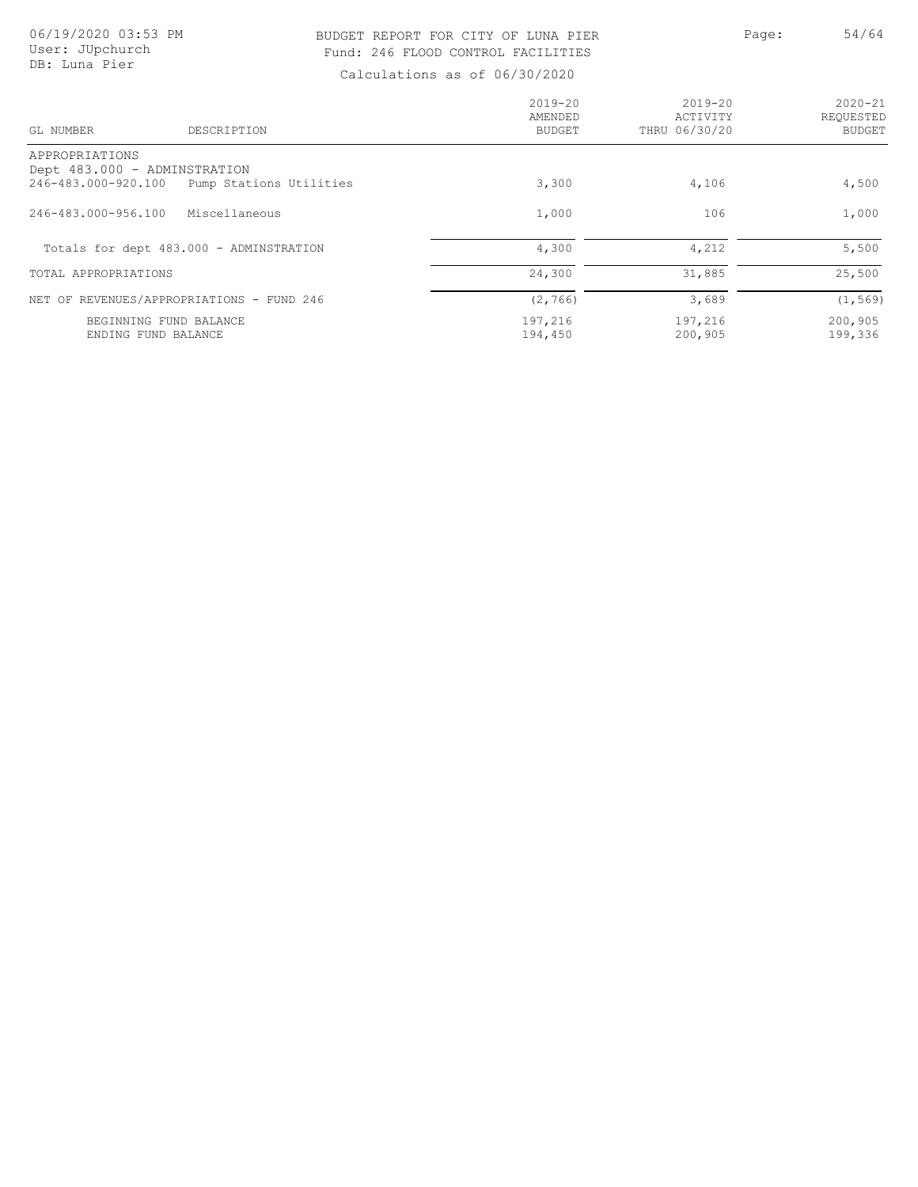BUDGET REPORT FOR CITY OF LUNA PIER
Fund: 246 FLOOD CONTROL FACILITIES

Calculations as of 06/30/2020

| GL NUMBER | DESCRIPTION | 2019-20 AMENDED BUDGET | 2019-20 ACTIVITY THRU 06/30/20 | 2020-21 REQUESTED BUDGET |
|---|---|---|---|---|
| APPROPRIATIONS | | | | |
| Dept 483.000 - ADMINSTRATION | | | | |
| 246-483.000-920.100 | Pump Stations Utilities | 3,300 | 4,106 | 4,500 |
| 246-483.000-956.100 | Miscellaneous | 1,000 | 106 | 1,000 |
| Totals for dept 483.000 - ADMINSTRATION | | 4,300 | 4,212 | 5,500 |
| TOTAL APPROPRIATIONS | | 24,300 | 31,885 | 25,500 |
| NET OF REVENUES/APPROPRIATIONS - FUND 246 | | (2,766) | 3,689 | (1,569) |
| BEGINNING FUND BALANCE | | 197,216 | 197,216 | 200,905 |
| ENDING FUND BALANCE | | 194,450 | 200,905 | 199,336 |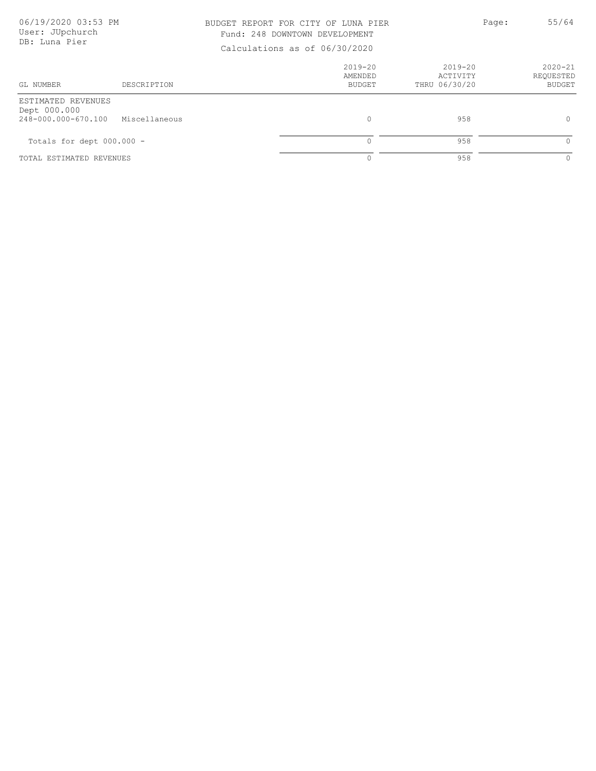# BUDGET REPORT FOR CITY OF LUNA PIER

Fund: 248 DOWNTOWN DEVELOPMENT

Calculations as of 06/30/2020

| GL NUMBER | DESCRIPTION | 2019-20 AMENDED BUDGET | 2019-20 ACTIVITY THRU 06/30/20 | 2020-21 REQUESTED BUDGET |
|---|---|---|---|---|
| ESTIMATED REVENUES | | | | |
| Dept 000.000 | | | | |
| 248-000.000-670.100 | Miscellaneous | 0 | 958 | 0 |
| Totals for dept 000.000 - | | 0 | 958 | 0 |
| TOTAL ESTIMATED REVENUES | | 0 | 958 | 0 |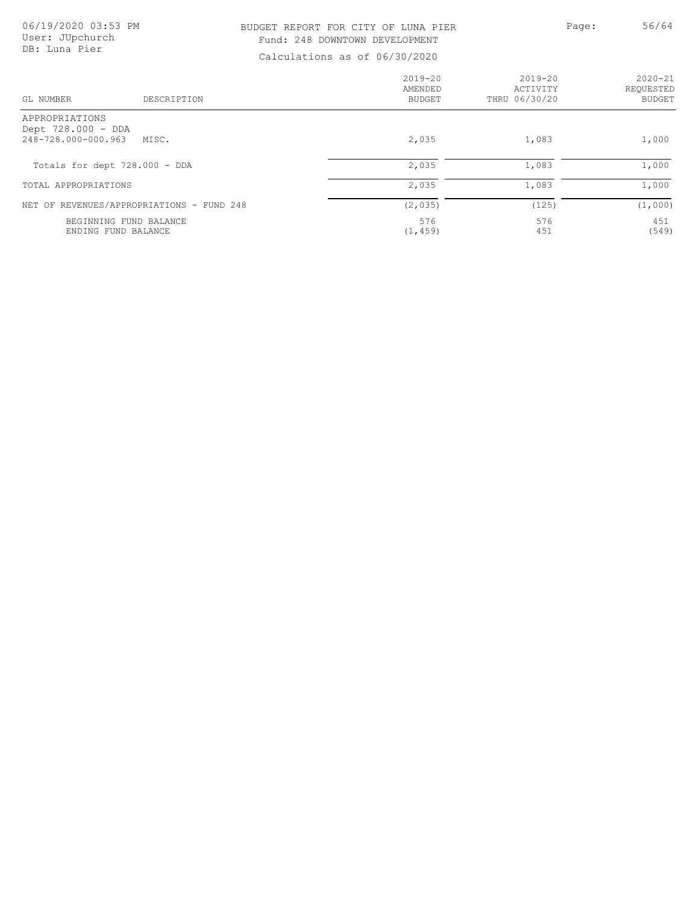BUDGET REPORT FOR CITY OF LUNA PIER
Fund: 248 DOWNTOWN DEVELOPMENT
Calculations as of 06/30/2020

| GL NUMBER | DESCRIPTION | 2019-20 AMENDED BUDGET | 2019-20 ACTIVITY THRU 06/30/20 | 2020-21 REQUESTED BUDGET |
|---|---|---|---|---|
| APPROPRIATIONS | | | | |
| Dept 728.000 - DDA | | | | |
| 248-728.000-000.963 | MISC. | 2,035 | 1,083 | 1,000 |
| Totals for dept 728.000 - DDA | | 2,035 | 1,083 | 1,000 |
| TOTAL APPROPRIATIONS | | 2,035 | 1,083 | 1,000 |
| NET OF REVENUES/APPROPRIATIONS - FUND 248 | | (2,035) | (125) | (1,000) |
| BEGINNING FUND BALANCE | | 576 | 576 | 451 |
| ENDING FUND BALANCE | | (1,459) | 451 | (549) |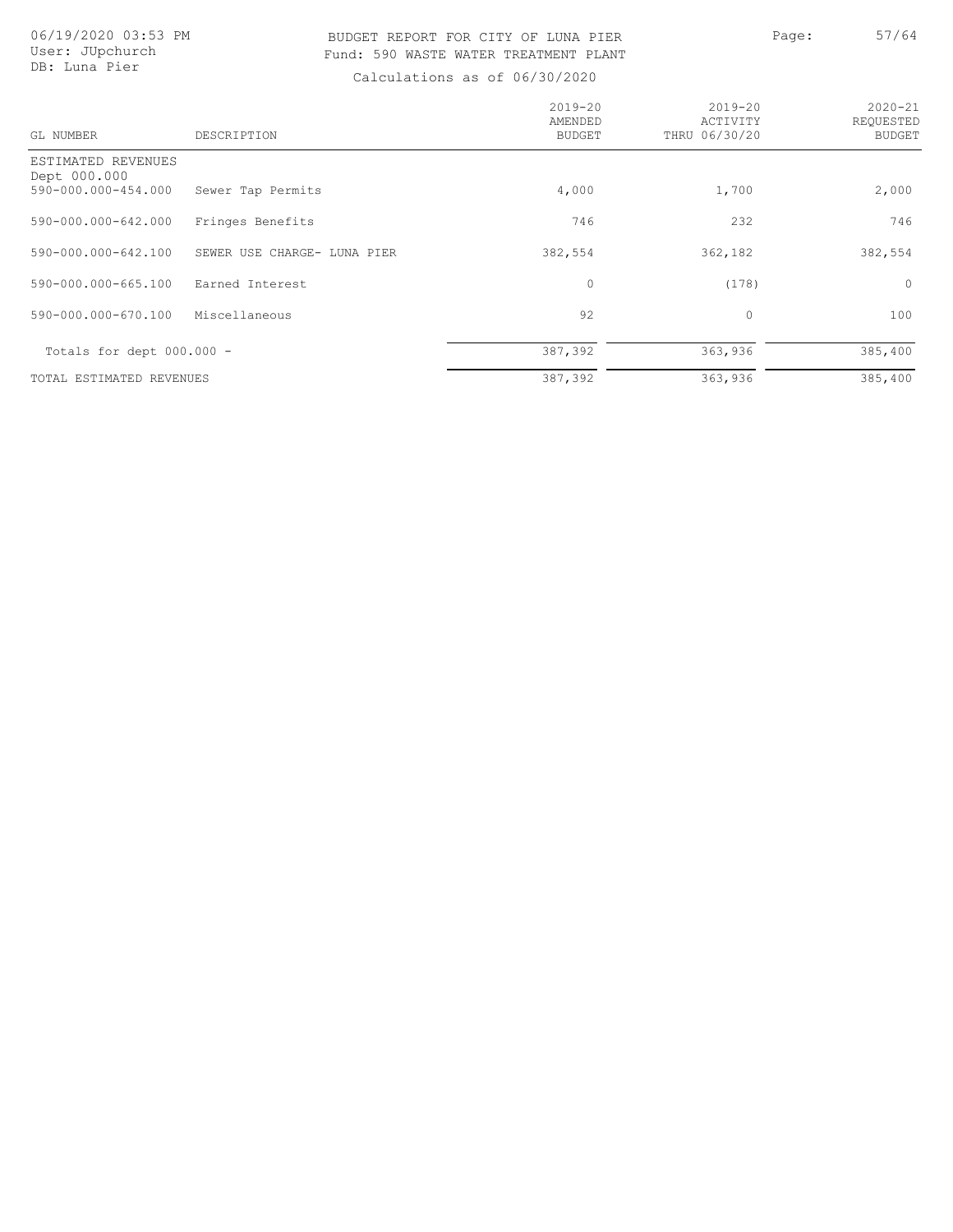# BUDGET REPORT FOR CITY OF LUNA PIER

Fund: 590 WASTE WATER TREATMENT PLANT

Calculations as of 06/30/2020

| GL NUMBER | DESCRIPTION | 2019-20 AMENDED BUDGET | 2019-20 ACTIVITY THRU 06/30/20 | 2020-21 REQUESTED BUDGET |
|---|---|---|---|---|
| ESTIMATED REVENUES | | | | |
| Dept 000.000 | | | | |
| 590-000.000-454.000 | Sewer Tap Permits | 4,000 | 1,700 | 2,000 |
| 590-000.000-642.000 | Fringes Benefits | 746 | 232 | 746 |
| 590-000.000-642.100 | SEWER USE CHARGE- LUNA PIER | 382,554 | 362,182 | 382,554 |
| 590-000.000-665.100 | Earned Interest | 0 | (178) | 0 |
| 590-000.000-670.100 | Miscellaneous | 92 | 0 | 100 |
| Totals for dept 000.000 - | | 387,392 | 363,936 | 385,400 |
| TOTAL ESTIMATED REVENUES | | 387,392 | 363,936 | 385,400 |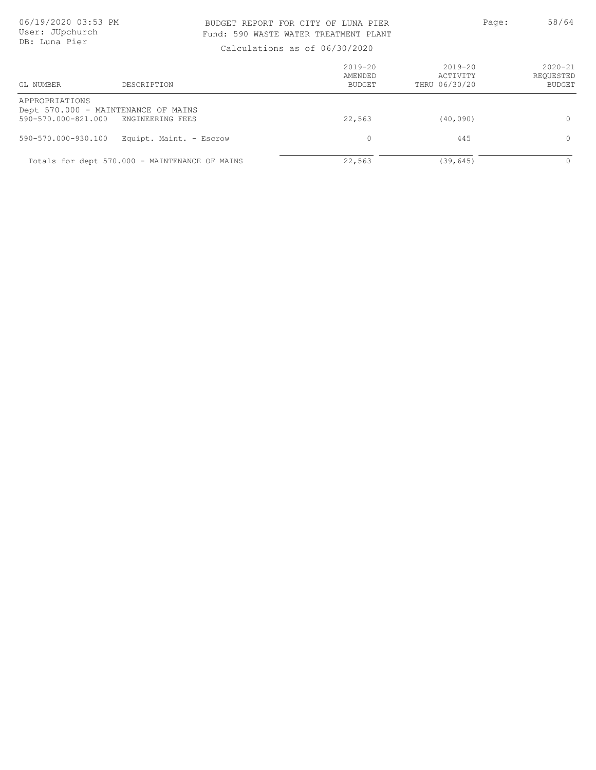BUDGET REPORT FOR CITY OF LUNA PIER
Fund: 590 WASTE WATER TREATMENT PLANT

Calculations as of 06/30/2020

| GL NUMBER | DESCRIPTION | 2019-20 AMENDED BUDGET | 2019-20 ACTIVITY THRU 06/30/20 | 2020-21 REQUESTED BUDGET |
|---|---|---|---|---|
| APPROPRIATIONS | | | | |
| Dept 570.000 - MAINTENANCE OF MAINS | | | | |
| 590-570.000-821.000 | ENGINEERING FEES | 22,563 | (40,090) | 0 |
| 590-570.000-930.100 | Equipt. Maint. - Escrow | 0 | 445 | 0 |
| Totals for dept 570.000 - MAINTENANCE OF MAINS | | 22,563 | (39,645) | 0 |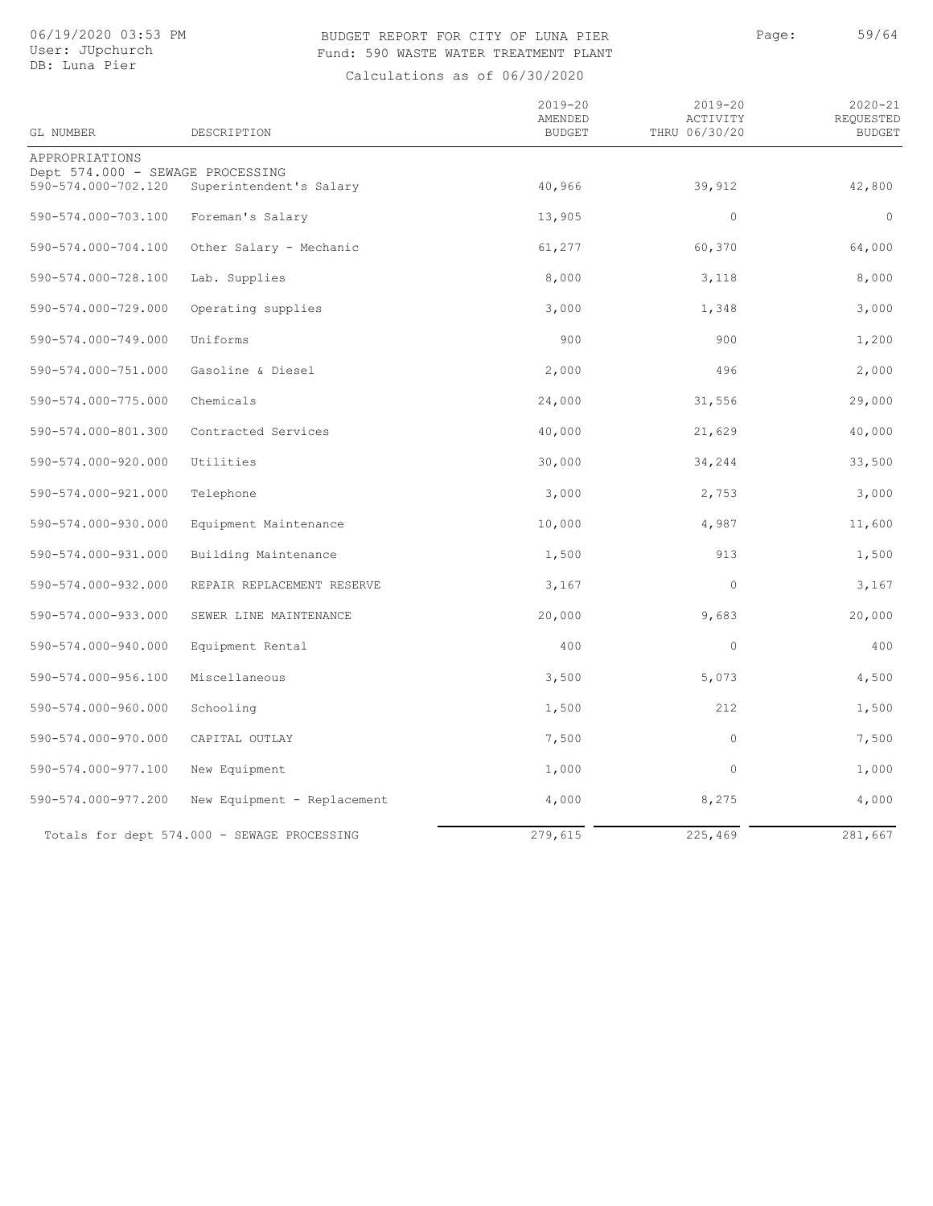# BUDGET REPORT FOR CITY OF LUNA PIER

## Fund: 590 WASTE WATER TREATMENT PLANT

Calculations as of 06/30/2020

| GL NUMBER | DESCRIPTION | 2019-20 AMENDED BUDGET | 2019-20 ACTIVITY THRU 06/30/20 | 2020-21 REQUESTED BUDGET |
|---|---|---|---|---|
| APPROPRIATIONS | | | | |
| Dept 574.000 - SEWAGE PROCESSING | | | | |
| 590-574.000-702.120 | Superintendent's Salary | 40,966 | 39,912 | 42,800 |
| 590-574.000-703.100 | Foreman's Salary | 13,905 | 0 | 0 |
| 590-574.000-704.100 | Other Salary - Mechanic | 61,277 | 60,370 | 64,000 |
| 590-574.000-728.100 | Lab. Supplies | 8,000 | 3,118 | 8,000 |
| 590-574.000-729.000 | Operating supplies | 3,000 | 1,348 | 3,000 |
| 590-574.000-749.000 | Uniforms | 900 | 900 | 1,200 |
| 590-574.000-751.000 | Gasoline & Diesel | 2,000 | 496 | 2,000 |
| 590-574.000-775.000 | Chemicals | 24,000 | 31,556 | 29,000 |
| 590-574.000-801.300 | Contracted Services | 40,000 | 21,629 | 40,000 |
| 590-574.000-920.000 | Utilities | 30,000 | 34,244 | 33,500 |
| 590-574.000-921.000 | Telephone | 3,000 | 2,753 | 3,000 |
| 590-574.000-930.000 | Equipment Maintenance | 10,000 | 4,987 | 11,600 |
| 590-574.000-931.000 | Building Maintenance | 1,500 | 913 | 1,500 |
| 590-574.000-932.000 | REPAIR REPLACEMENT RESERVE | 3,167 | 0 | 3,167 |
| 590-574.000-933.000 | SEWER LINE MAINTENANCE | 20,000 | 9,683 | 20,000 |
| 590-574.000-940.000 | Equipment Rental | 400 | 0 | 400 |
| 590-574.000-956.100 | Miscellaneous | 3,500 | 5,073 | 4,500 |
| 590-574.000-960.000 | Schooling | 1,500 | 212 | 1,500 |
| 590-574.000-970.000 | CAPITAL OUTLAY | 7,500 | 0 | 7,500 |
| 590-574.000-977.100 | New Equipment | 1,000 | 0 | 1,000 |
| 590-574.000-977.200 | New Equipment - Replacement | 4,000 | 8,275 | 4,000 |
| Totals for dept 574.000 - SEWAGE PROCESSING | | 279,615 | 225,469 | 281,667 |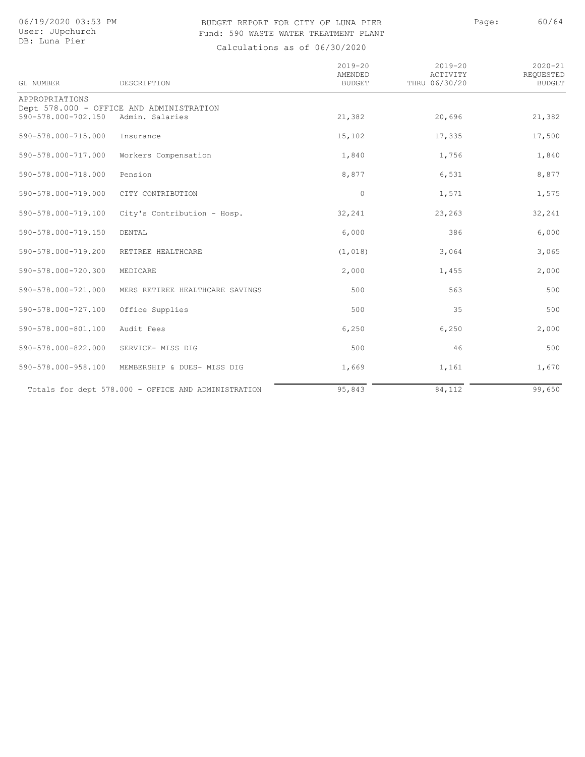BUDGET REPORT FOR CITY OF LUNA PIER

Fund: 590 WASTE WATER TREATMENT PLANT

Calculations as of 06/30/2020

| GL NUMBER | DESCRIPTION | 2019-20 AMENDED BUDGET | 2019-20 ACTIVITY THRU 06/30/20 | 2020-21 REQUESTED BUDGET |
|---|---|---|---|---|
| APPROPRIATIONS | | | | |
| Dept 578.000 - OFFICE AND ADMINISTRATION | | | | |
| 590-578.000-702.150 | Admin. Salaries | 21,382 | 20,696 | 21,382 |
| 590-578.000-715.000 | Insurance | 15,102 | 17,335 | 17,500 |
| 590-578.000-717.000 | Workers Compensation | 1,840 | 1,756 | 1,840 |
| 590-578.000-718.000 | Pension | 8,877 | 6,531 | 8,877 |
| 590-578.000-719.000 | CITY CONTRIBUTION | 0 | 1,571 | 1,575 |
| 590-578.000-719.100 | City's Contribution - Hosp. | 32,241 | 23,263 | 32,241 |
| 590-578.000-719.150 | DENTAL | 6,000 | 386 | 6,000 |
| 590-578.000-719.200 | RETIREE HEALTHCARE | (1,018) | 3,064 | 3,065 |
| 590-578.000-720.300 | MEDICARE | 2,000 | 1,455 | 2,000 |
| 590-578.000-721.000 | MERS RETIREE HEALTHCARE SAVINGS | 500 | 563 | 500 |
| 590-578.000-727.100 | Office Supplies | 500 | 35 | 500 |
| 590-578.000-801.100 | Audit Fees | 6,250 | 6,250 | 2,000 |
| 590-578.000-822.000 | SERVICE- MISS DIG | 500 | 46 | 500 |
| 590-578.000-958.100 | MEMBERSHIP & DUES- MISS DIG | 1,669 | 1,161 | 1,670 |
| Totals for dept 578.000 - OFFICE AND ADMINISTRATION | | 95,843 | 84,112 | 99,650 |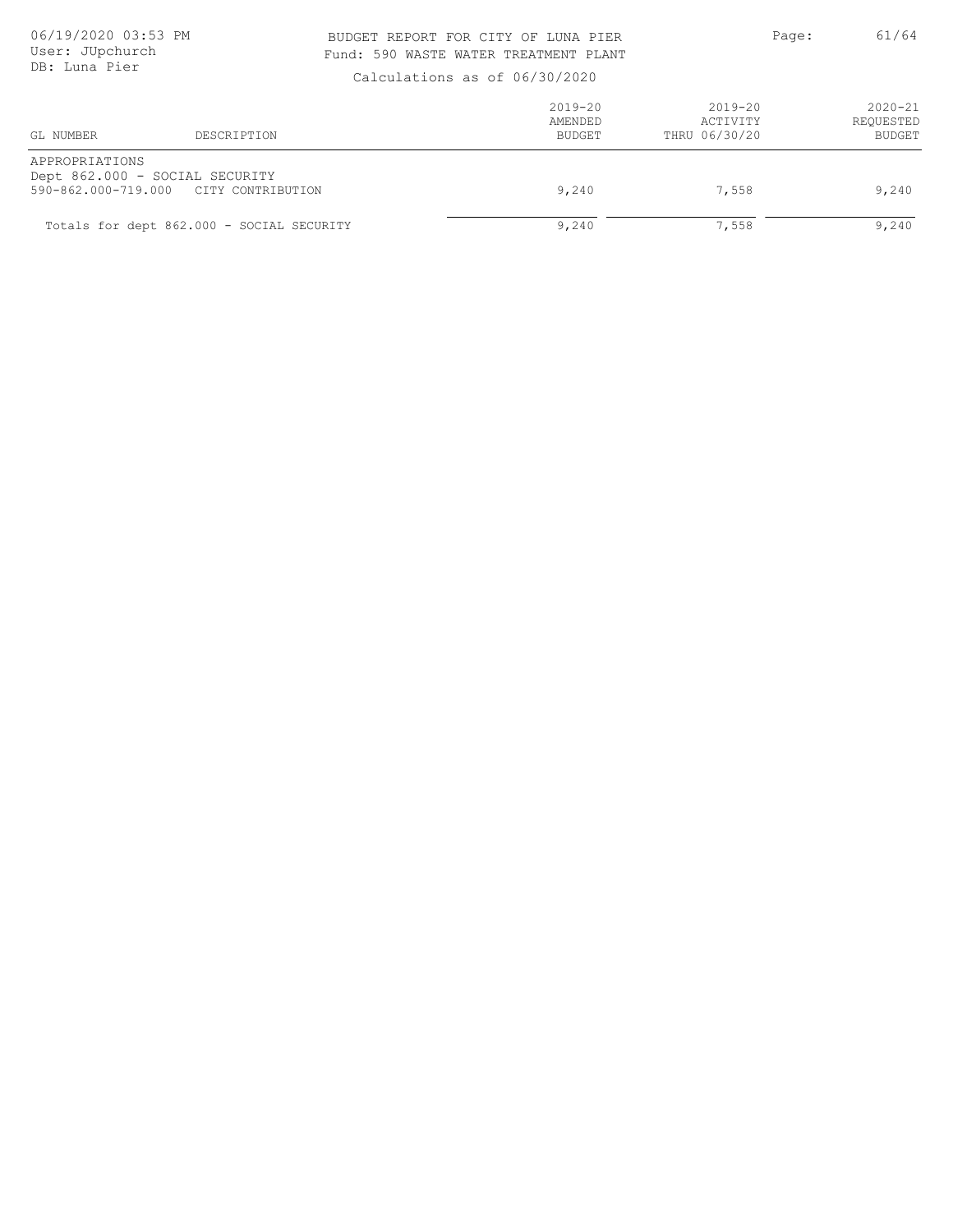# BUDGET REPORT FOR CITY OF LUNA PIER

Fund: 590 WASTE WATER TREATMENT PLANT

Calculations as of 06/30/2020

06/19/2020 03:53 PM
User: JUpchurch
DB: Luna Pier

| GL NUMBER | DESCRIPTION | 2019-20 AMENDED BUDGET | 2019-20 ACTIVITY THRU 06/30/20 | 2020-21 REQUESTED BUDGET |
|---|---|---|---|---|
| APPROPRIATIONS | | | | |
| Dept 862.000 - SOCIAL SECURITY | | | | |
| 590-862.000-719.000 | CITY CONTRIBUTION | 9,240 | 7,558 | 9,240 |
| Totals for dept 862.000 - SOCIAL SECURITY | | 9,240 | 7,558 | 9,240 |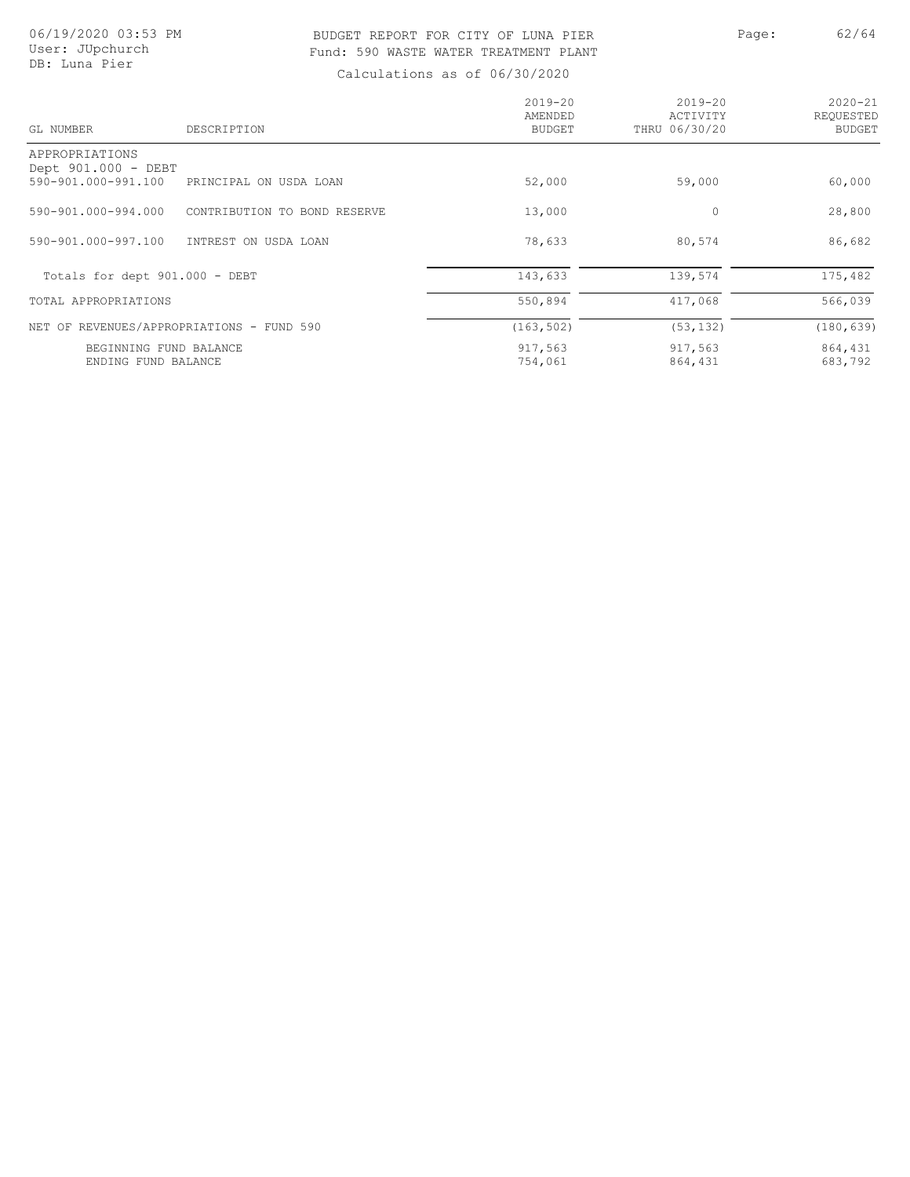BUDGET REPORT FOR CITY OF LUNA PIER
Fund: 590 WASTE WATER TREATMENT PLANT

Calculations as of 06/30/2020

| GL NUMBER | DESCRIPTION | 2019-20 AMENDED BUDGET | 2019-20 ACTIVITY THRU 06/30/20 | 2020-21 REQUESTED BUDGET |
|---|---|---|---|---|
| APPROPRIATIONS | | | | |
| Dept 901.000 - DEBT | | | | |
| 590-901.000-991.100 | PRINCIPAL ON USDA LOAN | 52,000 | 59,000 | 60,000 |
| 590-901.000-994.000 | CONTRIBUTION TO BOND RESERVE | 13,000 | 0 | 28,800 |
| 590-901.000-997.100 | INTREST ON USDA LOAN | 78,633 | 80,574 | 86,682 |
| Totals for dept 901.000 - DEBT | | 143,633 | 139,574 | 175,482 |
| TOTAL APPROPRIATIONS | | 550,894 | 417,068 | 566,039 |
| NET OF REVENUES/APPROPRIATIONS - FUND 590 | | (163,502) | (53,132) | (180,639) |
| BEGINNING FUND BALANCE | | 917,563 | 917,563 | 864,431 |
| ENDING FUND BALANCE | | 754,061 | 864,431 | 683,792 |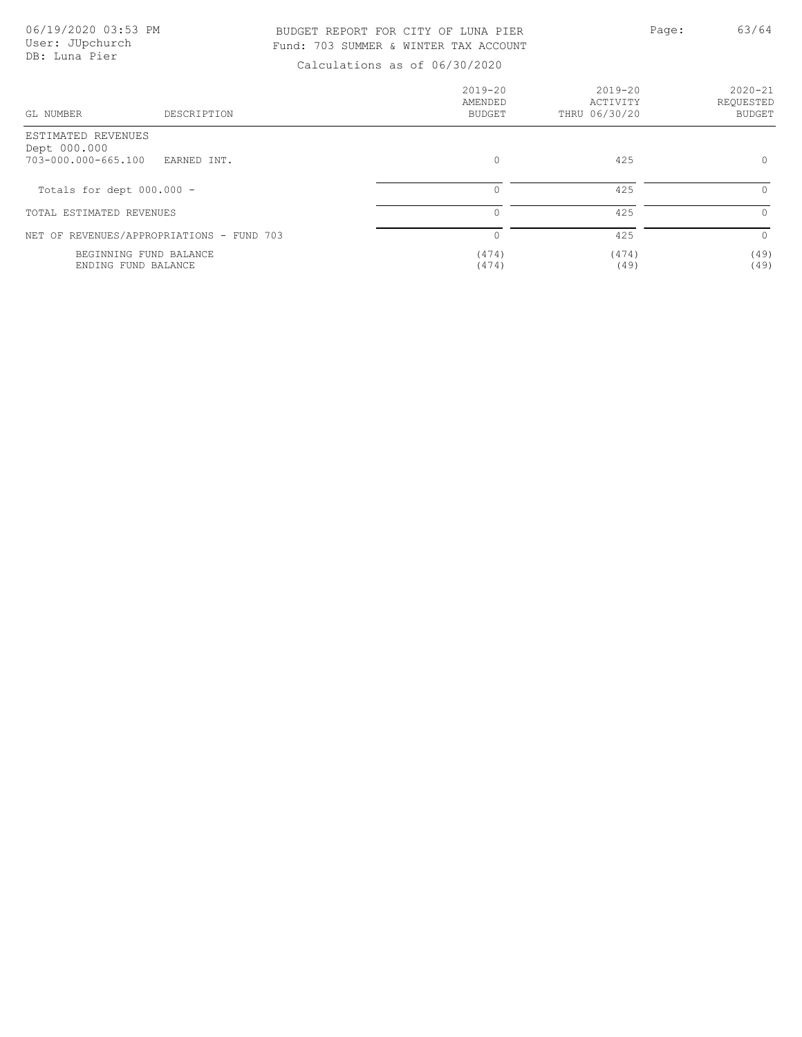BUDGET REPORT FOR CITY OF LUNA PIER
Fund: 703 SUMMER & WINTER TAX ACCOUNT

Calculations as of 06/30/2020

| GL NUMBER | DESCRIPTION | 2019-20 AMENDED BUDGET | 2019-20 ACTIVITY THRU 06/30/20 | 2020-21 REQUESTED BUDGET |
|---|---|---|---|---|
| ESTIMATED REVENUES | | | | |
| Dept 000.000 | | | | |
| 703-000.000-665.100 | EARNED INT. | 0 | 425 | 0 |
| Totals for dept 000.000 - | | 0 | 425 | 0 |
| TOTAL ESTIMATED REVENUES | | 0 | 425 | 0 |
| NET OF REVENUES/APPROPRIATIONS - FUND 703 | | 0 | 425 | 0 |
| BEGINNING FUND BALANCE | | (474) | (474) | (49) |
| ENDING FUND BALANCE | | (474) | (49) | (49) |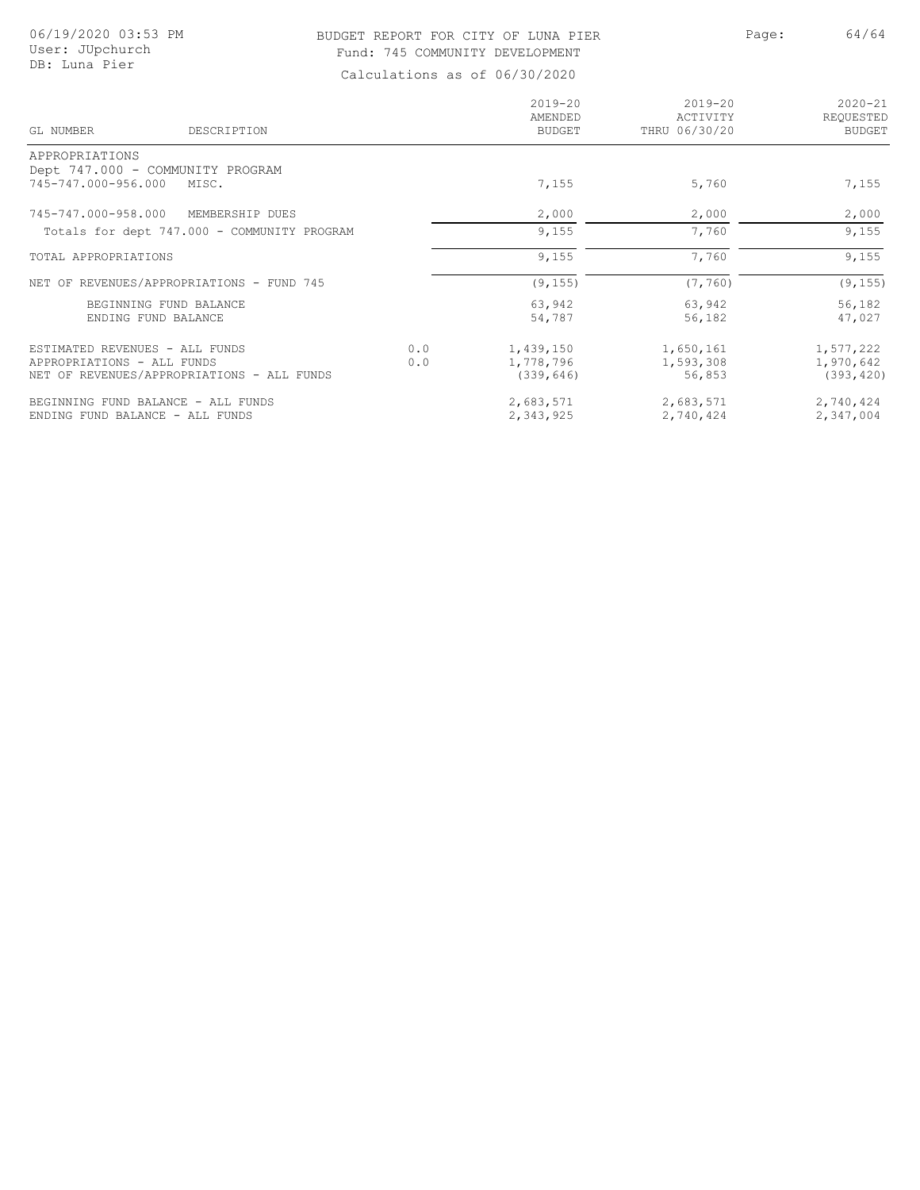BUDGET REPORT FOR CITY OF LUNA PIER
Fund: 745 COMMUNITY DEVELOPMENT
Calculations as of 06/30/2020

06/19/2020 03:53 PM
User: JUpchurch
DB: Luna Pier

| GL NUMBER | DESCRIPTION | | 2019-20 AMENDED BUDGET | 2019-20 ACTIVITY THRU 06/30/20 | 2020-21 REQUESTED BUDGET |
|---|---|---|---|---|---|
| APPROPRIATIONS | | | | | |
| Dept 747.000 - COMMUNITY PROGRAM | | | | | |
| 745-747.000-956.000 | MISC. | | 7,155 | 5,760 | 7,155 |
| 745-747.000-958.000 | MEMBERSHIP DUES | | 2,000 | 2,000 | 2,000 |
| | Totals for dept 747.000 - COMMUNITY PROGRAM | | 9,155 | 7,760 | 9,155 |
| TOTAL APPROPRIATIONS | | | 9,155 | 7,760 | 9,155 |
| NET OF REVENUES/APPROPRIATIONS - FUND 745 | | | (9,155) | (7,760) | (9,155) |
| | BEGINNING FUND BALANCE | | 63,942 | 63,942 | 56,182 |
| | ENDING FUND BALANCE | | 54,787 | 56,182 | 47,027 |
| ESTIMATED REVENUES - ALL FUNDS | | 0.0 | 1,439,150 | 1,650,161 | 1,577,222 |
| APPROPRIATIONS - ALL FUNDS | | 0.0 | 1,778,796 | 1,593,308 | 1,970,642 |
| NET OF REVENUES/APPROPRIATIONS - ALL FUNDS | | | (339,646) | 56,853 | (393,420) |
| BEGINNING FUND BALANCE - ALL FUNDS | | | 2,683,571 | 2,683,571 | 2,740,424 |
| ENDING FUND BALANCE - ALL FUNDS | | | 2,343,925 | 2,740,424 | 2,347,004 |